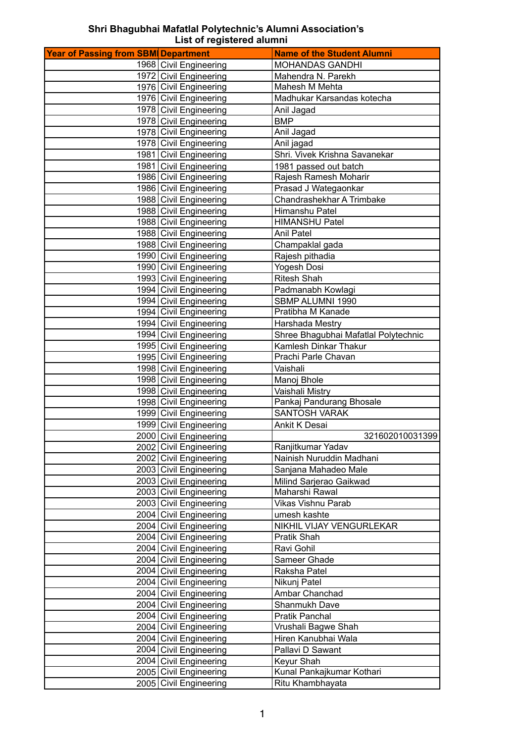# Shri Bhagubhai Mafatlal Polytechnic's Alumni Association's
## List of registered alumni

| Year of Passing from SBMP | Department | Name of the Student Alumni |
|---|---|---|
| 1968 | Civil Engineering | MOHANDAS GANDHI |
| 1972 | Civil Engineering | Mahendra N. Parekh |
| 1976 | Civil Engineering | Mahesh M Mehta |
| 1976 | Civil Engineering | Madhukar Karsandas kotecha |
| 1978 | Civil Engineering | Anil Jagad |
| 1978 | Civil Engineering | BMP |
| 1978 | Civil Engineering | Anil Jagad |
| 1978 | Civil Engineering | Anil jagad |
| 1981 | Civil Engineering | Shri. Vivek Krishna Savanekar |
| 1981 | Civil Engineering | 1981 passed out batch |
| 1986 | Civil Engineering | Rajesh Ramesh Moharir |
| 1986 | Civil Engineering | Prasad J Wategaonkar |
| 1988 | Civil Engineering | Chandrashekhar A Trimbake |
| 1988 | Civil Engineering | Himanshu Patel |
| 1988 | Civil Engineering | HIMANSHU Patel |
| 1988 | Civil Engineering | Anil Patel |
| 1988 | Civil Engineering | Champaklal gada |
| 1990 | Civil Engineering | Rajesh pithadia |
| 1990 | Civil Engineering | Yogesh Dosi |
| 1993 | Civil Engineering | Ritesh Shah |
| 1994 | Civil Engineering | Padmanabh Kowlagi |
| 1994 | Civil Engineering | SBMP ALUMNI 1990 |
| 1994 | Civil Engineering | Pratibha M Kanade |
| 1994 | Civil Engineering | Harshada Mestry |
| 1994 | Civil Engineering | Shree Bhagubhai Mafatlal Polytechnic |
| 1995 | Civil Engineering | Kamlesh Dinkar Thakur |
| 1995 | Civil Engineering | Prachi Parle Chavan |
| 1998 | Civil Engineering | Vaishali |
| 1998 | Civil Engineering | Manoj Bhole |
| 1998 | Civil Engineering | Vaishali Mistry |
| 1998 | Civil Engineering | Pankaj Pandurang Bhosale |
| 1999 | Civil Engineering | SANTOSH VARAK |
| 1999 | Civil Engineering | Ankit K Desai |
| 2000 | Civil Engineering | 321602010031399 |
| 2002 | Civil Engineering | Ranjitkumar Yadav |
| 2002 | Civil Engineering | Nainish Nuruddin Madhani |
| 2003 | Civil Engineering | Sanjana Mahadeo Male |
| 2003 | Civil Engineering | Milind Sarjerao Gaikwad |
| 2003 | Civil Engineering | Maharshi Rawal |
| 2003 | Civil Engineering | Vikas Vishnu Parab |
| 2004 | Civil Engineering | umesh kashte |
| 2004 | Civil Engineering | NIKHIL VIJAY VENGURLEKAR |
| 2004 | Civil Engineering | Pratik Shah |
| 2004 | Civil Engineering | Ravi Gohil |
| 2004 | Civil Engineering | Sameer Ghade |
| 2004 | Civil Engineering | Raksha Patel |
| 2004 | Civil Engineering | Nikunj Patel |
| 2004 | Civil Engineering | Ambar Chanchad |
| 2004 | Civil Engineering | Shanmukh Dave |
| 2004 | Civil Engineering | Pratik Panchal |
| 2004 | Civil Engineering | Vrushali Bagwe Shah |
| 2004 | Civil Engineering | Hiren Kanubhai Wala |
| 2004 | Civil Engineering | Pallavi D Sawant |
| 2004 | Civil Engineering | Keyur Shah |
| 2005 | Civil Engineering | Kunal Pankajkumar Kothari |
| 2005 | Civil Engineering | Ritu Khambhayata |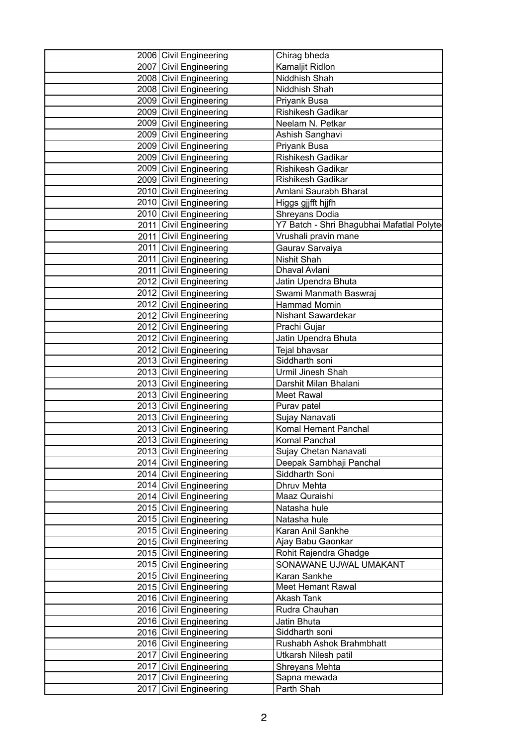| | | | |
|---|---|---|---|
| | 2006 | Civil Engineering | Chirag bheda |
| | 2007 | Civil Engineering | Kamaljit Ridlon |
| | 2008 | Civil Engineering | Niddhish Shah |
| | 2008 | Civil Engineering | Niddhish Shah |
| | 2009 | Civil Engineering | Priyank Busa |
| | 2009 | Civil Engineering | Rishikesh Gadikar |
| | 2009 | Civil Engineering | Neelam N. Petkar |
| | 2009 | Civil Engineering | Ashish Sanghavi |
| | 2009 | Civil Engineering | Priyank Busa |
| | 2009 | Civil Engineering | Rishikesh Gadikar |
| | 2009 | Civil Engineering | Rishikesh Gadikar |
| | 2009 | Civil Engineering | Rishikesh Gadikar |
| | 2010 | Civil Engineering | Amlani Saurabh Bharat |
| | 2010 | Civil Engineering | Higgs gjjfft hjjfh |
| | 2010 | Civil Engineering | Shreyans Dodia |
| | 2011 | Civil Engineering | Y7 Batch - Shri Bhagubhai Mafatlal Polyte |
| | 2011 | Civil Engineering | Vrushali pravin mane |
| | 2011 | Civil Engineering | Gaurav Sarvaiya |
| | 2011 | Civil Engineering | Nishit Shah |
| | 2011 | Civil Engineering | Dhaval Avlani |
| | 2012 | Civil Engineering | Jatin Upendra Bhuta |
| | 2012 | Civil Engineering | Swami Manmath Baswraj |
| | 2012 | Civil Engineering | Hammad Momin |
| | 2012 | Civil Engineering | Nishant Sawardekar |
| | 2012 | Civil Engineering | Prachi Gujar |
| | 2012 | Civil Engineering | Jatin Upendra Bhuta |
| | 2012 | Civil Engineering | Tejal bhavsar |
| | 2013 | Civil Engineering | Siddharth soni |
| | 2013 | Civil Engineering | Urmil Jinesh Shah |
| | 2013 | Civil Engineering | Darshit Milan Bhalani |
| | 2013 | Civil Engineering | Meet Rawal |
| | 2013 | Civil Engineering | Purav patel |
| | 2013 | Civil Engineering | Sujay Nanavati |
| | 2013 | Civil Engineering | Komal Hemant Panchal |
| | 2013 | Civil Engineering | Komal Panchal |
| | 2013 | Civil Engineering | Sujay Chetan Nanavati |
| | 2014 | Civil Engineering | Deepak Sambhaji Panchal |
| | 2014 | Civil Engineering | Siddharth Soni |
| | 2014 | Civil Engineering | Dhruv Mehta |
| | 2014 | Civil Engineering | Maaz Quraishi |
| | 2015 | Civil Engineering | Natasha hule |
| | 2015 | Civil Engineering | Natasha hule |
| | 2015 | Civil Engineering | Karan Anil Sankhe |
| | 2015 | Civil Engineering | Ajay Babu Gaonkar |
| | 2015 | Civil Engineering | Rohit Rajendra Ghadge |
| | 2015 | Civil Engineering | SONAWANE UJWAL UMAKANT |
| | 2015 | Civil Engineering | Karan Sankhe |
| | 2015 | Civil Engineering | Meet Hemant Rawal |
| | 2016 | Civil Engineering | Akash Tank |
| | 2016 | Civil Engineering | Rudra Chauhan |
| | 2016 | Civil Engineering | Jatin Bhuta |
| | 2016 | Civil Engineering | Siddharth soni |
| | 2016 | Civil Engineering | Rushabh Ashok Brahmbhatt |
| | 2017 | Civil Engineering | Utkarsh Nilesh patil |
| | 2017 | Civil Engineering | Shreyans Mehta |
| | 2017 | Civil Engineering | Sapna mewada |
| | 2017 | Civil Engineering | Parth Shah |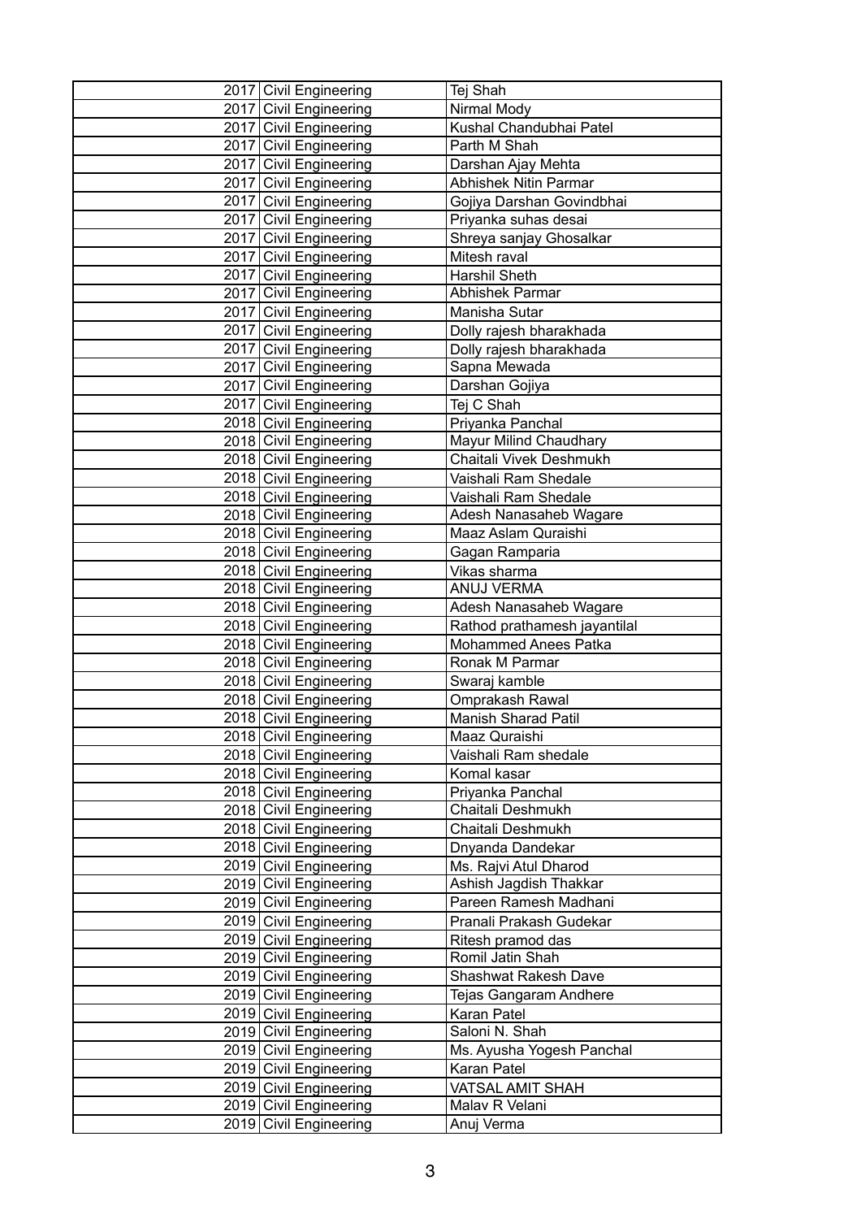| | | |
|---|---|---|
| 2017 | Civil Engineering | Tej Shah |
| 2017 | Civil Engineering | Nirmal Mody |
| 2017 | Civil Engineering | Kushal Chandubhai Patel |
| 2017 | Civil Engineering | Parth M Shah |
| 2017 | Civil Engineering | Darshan Ajay Mehta |
| 2017 | Civil Engineering | Abhishek Nitin Parmar |
| 2017 | Civil Engineering | Gojiya Darshan Govindbhai |
| 2017 | Civil Engineering | Priyanka suhas desai |
| 2017 | Civil Engineering | Shreya sanjay Ghosalkar |
| 2017 | Civil Engineering | Mitesh raval |
| 2017 | Civil Engineering | Harshil Sheth |
| 2017 | Civil Engineering | Abhishek Parmar |
| 2017 | Civil Engineering | Manisha Sutar |
| 2017 | Civil Engineering | Dolly rajesh bharakhada |
| 2017 | Civil Engineering | Dolly rajesh bharakhada |
| 2017 | Civil Engineering | Sapna Mewada |
| 2017 | Civil Engineering | Darshan Gojiya |
| 2017 | Civil Engineering | Tej C Shah |
| 2018 | Civil Engineering | Priyanka Panchal |
| 2018 | Civil Engineering | Mayur Milind Chaudhary |
| 2018 | Civil Engineering | Chaitali Vivek Deshmukh |
| 2018 | Civil Engineering | Vaishali Ram Shedale |
| 2018 | Civil Engineering | Vaishali Ram Shedale |
| 2018 | Civil Engineering | Adesh Nanasaheb Wagare |
| 2018 | Civil Engineering | Maaz Aslam Quraishi |
| 2018 | Civil Engineering | Gagan Ramparia |
| 2018 | Civil Engineering | Vikas sharma |
| 2018 | Civil Engineering | ANUJ VERMA |
| 2018 | Civil Engineering | Adesh Nanasaheb Wagare |
| 2018 | Civil Engineering | Rathod prathamesh jayantilal |
| 2018 | Civil Engineering | Mohammed Anees Patka |
| 2018 | Civil Engineering | Ronak M Parmar |
| 2018 | Civil Engineering | Swaraj kamble |
| 2018 | Civil Engineering | Omprakash Rawal |
| 2018 | Civil Engineering | Manish Sharad Patil |
| 2018 | Civil Engineering | Maaz Quraishi |
| 2018 | Civil Engineering | Vaishali Ram shedale |
| 2018 | Civil Engineering | Komal kasar |
| 2018 | Civil Engineering | Priyanka Panchal |
| 2018 | Civil Engineering | Chaitali Deshmukh |
| 2018 | Civil Engineering | Chaitali Deshmukh |
| 2018 | Civil Engineering | Dnyanda Dandekar |
| 2019 | Civil Engineering | Ms. Rajvi Atul Dharod |
| 2019 | Civil Engineering | Ashish Jagdish Thakkar |
| 2019 | Civil Engineering | Pareen Ramesh Madhani |
| 2019 | Civil Engineering | Pranali Prakash Gudekar |
| 2019 | Civil Engineering | Ritesh pramod das |
| 2019 | Civil Engineering | Romil Jatin Shah |
| 2019 | Civil Engineering | Shashwat Rakesh Dave |
| 2019 | Civil Engineering | Tejas Gangaram Andhere |
| 2019 | Civil Engineering | Karan Patel |
| 2019 | Civil Engineering | Saloni N. Shah |
| 2019 | Civil Engineering | Ms. Ayusha Yogesh Panchal |
| 2019 | Civil Engineering | Karan Patel |
| 2019 | Civil Engineering | VATSAL AMIT SHAH |
| 2019 | Civil Engineering | Malav R Velani |
| 2019 | Civil Engineering | Anuj Verma |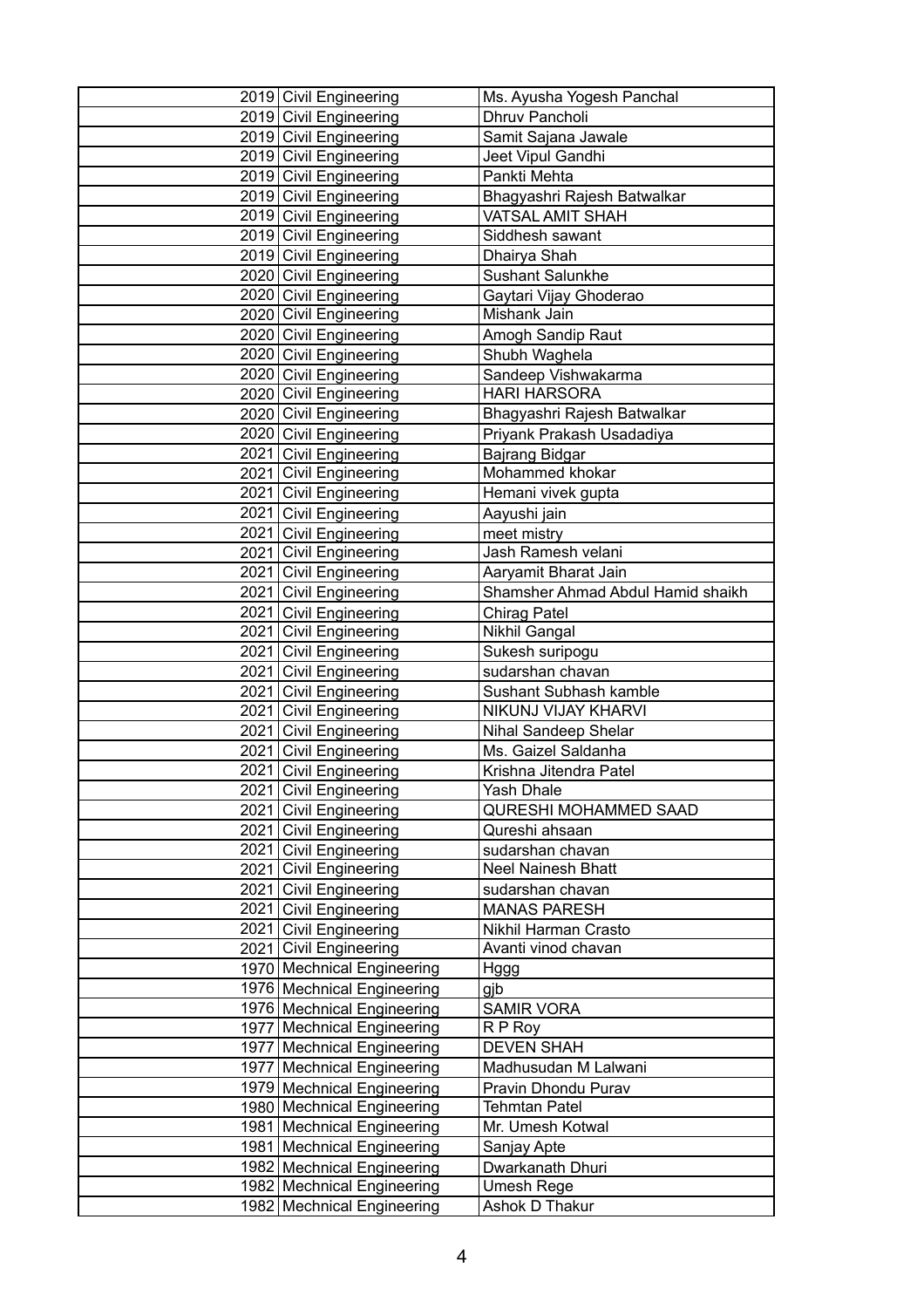| | | | |
|---|---|---|---|
| | 2019 | Civil Engineering | Ms. Ayusha Yogesh Panchal |
| | 2019 | Civil Engineering | Dhruv Pancholi |
| | 2019 | Civil Engineering | Samit Sajana Jawale |
| | 2019 | Civil Engineering | Jeet Vipul Gandhi |
| | 2019 | Civil Engineering | Pankti Mehta |
| | 2019 | Civil Engineering | Bhagyashri Rajesh Batwalkar |
| | 2019 | Civil Engineering | VATSAL AMIT SHAH |
| | 2019 | Civil Engineering | Siddhesh sawant |
| | 2019 | Civil Engineering | Dhairya Shah |
| | 2020 | Civil Engineering | Sushant Salunkhe |
| | 2020 | Civil Engineering | Gaytari Vijay Ghoderao |
| | 2020 | Civil Engineering | Mishank Jain |
| | 2020 | Civil Engineering | Amogh Sandip Raut |
| | 2020 | Civil Engineering | Shubh Waghela |
| | 2020 | Civil Engineering | Sandeep Vishwakarma |
| | 2020 | Civil Engineering | HARI HARSORA |
| | 2020 | Civil Engineering | Bhagyashri Rajesh Batwalkar |
| | 2020 | Civil Engineering | Priyank Prakash Usadadiya |
| | 2021 | Civil Engineering | Bajrang Bidgar |
| | 2021 | Civil Engineering | Mohammed khokar |
| | 2021 | Civil Engineering | Hemani vivek gupta |
| | 2021 | Civil Engineering | Aayushi jain |
| | 2021 | Civil Engineering | meet mistry |
| | 2021 | Civil Engineering | Jash Ramesh velani |
| | 2021 | Civil Engineering | Aaryamit Bharat Jain |
| | 2021 | Civil Engineering | Shamsher Ahmad Abdul Hamid shaikh |
| | 2021 | Civil Engineering | Chirag Patel |
| | 2021 | Civil Engineering | Nikhil Gangal |
| | 2021 | Civil Engineering | Sukesh suripogu |
| | 2021 | Civil Engineering | sudarshan chavan |
| | 2021 | Civil Engineering | Sushant Subhash kamble |
| | 2021 | Civil Engineering | NIKUNJ VIJAY KHARVI |
| | 2021 | Civil Engineering | Nihal Sandeep Shelar |
| | 2021 | Civil Engineering | Ms. Gaizel Saldanha |
| | 2021 | Civil Engineering | Krishna Jitendra Patel |
| | 2021 | Civil Engineering | Yash Dhale |
| | 2021 | Civil Engineering | QURESHI MOHAMMED SAAD |
| | 2021 | Civil Engineering | Qureshi ahsaan |
| | 2021 | Civil Engineering | sudarshan chavan |
| | 2021 | Civil Engineering | Neel Nainesh Bhatt |
| | 2021 | Civil Engineering | sudarshan chavan |
| | 2021 | Civil Engineering | MANAS PARESH |
| | 2021 | Civil Engineering | Nikhil Harman Crasto |
| | 2021 | Civil Engineering | Avanti vinod chavan |
| | 1970 | Mechnical Engineering | Hggg |
| | 1976 | Mechnical Engineering | gjb |
| | 1976 | Mechnical Engineering | SAMIR VORA |
| | 1977 | Mechnical Engineering | R P Roy |
| | 1977 | Mechnical Engineering | DEVEN SHAH |
| | 1977 | Mechnical Engineering | Madhusudan M Lalwani |
| | 1979 | Mechnical Engineering | Pravin Dhondu Purav |
| | 1980 | Mechnical Engineering | Tehmtan Patel |
| | 1981 | Mechnical Engineering | Mr. Umesh Kotwal |
| | 1981 | Mechnical Engineering | Sanjay Apte |
| | 1982 | Mechnical Engineering | Dwarkanath Dhuri |
| | 1982 | Mechnical Engineering | Umesh Rege |
| | 1982 | Mechnical Engineering | Ashok D Thakur |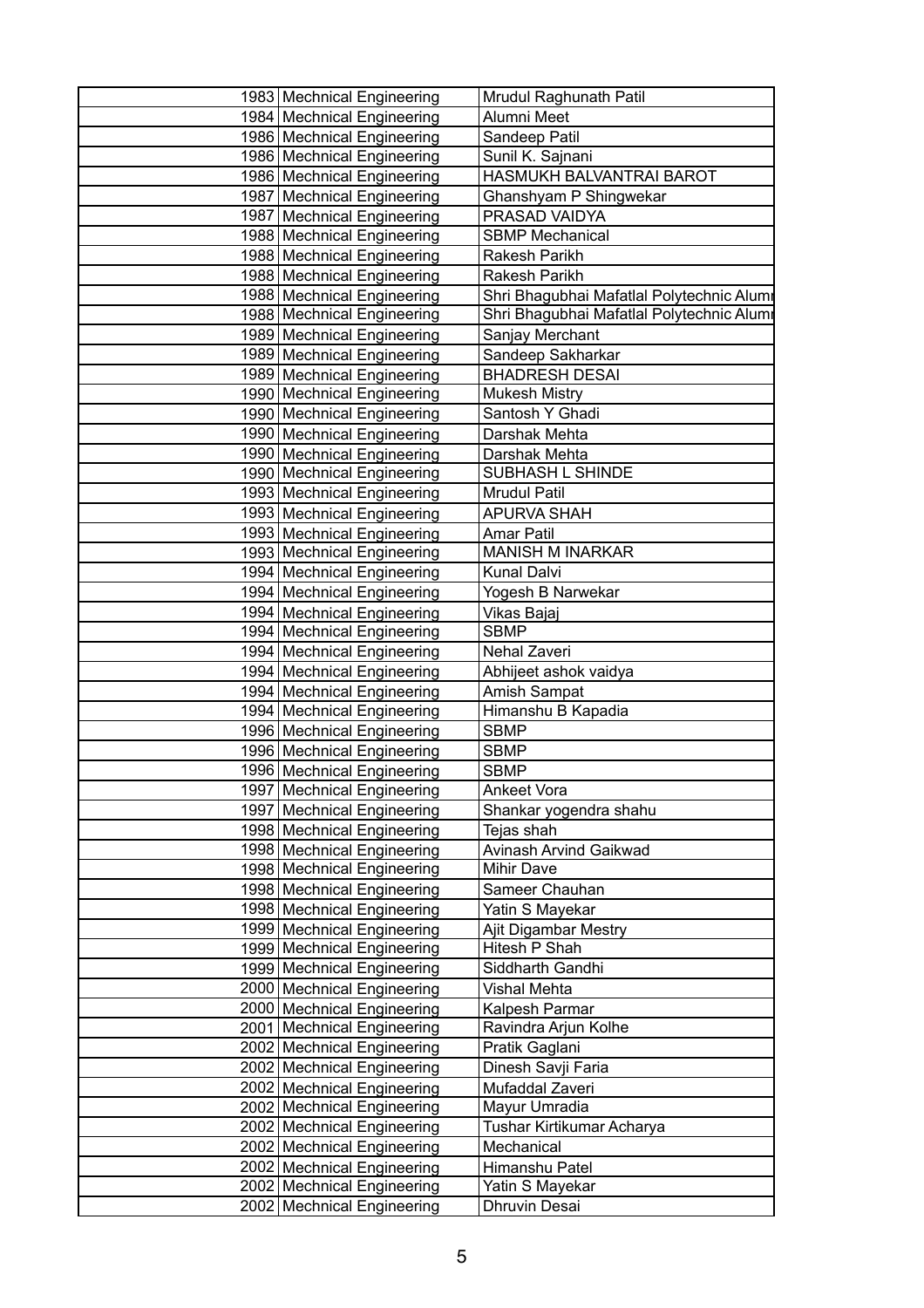| | | |
|---|---|---|
| 1983 | Mechnical Engineering | Mrudul Raghunath Patil |
| 1984 | Mechnical Engineering | Alumni Meet |
| 1986 | Mechnical Engineering | Sandeep Patil |
| 1986 | Mechnical Engineering | Sunil K. Sajnani |
| 1986 | Mechnical Engineering | HASMUKH BALVANTRAI BAROT |
| 1987 | Mechnical Engineering | Ghanshyam P Shingwekar |
| 1987 | Mechnical Engineering | PRASAD VAIDYA |
| 1988 | Mechnical Engineering | SBMP Mechanical |
| 1988 | Mechnical Engineering | Rakesh Parikh |
| 1988 | Mechnical Engineering | Rakesh Parikh |
| 1988 | Mechnical Engineering | Shri Bhagubhai Mafatlal Polytechnic Alumi |
| 1988 | Mechnical Engineering | Shri Bhagubhai Mafatlal Polytechnic Alumi |
| 1989 | Mechnical Engineering | Sanjay Merchant |
| 1989 | Mechnical Engineering | Sandeep Sakharkar |
| 1989 | Mechnical Engineering | BHADRESH DESAI |
| 1990 | Mechnical Engineering | Mukesh Mistry |
| 1990 | Mechnical Engineering | Santosh Y Ghadi |
| 1990 | Mechnical Engineering | Darshak Mehta |
| 1990 | Mechnical Engineering | Darshak Mehta |
| 1990 | Mechnical Engineering | SUBHASH L SHINDE |
| 1993 | Mechnical Engineering | Mrudul Patil |
| 1993 | Mechnical Engineering | APURVA SHAH |
| 1993 | Mechnical Engineering | Amar Patil |
| 1993 | Mechnical Engineering | MANISH M INARKAR |
| 1994 | Mechnical Engineering | Kunal Dalvi |
| 1994 | Mechnical Engineering | Yogesh B Narwekar |
| 1994 | Mechnical Engineering | Vikas Bajaj |
| 1994 | Mechnical Engineering | SBMP |
| 1994 | Mechnical Engineering | Nehal Zaveri |
| 1994 | Mechnical Engineering | Abhijeet ashok vaidya |
| 1994 | Mechnical Engineering | Amish Sampat |
| 1994 | Mechnical Engineering | Himanshu B Kapadia |
| 1996 | Mechnical Engineering | SBMP |
| 1996 | Mechnical Engineering | SBMP |
| 1996 | Mechnical Engineering | SBMP |
| 1997 | Mechnical Engineering | Ankeet Vora |
| 1997 | Mechnical Engineering | Shankar yogendra shahu |
| 1998 | Mechnical Engineering | Tejas shah |
| 1998 | Mechnical Engineering | Avinash Arvind Gaikwad |
| 1998 | Mechnical Engineering | Mihir Dave |
| 1998 | Mechnical Engineering | Sameer Chauhan |
| 1998 | Mechnical Engineering | Yatin S Mayekar |
| 1999 | Mechnical Engineering | Ajit Digambar Mestry |
| 1999 | Mechnical Engineering | Hitesh P Shah |
| 1999 | Mechnical Engineering | Siddharth Gandhi |
| 2000 | Mechnical Engineering | Vishal Mehta |
| 2000 | Mechnical Engineering | Kalpesh Parmar |
| 2001 | Mechnical Engineering | Ravindra Arjun Kolhe |
| 2002 | Mechnical Engineering | Pratik Gaglani |
| 2002 | Mechnical Engineering | Dinesh Savji Faria |
| 2002 | Mechnical Engineering | Mufaddal Zaveri |
| 2002 | Mechnical Engineering | Mayur Umradia |
| 2002 | Mechnical Engineering | Tushar Kirtikumar Acharya |
| 2002 | Mechnical Engineering | Mechanical |
| 2002 | Mechnical Engineering | Himanshu Patel |
| 2002 | Mechnical Engineering | Yatin S Mayekar |
| 2002 | Mechnical Engineering | Dhruvin Desai |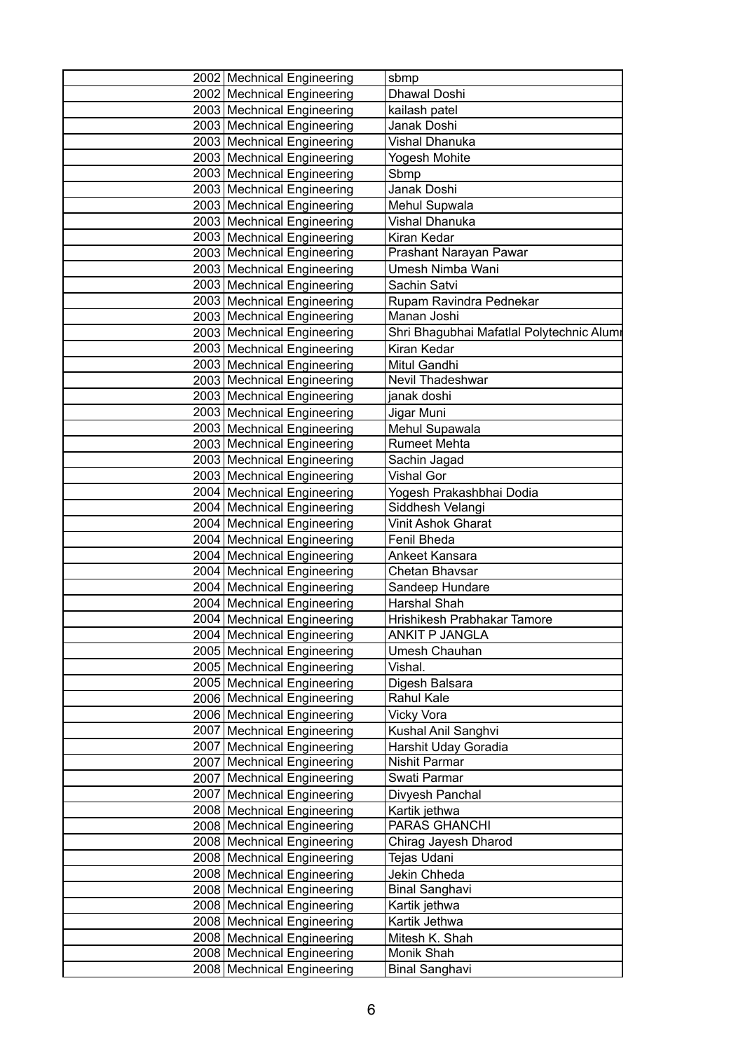|  |  |  |  |
|---|---|---|---|
|  | 2002 | Mechnical Engineering | sbmp |
|  | 2002 | Mechnical Engineering | Dhawal Doshi |
|  | 2003 | Mechnical Engineering | kailash patel |
|  | 2003 | Mechnical Engineering | Janak Doshi |
|  | 2003 | Mechnical Engineering | Vishal Dhanuka |
|  | 2003 | Mechnical Engineering | Yogesh Mohite |
|  | 2003 | Mechnical Engineering | Sbmp |
|  | 2003 | Mechnical Engineering | Janak Doshi |
|  | 2003 | Mechnical Engineering | Mehul Supwala |
|  | 2003 | Mechnical Engineering | Vishal Dhanuka |
|  | 2003 | Mechnical Engineering | Kiran Kedar |
|  | 2003 | Mechnical Engineering | Prashant Narayan Pawar |
|  | 2003 | Mechnical Engineering | Umesh Nimba Wani |
|  | 2003 | Mechnical Engineering | Sachin Satvi |
|  | 2003 | Mechnical Engineering | Rupam Ravindra Pednekar |
|  | 2003 | Mechnical Engineering | Manan Joshi |
|  | 2003 | Mechnical Engineering | Shri Bhagubhai Mafatlal Polytechnic Alum |
|  | 2003 | Mechnical Engineering | Kiran Kedar |
|  | 2003 | Mechnical Engineering | Mitul Gandhi |
|  | 2003 | Mechnical Engineering | Nevil Thadeshwar |
|  | 2003 | Mechnical Engineering | janak doshi |
|  | 2003 | Mechnical Engineering | Jigar Muni |
|  | 2003 | Mechnical Engineering | Mehul Supawala |
|  | 2003 | Mechnical Engineering | Rumeet Mehta |
|  | 2003 | Mechnical Engineering | Sachin Jagad |
|  | 2003 | Mechnical Engineering | Vishal Gor |
|  | 2004 | Mechnical Engineering | Yogesh Prakashbhai Dodia |
|  | 2004 | Mechnical Engineering | Siddhesh Velangi |
|  | 2004 | Mechnical Engineering | Vinit Ashok Gharat |
|  | 2004 | Mechnical Engineering | Fenil Bheda |
|  | 2004 | Mechnical Engineering | Ankeet Kansara |
|  | 2004 | Mechnical Engineering | Chetan Bhavsar |
|  | 2004 | Mechnical Engineering | Sandeep Hundare |
|  | 2004 | Mechnical Engineering | Harshal Shah |
|  | 2004 | Mechnical Engineering | Hrishikesh Prabhakar Tamore |
|  | 2004 | Mechnical Engineering | ANKIT P JANGLA |
|  | 2005 | Mechnical Engineering | Umesh Chauhan |
|  | 2005 | Mechnical Engineering | Vishal. |
|  | 2005 | Mechnical Engineering | Digesh Balsara |
|  | 2006 | Mechnical Engineering | Rahul Kale |
|  | 2006 | Mechnical Engineering | Vicky Vora |
|  | 2007 | Mechnical Engineering | Kushal Anil Sanghvi |
|  | 2007 | Mechnical Engineering | Harshit Uday Goradia |
|  | 2007 | Mechnical Engineering | Nishit Parmar |
|  | 2007 | Mechnical Engineering | Swati Parmar |
|  | 2007 | Mechnical Engineering | Divyesh Panchal |
|  | 2008 | Mechnical Engineering | Kartik jethwa |
|  | 2008 | Mechnical Engineering | PARAS GHANCHI |
|  | 2008 | Mechnical Engineering | Chirag Jayesh Dharod |
|  | 2008 | Mechnical Engineering | Tejas Udani |
|  | 2008 | Mechnical Engineering | Jekin Chheda |
|  | 2008 | Mechnical Engineering | Binal Sanghavi |
|  | 2008 | Mechnical Engineering | Kartik jethwa |
|  | 2008 | Mechnical Engineering | Kartik Jethwa |
|  | 2008 | Mechnical Engineering | Mitesh K. Shah |
|  | 2008 | Mechnical Engineering | Monik Shah |
|  | 2008 | Mechnical Engineering | Binal Sanghavi |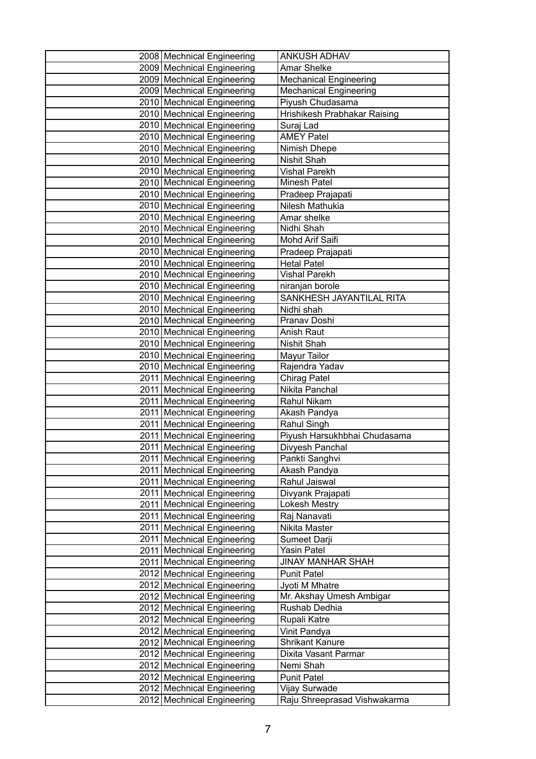| | | | |
|---|---|---|---|
| | 2008 | Mechnical Engineering | ANKUSH ADHAV |
| | 2009 | Mechnical Engineering | Amar Shelke |
| | 2009 | Mechnical Engineering | Mechanical Engineering |
| | 2009 | Mechnical Engineering | Mechanical Engineering |
| | 2010 | Mechnical Engineering | Piyush Chudasama |
| | 2010 | Mechnical Engineering | Hrishikesh Prabhakar Raising |
| | 2010 | Mechnical Engineering | Suraj Lad |
| | 2010 | Mechnical Engineering | AMEY Patel |
| | 2010 | Mechnical Engineering | Nimish Dhepe |
| | 2010 | Mechnical Engineering | Nishit Shah |
| | 2010 | Mechnical Engineering | Vishal Parekh |
| | 2010 | Mechnical Engineering | Minesh Patel |
| | 2010 | Mechnical Engineering | Pradeep Prajapati |
| | 2010 | Mechnical Engineering | Nilesh Mathukia |
| | 2010 | Mechnical Engineering | Amar shelke |
| | 2010 | Mechnical Engineering | Nidhi Shah |
| | 2010 | Mechnical Engineering | Mohd Arif Saifi |
| | 2010 | Mechnical Engineering | Pradeep Prajapati |
| | 2010 | Mechnical Engineering | Hetal Patel |
| | 2010 | Mechnical Engineering | Vishal Parekh |
| | 2010 | Mechnical Engineering | niranjan borole |
| | 2010 | Mechnical Engineering | SANKHESH JAYANTILAL RITA |
| | 2010 | Mechnical Engineering | Nidhi shah |
| | 2010 | Mechnical Engineering | Pranav Doshi |
| | 2010 | Mechnical Engineering | Anish Raut |
| | 2010 | Mechnical Engineering | Nishit Shah |
| | 2010 | Mechnical Engineering | Mayur Tailor |
| | 2010 | Mechnical Engineering | Rajendra Yadav |
| | 2011 | Mechnical Engineering | Chirag Patel |
| | 2011 | Mechnical Engineering | Nikita Panchal |
| | 2011 | Mechnical Engineering | Rahul Nikam |
| | 2011 | Mechnical Engineering | Akash Pandya |
| | 2011 | Mechnical Engineering | Rahul Singh |
| | 2011 | Mechnical Engineering | Piyush Harsukhbhai Chudasama |
| | 2011 | Mechnical Engineering | Divyesh Panchal |
| | 2011 | Mechnical Engineering | Pankti Sanghvi |
| | 2011 | Mechnical Engineering | Akash Pandya |
| | 2011 | Mechnical Engineering | Rahul Jaiswal |
| | 2011 | Mechnical Engineering | Divyank Prajapati |
| | 2011 | Mechnical Engineering | Lokesh Mestry |
| | 2011 | Mechnical Engineering | Raj Nanavati |
| | 2011 | Mechnical Engineering | Nikita Master |
| | 2011 | Mechnical Engineering | Sumeet Darji |
| | 2011 | Mechnical Engineering | Yasin Patel |
| | 2011 | Mechnical Engineering | JINAY MANHAR SHAH |
| | 2012 | Mechnical Engineering | Punit Patel |
| | 2012 | Mechnical Engineering | Jyoti M Mhatre |
| | 2012 | Mechnical Engineering | Mr. Akshay Umesh Ambigar |
| | 2012 | Mechnical Engineering | Rushab Dedhia |
| | 2012 | Mechnical Engineering | Rupali Katre |
| | 2012 | Mechnical Engineering | Vinit Pandya |
| | 2012 | Mechnical Engineering | Shrikant Kanure |
| | 2012 | Mechnical Engineering | Dixita Vasant Parmar |
| | 2012 | Mechnical Engineering | Nemi Shah |
| | 2012 | Mechnical Engineering | Punit Patel |
| | 2012 | Mechnical Engineering | Vijay Surwade |
| | 2012 | Mechnical Engineering | Raju Shreeprasad Vishwakarma |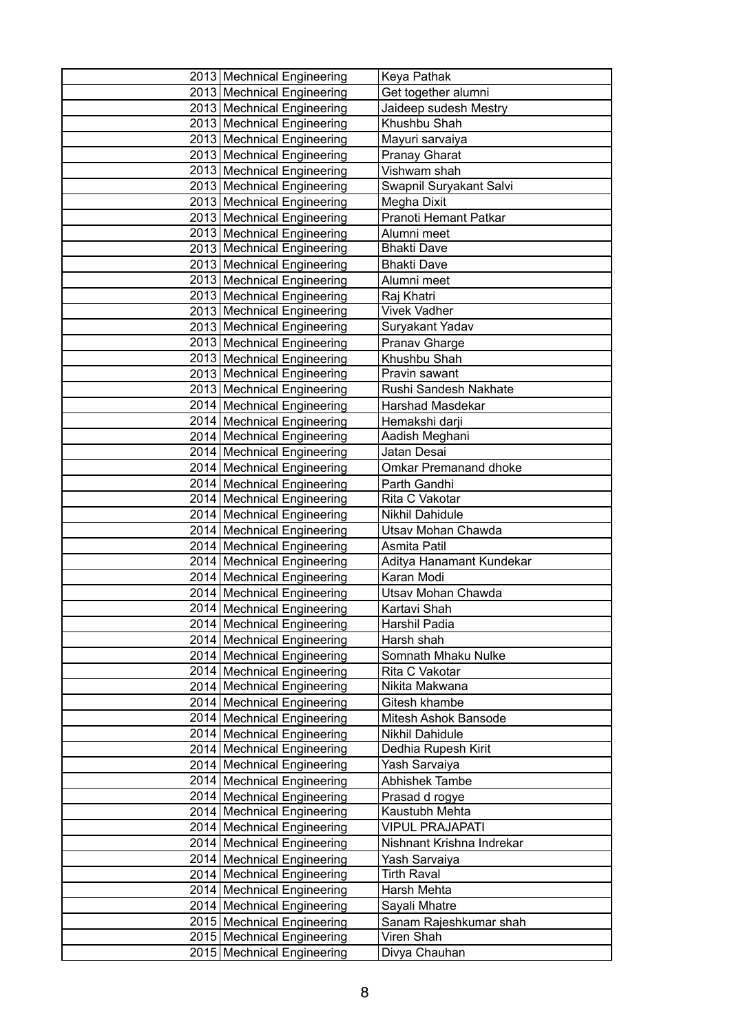| | | | |
|---|---|---|---|
| | 2013 | Mechnical Engineering | Keya Pathak |
| | 2013 | Mechnical Engineering | Get together alumni |
| | 2013 | Mechnical Engineering | Jaideep sudesh Mestry |
| | 2013 | Mechnical Engineering | Khushbu Shah |
| | 2013 | Mechnical Engineering | Mayuri sarvaiya |
| | 2013 | Mechnical Engineering | Pranay Gharat |
| | 2013 | Mechnical Engineering | Vishwam shah |
| | 2013 | Mechnical Engineering | Swapnil Suryakant Salvi |
| | 2013 | Mechnical Engineering | Megha Dixit |
| | 2013 | Mechnical Engineering | Pranoti Hemant Patkar |
| | 2013 | Mechnical Engineering | Alumni meet |
| | 2013 | Mechnical Engineering | Bhakti Dave |
| | 2013 | Mechnical Engineering | Bhakti Dave |
| | 2013 | Mechnical Engineering | Alumni meet |
| | 2013 | Mechnical Engineering | Raj Khatri |
| | 2013 | Mechnical Engineering | Vivek Vadher |
| | 2013 | Mechnical Engineering | Suryakant Yadav |
| | 2013 | Mechnical Engineering | Pranav Gharge |
| | 2013 | Mechnical Engineering | Khushbu Shah |
| | 2013 | Mechnical Engineering | Pravin sawant |
| | 2013 | Mechnical Engineering | Rushi Sandesh Nakhate |
| | 2014 | Mechnical Engineering | Harshad Masdekar |
| | 2014 | Mechnical Engineering | Hemakshi darji |
| | 2014 | Mechnical Engineering | Aadish Meghani |
| | 2014 | Mechnical Engineering | Jatan Desai |
| | 2014 | Mechnical Engineering | Omkar Premanand dhoke |
| | 2014 | Mechnical Engineering | Parth Gandhi |
| | 2014 | Mechnical Engineering | Rita C Vakotar |
| | 2014 | Mechnical Engineering | Nikhil Dahidule |
| | 2014 | Mechnical Engineering | Utsav Mohan Chawda |
| | 2014 | Mechnical Engineering | Asmita Patil |
| | 2014 | Mechnical Engineering | Aditya Hanamant Kundekar |
| | 2014 | Mechnical Engineering | Karan Modi |
| | 2014 | Mechnical Engineering | Utsav Mohan Chawda |
| | 2014 | Mechnical Engineering | Kartavi Shah |
| | 2014 | Mechnical Engineering | Harshil Padia |
| | 2014 | Mechnical Engineering | Harsh shah |
| | 2014 | Mechnical Engineering | Somnath Mhaku Nulke |
| | 2014 | Mechnical Engineering | Rita C Vakotar |
| | 2014 | Mechnical Engineering | Nikita Makwana |
| | 2014 | Mechnical Engineering | Gitesh khambe |
| | 2014 | Mechnical Engineering | Mitesh Ashok Bansode |
| | 2014 | Mechnical Engineering | Nikhil Dahidule |
| | 2014 | Mechnical Engineering | Dedhia Rupesh Kirit |
| | 2014 | Mechnical Engineering | Yash Sarvaiya |
| | 2014 | Mechnical Engineering | Abhishek Tambe |
| | 2014 | Mechnical Engineering | Prasad d rogye |
| | 2014 | Mechnical Engineering | Kaustubh Mehta |
| | 2014 | Mechnical Engineering | VIPUL PRAJAPATI |
| | 2014 | Mechnical Engineering | Nishnant Krishna Indrekar |
| | 2014 | Mechnical Engineering | Yash Sarvaiya |
| | 2014 | Mechnical Engineering | Tirth Raval |
| | 2014 | Mechnical Engineering | Harsh Mehta |
| | 2014 | Mechnical Engineering | Sayali Mhatre |
| | 2015 | Mechnical Engineering | Sanam Rajeshkumar shah |
| | 2015 | Mechnical Engineering | Viren Shah |
| | 2015 | Mechnical Engineering | Divya Chauhan |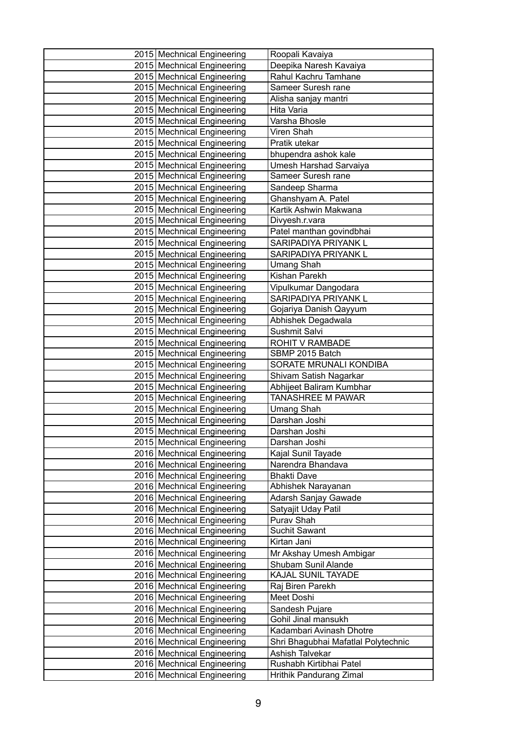| | | | |
|---|---|---|---|
| | 2015 | Mechnical Engineering | Roopali Kavaiya |
| | 2015 | Mechnical Engineering | Deepika Naresh Kavaiya |
| | 2015 | Mechnical Engineering | Rahul Kachru Tamhane |
| | 2015 | Mechnical Engineering | Sameer Suresh rane |
| | 2015 | Mechnical Engineering | Alisha sanjay mantri |
| | 2015 | Mechnical Engineering | Hita Varia |
| | 2015 | Mechnical Engineering | Varsha Bhosle |
| | 2015 | Mechnical Engineering | Viren Shah |
| | 2015 | Mechnical Engineering | Pratik utekar |
| | 2015 | Mechnical Engineering | bhupendra ashok kale |
| | 2015 | Mechnical Engineering | Umesh Harshad Sarvaiya |
| | 2015 | Mechnical Engineering | Sameer Suresh rane |
| | 2015 | Mechnical Engineering | Sandeep Sharma |
| | 2015 | Mechnical Engineering | Ghanshyam A. Patel |
| | 2015 | Mechnical Engineering | Kartik Ashwin Makwana |
| | 2015 | Mechnical Engineering | Divyesh.r.vara |
| | 2015 | Mechnical Engineering | Patel manthan govindbhai |
| | 2015 | Mechnical Engineering | SARIPADIYA PRIYANK L |
| | 2015 | Mechnical Engineering | SARIPADIYA PRIYANK L |
| | 2015 | Mechnical Engineering | Umang Shah |
| | 2015 | Mechnical Engineering | Kishan Parekh |
| | 2015 | Mechnical Engineering | Vipulkumar Dangodara |
| | 2015 | Mechnical Engineering | SARIPADIYA PRIYANK L |
| | 2015 | Mechnical Engineering | Gojariya Danish Qayyum |
| | 2015 | Mechnical Engineering | Abhishek Degadwala |
| | 2015 | Mechnical Engineering | Sushmit Salvi |
| | 2015 | Mechnical Engineering | ROHIT V RAMBADE |
| | 2015 | Mechnical Engineering | SBMP 2015 Batch |
| | 2015 | Mechnical Engineering | SORATE MRUNALI KONDIBA |
| | 2015 | Mechnical Engineering | Shivam Satish Nagarkar |
| | 2015 | Mechnical Engineering | Abhijeet Baliram Kumbhar |
| | 2015 | Mechnical Engineering | TANASHREE M PAWAR |
| | 2015 | Mechnical Engineering | Umang Shah |
| | 2015 | Mechnical Engineering | Darshan Joshi |
| | 2015 | Mechnical Engineering | Darshan Joshi |
| | 2015 | Mechnical Engineering | Darshan Joshi |
| | 2016 | Mechnical Engineering | Kajal Sunil Tayade |
| | 2016 | Mechnical Engineering | Narendra Bhandava |
| | 2016 | Mechnical Engineering | Bhakti Dave |
| | 2016 | Mechnical Engineering | Abhishek Narayanan |
| | 2016 | Mechnical Engineering | Adarsh Sanjay Gawade |
| | 2016 | Mechnical Engineering | Satyajit Uday Patil |
| | 2016 | Mechnical Engineering | Purav Shah |
| | 2016 | Mechnical Engineering | Suchit Sawant |
| | 2016 | Mechnical Engineering | Kirtan Jani |
| | 2016 | Mechnical Engineering | Mr Akshay Umesh Ambigar |
| | 2016 | Mechnical Engineering | Shubam Sunil Alande |
| | 2016 | Mechnical Engineering | KAJAL SUNIL TAYADE |
| | 2016 | Mechnical Engineering | Raj Biren Parekh |
| | 2016 | Mechnical Engineering | Meet Doshi |
| | 2016 | Mechnical Engineering | Sandesh Pujare |
| | 2016 | Mechnical Engineering | Gohil Jinal mansukh |
| | 2016 | Mechnical Engineering | Kadambari Avinash Dhotre |
| | 2016 | Mechnical Engineering | Shri Bhagubhai Mafatlal Polytechnic |
| | 2016 | Mechnical Engineering | Ashish Talvekar |
| | 2016 | Mechnical Engineering | Rushabh Kirtibhai Patel |
| | 2016 | Mechnical Engineering | Hrithik Pandurang Zimal |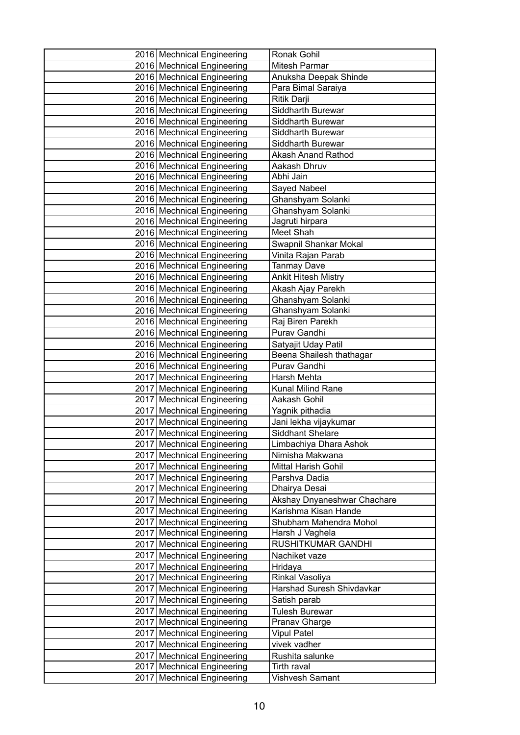|  |  |  |  |
|---|---|---|---|
|  | 2016 | Mechnical Engineering | Ronak Gohil |
|  | 2016 | Mechnical Engineering | Mitesh Parmar |
|  | 2016 | Mechnical Engineering | Anuksha Deepak Shinde |
|  | 2016 | Mechnical Engineering | Para Bimal Saraiya |
|  | 2016 | Mechnical Engineering | Ritik Darji |
|  | 2016 | Mechnical Engineering | Siddharth Burewar |
|  | 2016 | Mechnical Engineering | Siddharth Burewar |
|  | 2016 | Mechnical Engineering | Siddharth Burewar |
|  | 2016 | Mechnical Engineering | Siddharth Burewar |
|  | 2016 | Mechnical Engineering | Akash Anand Rathod |
|  | 2016 | Mechnical Engineering | Aakash Dhruv |
|  | 2016 | Mechnical Engineering | Abhi Jain |
|  | 2016 | Mechnical Engineering | Sayed Nabeel |
|  | 2016 | Mechnical Engineering | Ghanshyam Solanki |
|  | 2016 | Mechnical Engineering | Ghanshyam Solanki |
|  | 2016 | Mechnical Engineering | Jagruti hirpara |
|  | 2016 | Mechnical Engineering | Meet Shah |
|  | 2016 | Mechnical Engineering | Swapnil Shankar Mokal |
|  | 2016 | Mechnical Engineering | Vinita Rajan Parab |
|  | 2016 | Mechnical Engineering | Tanmay Dave |
|  | 2016 | Mechnical Engineering | Ankit Hitesh Mistry |
|  | 2016 | Mechnical Engineering | Akash Ajay Parekh |
|  | 2016 | Mechnical Engineering | Ghanshyam Solanki |
|  | 2016 | Mechnical Engineering | Ghanshyam Solanki |
|  | 2016 | Mechnical Engineering | Raj Biren Parekh |
|  | 2016 | Mechnical Engineering | Purav Gandhi |
|  | 2016 | Mechnical Engineering | Satyajit Uday Patil |
|  | 2016 | Mechnical Engineering | Beena Shailesh thathagar |
|  | 2016 | Mechnical Engineering | Purav Gandhi |
|  | 2017 | Mechnical Engineering | Harsh Mehta |
|  | 2017 | Mechnical Engineering | Kunal Milind Rane |
|  | 2017 | Mechnical Engineering | Aakash Gohil |
|  | 2017 | Mechnical Engineering | Yagnik pithadia |
|  | 2017 | Mechnical Engineering | Jani lekha vijaykumar |
|  | 2017 | Mechnical Engineering | Siddhant Shelare |
|  | 2017 | Mechnical Engineering | Limbachiya Dhara Ashok |
|  | 2017 | Mechnical Engineering | Nimisha Makwana |
|  | 2017 | Mechnical Engineering | Mittal Harish Gohil |
|  | 2017 | Mechnical Engineering | Parshva Dadia |
|  | 2017 | Mechnical Engineering | Dhairya Desai |
|  | 2017 | Mechnical Engineering | Akshay Dnyaneshwar Chachare |
|  | 2017 | Mechnical Engineering | Karishma Kisan Hande |
|  | 2017 | Mechnical Engineering | Shubham Mahendra Mohol |
|  | 2017 | Mechnical Engineering | Harsh J Vaghela |
|  | 2017 | Mechnical Engineering | RUSHITKUMAR GANDHI |
|  | 2017 | Mechnical Engineering | Nachiket vaze |
|  | 2017 | Mechnical Engineering | Hridaya |
|  | 2017 | Mechnical Engineering | Rinkal Vasoliya |
|  | 2017 | Mechnical Engineering | Harshad Suresh Shivdavkar |
|  | 2017 | Mechnical Engineering | Satish parab |
|  | 2017 | Mechnical Engineering | Tulesh Burewar |
|  | 2017 | Mechnical Engineering | Pranav Gharge |
|  | 2017 | Mechnical Engineering | Vipul Patel |
|  | 2017 | Mechnical Engineering | vivek vadher |
|  | 2017 | Mechnical Engineering | Rushita salunke |
|  | 2017 | Mechnical Engineering | Tirth raval |
|  | 2017 | Mechnical Engineering | Vishvesh Samant |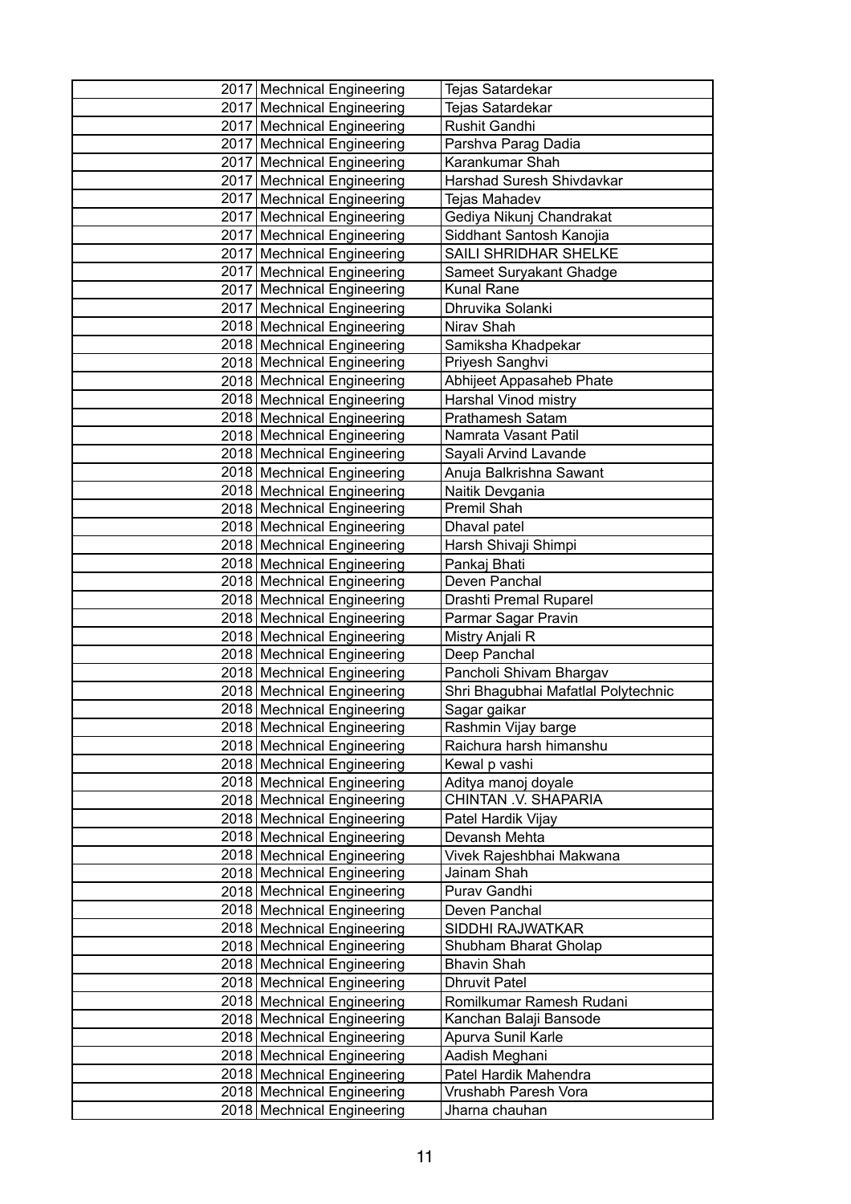|  |  |  |
|---|---|---|
| | 2017 Mechnical Engineering | Tejas Satardekar |
| | 2017 Mechnical Engineering | Tejas Satardekar |
| | 2017 Mechnical Engineering | Rushit Gandhi |
| | 2017 Mechnical Engineering | Parshva Parag Dadia |
| | 2017 Mechnical Engineering | Karankumar Shah |
| | 2017 Mechnical Engineering | Harshad Suresh Shivdavkar |
| | 2017 Mechnical Engineering | Tejas Mahadev |
| | 2017 Mechnical Engineering | Gediya Nikunj Chandrakat |
| | 2017 Mechnical Engineering | Siddhant Santosh Kanojia |
| | 2017 Mechnical Engineering | SAILI SHRIDHAR SHELKE |
| | 2017 Mechnical Engineering | Sameet Suryakant Ghadge |
| | 2017 Mechnical Engineering | Kunal Rane |
| | 2017 Mechnical Engineering | Dhruvika Solanki |
| | 2018 Mechnical Engineering | Nirav Shah |
| | 2018 Mechnical Engineering | Samiksha Khadpekar |
| | 2018 Mechnical Engineering | Priyesh Sanghvi |
| | 2018 Mechnical Engineering | Abhijeet Appasaheb Phate |
| | 2018 Mechnical Engineering | Harshal Vinod mistry |
| | 2018 Mechnical Engineering | Prathamesh Satam |
| | 2018 Mechnical Engineering | Namrata Vasant Patil |
| | 2018 Mechnical Engineering | Sayali Arvind Lavande |
| | 2018 Mechnical Engineering | Anuja Balkrishna Sawant |
| | 2018 Mechnical Engineering | Naitik Devgania |
| | 2018 Mechnical Engineering | Premil Shah |
| | 2018 Mechnical Engineering | Dhaval patel |
| | 2018 Mechnical Engineering | Harsh Shivaji Shimpi |
| | 2018 Mechnical Engineering | Pankaj Bhati |
| | 2018 Mechnical Engineering | Deven Panchal |
| | 2018 Mechnical Engineering | Drashti Premal Ruparel |
| | 2018 Mechnical Engineering | Parmar Sagar Pravin |
| | 2018 Mechnical Engineering | Mistry Anjali R |
| | 2018 Mechnical Engineering | Deep Panchal |
| | 2018 Mechnical Engineering | Pancholi Shivam Bhargav |
| | 2018 Mechnical Engineering | Shri Bhagubhai Mafatlal Polytechnic |
| | 2018 Mechnical Engineering | Sagar gaikar |
| | 2018 Mechnical Engineering | Rashmin Vijay barge |
| | 2018 Mechnical Engineering | Raichura harsh himanshu |
| | 2018 Mechnical Engineering | Kewal p vashi |
| | 2018 Mechnical Engineering | Aditya manoj doyale |
| | 2018 Mechnical Engineering | CHINTAN .V. SHAPARIA |
| | 2018 Mechnical Engineering | Patel Hardik Vijay |
| | 2018 Mechnical Engineering | Devansh Mehta |
| | 2018 Mechnical Engineering | Vivek Rajeshbhai Makwana |
| | 2018 Mechnical Engineering | Jainam Shah |
| | 2018 Mechnical Engineering | Purav Gandhi |
| | 2018 Mechnical Engineering | Deven Panchal |
| | 2018 Mechnical Engineering | SIDDHI RAJWATKAR |
| | 2018 Mechnical Engineering | Shubham Bharat Gholap |
| | 2018 Mechnical Engineering | Bhavin Shah |
| | 2018 Mechnical Engineering | Dhruvit Patel |
| | 2018 Mechnical Engineering | Romilkumar Ramesh Rudani |
| | 2018 Mechnical Engineering | Kanchan Balaji Bansode |
| | 2018 Mechnical Engineering | Apurva Sunil Karle |
| | 2018 Mechnical Engineering | Aadish Meghani |
| | 2018 Mechnical Engineering | Patel Hardik Mahendra |
| | 2018 Mechnical Engineering | Vrushabh Paresh Vora |
| | 2018 Mechnical Engineering | Jharna chauhan |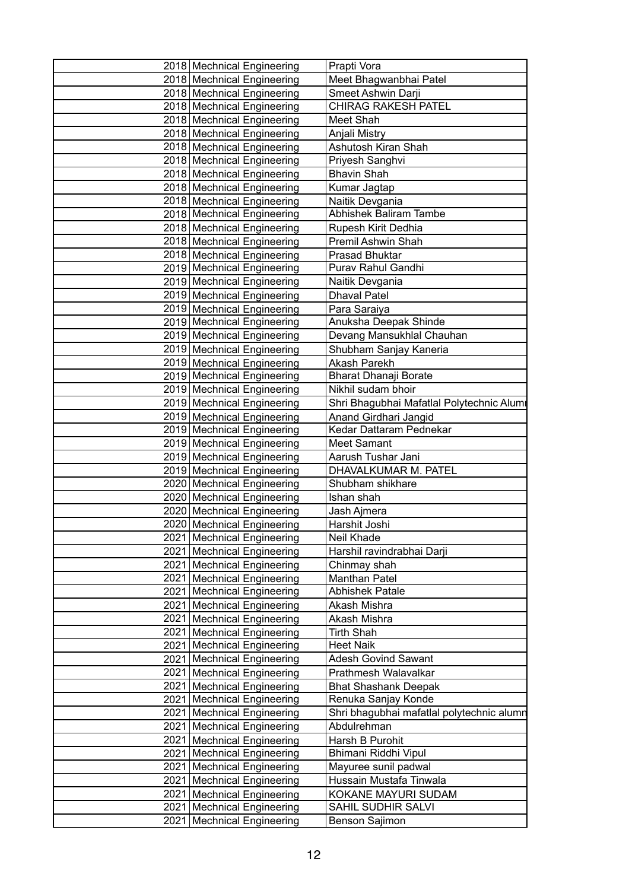| | | |
|---|---|---|
| 2018 | Mechnical Engineering | Prapti Vora |
| 2018 | Mechnical Engineering | Meet Bhagwanbhai Patel |
| 2018 | Mechnical Engineering | Smeet Ashwin Darji |
| 2018 | Mechnical Engineering | CHIRAG RAKESH PATEL |
| 2018 | Mechnical Engineering | Meet Shah |
| 2018 | Mechnical Engineering | Anjali Mistry |
| 2018 | Mechnical Engineering | Ashutosh Kiran Shah |
| 2018 | Mechnical Engineering | Priyesh Sanghvi |
| 2018 | Mechnical Engineering | Bhavin Shah |
| 2018 | Mechnical Engineering | Kumar Jagtap |
| 2018 | Mechnical Engineering | Naitik Devgania |
| 2018 | Mechnical Engineering | Abhishek Baliram Tambe |
| 2018 | Mechnical Engineering | Rupesh Kirit Dedhia |
| 2018 | Mechnical Engineering | Premil Ashwin Shah |
| 2018 | Mechnical Engineering | Prasad Bhuktar |
| 2019 | Mechnical Engineering | Purav Rahul Gandhi |
| 2019 | Mechnical Engineering | Naitik Devgania |
| 2019 | Mechnical Engineering | Dhaval Patel |
| 2019 | Mechnical Engineering | Para Saraiya |
| 2019 | Mechnical Engineering | Anuksha Deepak Shinde |
| 2019 | Mechnical Engineering | Devang Mansukhlal Chauhan |
| 2019 | Mechnical Engineering | Shubham Sanjay Kaneria |
| 2019 | Mechnical Engineering | Akash Parekh |
| 2019 | Mechnical Engineering | Bharat Dhanaji Borate |
| 2019 | Mechnical Engineering | Nikhil sudam bhoir |
| 2019 | Mechnical Engineering | Shri Bhagubhai Mafatlal Polytechnic Alumr |
| 2019 | Mechnical Engineering | Anand Girdhari Jangid |
| 2019 | Mechnical Engineering | Kedar Dattaram Pednekar |
| 2019 | Mechnical Engineering | Meet Samant |
| 2019 | Mechnical Engineering | Aarush Tushar Jani |
| 2019 | Mechnical Engineering | DHAVALKUMAR M. PATEL |
| 2020 | Mechnical Engineering | Shubham shikhare |
| 2020 | Mechnical Engineering | Ishan shah |
| 2020 | Mechnical Engineering | Jash Ajmera |
| 2020 | Mechnical Engineering | Harshit Joshi |
| 2021 | Mechnical Engineering | Neil Khade |
| 2021 | Mechnical Engineering | Harshil ravindrabhai Darji |
| 2021 | Mechnical Engineering | Chinmay shah |
| 2021 | Mechnical Engineering | Manthan Patel |
| 2021 | Mechnical Engineering | Abhishek Patale |
| 2021 | Mechnical Engineering | Akash Mishra |
| 2021 | Mechnical Engineering | Akash Mishra |
| 2021 | Mechnical Engineering | Tirth Shah |
| 2021 | Mechnical Engineering | Heet Naik |
| 2021 | Mechnical Engineering | Adesh Govind Sawant |
| 2021 | Mechnical Engineering | Prathmesh Walavalkar |
| 2021 | Mechnical Engineering | Bhat Shashank Deepak |
| 2021 | Mechnical Engineering | Renuka Sanjay Konde |
| 2021 | Mechnical Engineering | Shri bhagubhai mafatlal polytechnic alumn |
| 2021 | Mechnical Engineering | Abdulrehman |
| 2021 | Mechnical Engineering | Harsh B Purohit |
| 2021 | Mechnical Engineering | Bhimani Riddhi Vipul |
| 2021 | Mechnical Engineering | Mayuree sunil padwal |
| 2021 | Mechnical Engineering | Hussain Mustafa Tinwala |
| 2021 | Mechnical Engineering | KOKANE MAYURI SUDAM |
| 2021 | Mechnical Engineering | SAHIL SUDHIR SALVI |
| 2021 | Mechnical Engineering | Benson Sajimon |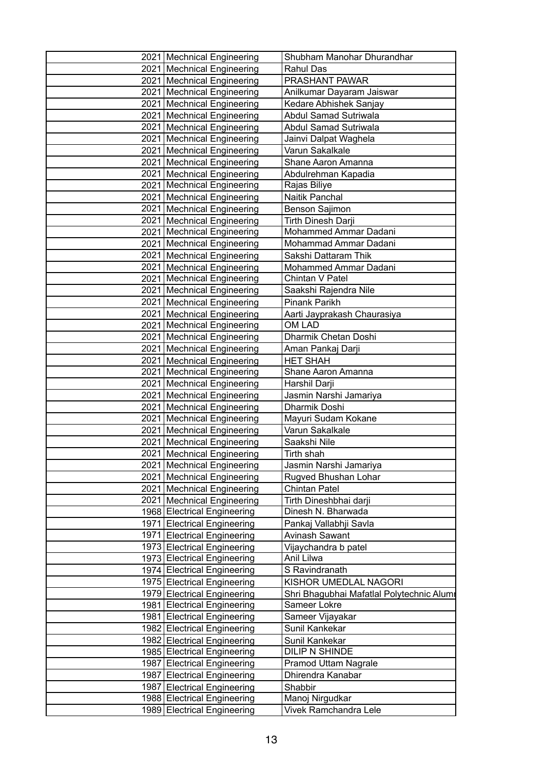| | | | |
|---|---|---|---|
| | 2021 | Mechnical Engineering | Shubham Manohar Dhurandhar |
| | 2021 | Mechnical Engineering | Rahul Das |
| | 2021 | Mechnical Engineering | PRASHANT PAWAR |
| | 2021 | Mechnical Engineering | Anilkumar Dayaram Jaiswar |
| | 2021 | Mechnical Engineering | Kedare Abhishek Sanjay |
| | 2021 | Mechnical Engineering | Abdul Samad Sutriwala |
| | 2021 | Mechnical Engineering | Abdul Samad Sutriwala |
| | 2021 | Mechnical Engineering | Jainvi Dalpat Waghela |
| | 2021 | Mechnical Engineering | Varun Sakalkale |
| | 2021 | Mechnical Engineering | Shane Aaron Amanna |
| | 2021 | Mechnical Engineering | Abdulrehman Kapadia |
| | 2021 | Mechnical Engineering | Rajas Biliye |
| | 2021 | Mechnical Engineering | Naitik Panchal |
| | 2021 | Mechnical Engineering | Benson Sajimon |
| | 2021 | Mechnical Engineering | Tirth Dinesh Darji |
| | 2021 | Mechnical Engineering | Mohammed Ammar Dadani |
| | 2021 | Mechnical Engineering | Mohammad Ammar Dadani |
| | 2021 | Mechnical Engineering | Sakshi Dattaram Thik |
| | 2021 | Mechnical Engineering | Mohammed Ammar Dadani |
| | 2021 | Mechnical Engineering | Chintan V Patel |
| | 2021 | Mechnical Engineering | Saakshi Rajendra Nile |
| | 2021 | Mechnical Engineering | Pinank Parikh |
| | 2021 | Mechnical Engineering | Aarti Jayprakash Chaurasiya |
| | 2021 | Mechnical Engineering | OM LAD |
| | 2021 | Mechnical Engineering | Dharmik Chetan Doshi |
| | 2021 | Mechnical Engineering | Aman Pankaj Darji |
| | 2021 | Mechnical Engineering | HET SHAH |
| | 2021 | Mechnical Engineering | Shane Aaron Amanna |
| | 2021 | Mechnical Engineering | Harshil Darji |
| | 2021 | Mechnical Engineering | Jasmin Narshi Jamariya |
| | 2021 | Mechnical Engineering | Dharmik Doshi |
| | 2021 | Mechnical Engineering | Mayuri Sudam Kokane |
| | 2021 | Mechnical Engineering | Varun Sakalkale |
| | 2021 | Mechnical Engineering | Saakshi Nile |
| | 2021 | Mechnical Engineering | Tirth shah |
| | 2021 | Mechnical Engineering | Jasmin Narshi Jamariya |
| | 2021 | Mechnical Engineering | Rugved Bhushan Lohar |
| | 2021 | Mechnical Engineering | Chintan Patel |
| | 2021 | Mechnical Engineering | Tirth Dineshbhai darji |
| | 1968 | Electrical Engineering | Dinesh N. Bharwada |
| | 1971 | Electrical Engineering | Pankaj Vallabhji Savla |
| | 1971 | Electrical Engineering | Avinash Sawant |
| | 1973 | Electrical Engineering | Vijaychandra b patel |
| | 1973 | Electrical Engineering | Anil Lilwa |
| | 1974 | Electrical Engineering | S Ravindranath |
| | 1975 | Electrical Engineering | KISHOR UMEDLAL NAGORI |
| | 1979 | Electrical Engineering | Shri Bhagubhai Mafatlal Polytechnic Alumi |
| | 1981 | Electrical Engineering | Sameer Lokre |
| | 1981 | Electrical Engineering | Sameer Vijayakar |
| | 1982 | Electrical Engineering | Sunil Kankekar |
| | 1982 | Electrical Engineering | Sunil Kankekar |
| | 1985 | Electrical Engineering | DILIP N SHINDE |
| | 1987 | Electrical Engineering | Pramod Uttam Nagrale |
| | 1987 | Electrical Engineering | Dhirendra Kanabar |
| | 1987 | Electrical Engineering | Shabbir |
| | 1988 | Electrical Engineering | Manoj Nirgudkar |
| | 1989 | Electrical Engineering | Vivek Ramchandra Lele |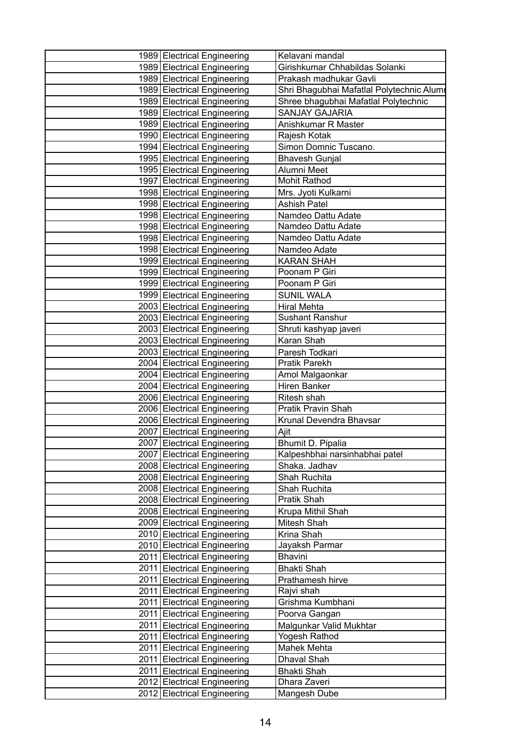| | | |
|---|---|---|
| 1989 | Electrical Engineering | Kelavani mandal |
| 1989 | Electrical Engineering | Girishkumar Chhabildas Solanki |
| 1989 | Electrical Engineering | Prakash madhukar Gavli |
| 1989 | Electrical Engineering | Shri Bhagubhai Mafatlal Polytechnic Alumi |
| 1989 | Electrical Engineering | Shree bhagubhai Mafatlal Polytechnic |
| 1989 | Electrical Engineering | SANJAY GAJARIA |
| 1989 | Electrical Engineering | Anishkumar R Master |
| 1990 | Electrical Engineering | Rajesh Kotak |
| 1994 | Electrical Engineering | Simon Domnic Tuscano. |
| 1995 | Electrical Engineering | Bhavesh Gunjal |
| 1995 | Electrical Engineering | Alumni Meet |
| 1997 | Electrical Engineering | Mohit Rathod |
| 1998 | Electrical Engineering | Mrs. Jyoti Kulkarni |
| 1998 | Electrical Engineering | Ashish Patel |
| 1998 | Electrical Engineering | Namdeo Dattu Adate |
| 1998 | Electrical Engineering | Namdeo Dattu Adate |
| 1998 | Electrical Engineering | Namdeo Dattu Adate |
| 1998 | Electrical Engineering | Namdeo Adate |
| 1999 | Electrical Engineering | KARAN SHAH |
| 1999 | Electrical Engineering | Poonam P Giri |
| 1999 | Electrical Engineering | Poonam P Giri |
| 1999 | Electrical Engineering | SUNIL WALA |
| 2003 | Electrical Engineering | Hiral Mehta |
| 2003 | Electrical Engineering | Sushant Ranshur |
| 2003 | Electrical Engineering | Shruti kashyap javeri |
| 2003 | Electrical Engineering | Karan Shah |
| 2003 | Electrical Engineering | Paresh Todkari |
| 2004 | Electrical Engineering | Pratik Parekh |
| 2004 | Electrical Engineering | Amol Malgaonkar |
| 2004 | Electrical Engineering | Hiren Banker |
| 2006 | Electrical Engineering | Ritesh shah |
| 2006 | Electrical Engineering | Pratik Pravin Shah |
| 2006 | Electrical Engineering | Krunal Devendra Bhavsar |
| 2007 | Electrical Engineering | Ajit |
| 2007 | Electrical Engineering | Bhumit D. Pipalia |
| 2007 | Electrical Engineering | Kalpeshbhai narsinhabhai patel |
| 2008 | Electrical Engineering | Shaka. Jadhav |
| 2008 | Electrical Engineering | Shah Ruchita |
| 2008 | Electrical Engineering | Shah Ruchita |
| 2008 | Electrical Engineering | Pratik Shah |
| 2008 | Electrical Engineering | Krupa Mithil Shah |
| 2009 | Electrical Engineering | Mitesh Shah |
| 2010 | Electrical Engineering | Krina Shah |
| 2010 | Electrical Engineering | Jayaksh Parmar |
| 2011 | Electrical Engineering | Bhavini |
| 2011 | Electrical Engineering | Bhakti Shah |
| 2011 | Electrical Engineering | Prathamesh hirve |
| 2011 | Electrical Engineering | Rajvi shah |
| 2011 | Electrical Engineering | Grishma Kumbhani |
| 2011 | Electrical Engineering | Poorva Gangan |
| 2011 | Electrical Engineering | Malgunkar Valid Mukhtar |
| 2011 | Electrical Engineering | Yogesh Rathod |
| 2011 | Electrical Engineering | Mahek Mehta |
| 2011 | Electrical Engineering | Dhaval Shah |
| 2011 | Electrical Engineering | Bhakti Shah |
| 2012 | Electrical Engineering | Dhara Zaveri |
| 2012 | Electrical Engineering | Mangesh Dube |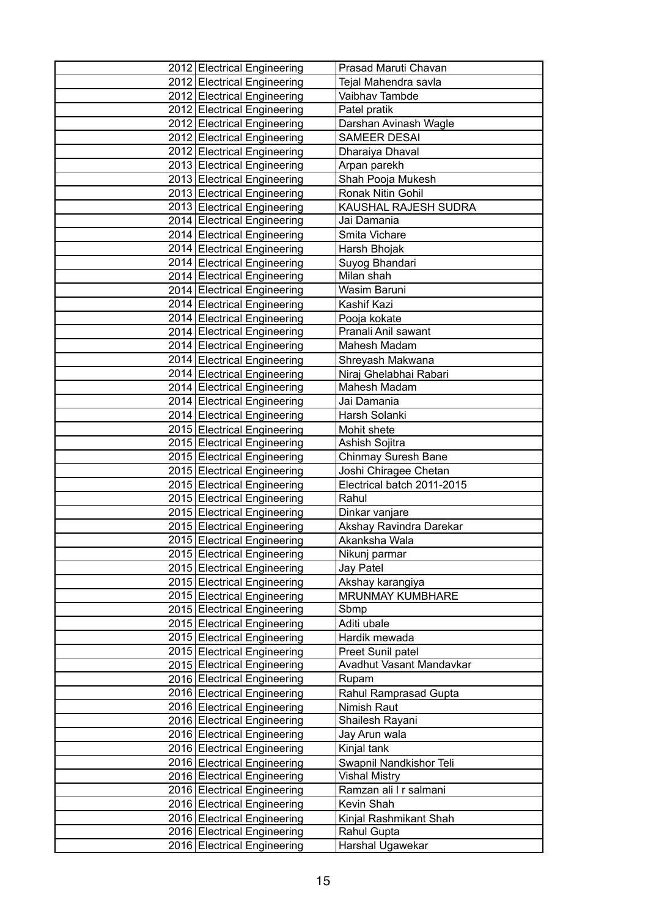| | | |
|---|---|---|
| 2012 | Electrical Engineering | Prasad Maruti Chavan |
| 2012 | Electrical Engineering | Tejal Mahendra savla |
| 2012 | Electrical Engineering | Vaibhav Tambde |
| 2012 | Electrical Engineering | Patel pratik |
| 2012 | Electrical Engineering | Darshan Avinash Wagle |
| 2012 | Electrical Engineering | SAMEER DESAI |
| 2012 | Electrical Engineering | Dharaiya Dhaval |
| 2013 | Electrical Engineering | Arpan parekh |
| 2013 | Electrical Engineering | Shah Pooja Mukesh |
| 2013 | Electrical Engineering | Ronak Nitin Gohil |
| 2013 | Electrical Engineering | KAUSHAL RAJESH SUDRA |
| 2014 | Electrical Engineering | Jai Damania |
| 2014 | Electrical Engineering | Smita Vichare |
| 2014 | Electrical Engineering | Harsh Bhojak |
| 2014 | Electrical Engineering | Suyog Bhandari |
| 2014 | Electrical Engineering | Milan shah |
| 2014 | Electrical Engineering | Wasim Baruni |
| 2014 | Electrical Engineering | Kashif Kazi |
| 2014 | Electrical Engineering | Pooja kokate |
| 2014 | Electrical Engineering | Pranali Anil sawant |
| 2014 | Electrical Engineering | Mahesh Madam |
| 2014 | Electrical Engineering | Shreyash Makwana |
| 2014 | Electrical Engineering | Niraj Ghelabhai Rabari |
| 2014 | Electrical Engineering | Mahesh Madam |
| 2014 | Electrical Engineering | Jai Damania |
| 2014 | Electrical Engineering | Harsh Solanki |
| 2015 | Electrical Engineering | Mohit shete |
| 2015 | Electrical Engineering | Ashish Sojitra |
| 2015 | Electrical Engineering | Chinmay Suresh Bane |
| 2015 | Electrical Engineering | Joshi Chiragee Chetan |
| 2015 | Electrical Engineering | Electrical batch 2011-2015 |
| 2015 | Electrical Engineering | Rahul |
| 2015 | Electrical Engineering | Dinkar vanjare |
| 2015 | Electrical Engineering | Akshay Ravindra Darekar |
| 2015 | Electrical Engineering | Akanksha Wala |
| 2015 | Electrical Engineering | Nikunj parmar |
| 2015 | Electrical Engineering | Jay Patel |
| 2015 | Electrical Engineering | Akshay karangiya |
| 2015 | Electrical Engineering | MRUNMAY KUMBHARE |
| 2015 | Electrical Engineering | Sbmp |
| 2015 | Electrical Engineering | Aditi ubale |
| 2015 | Electrical Engineering | Hardik mewada |
| 2015 | Electrical Engineering | Preet Sunil patel |
| 2015 | Electrical Engineering | Avadhut Vasant Mandavkar |
| 2016 | Electrical Engineering | Rupam |
| 2016 | Electrical Engineering | Rahul Ramprasad Gupta |
| 2016 | Electrical Engineering | Nimish Raut |
| 2016 | Electrical Engineering | Shailesh Rayani |
| 2016 | Electrical Engineering | Jay Arun wala |
| 2016 | Electrical Engineering | Kinjal tank |
| 2016 | Electrical Engineering | Swapnil Nandkishor Teli |
| 2016 | Electrical Engineering | Vishal Mistry |
| 2016 | Electrical Engineering | Ramzan ali I r salmani |
| 2016 | Electrical Engineering | Kevin Shah |
| 2016 | Electrical Engineering | Kinjal Rashmikant Shah |
| 2016 | Electrical Engineering | Rahul Gupta |
| 2016 | Electrical Engineering | Harshal Ugawekar |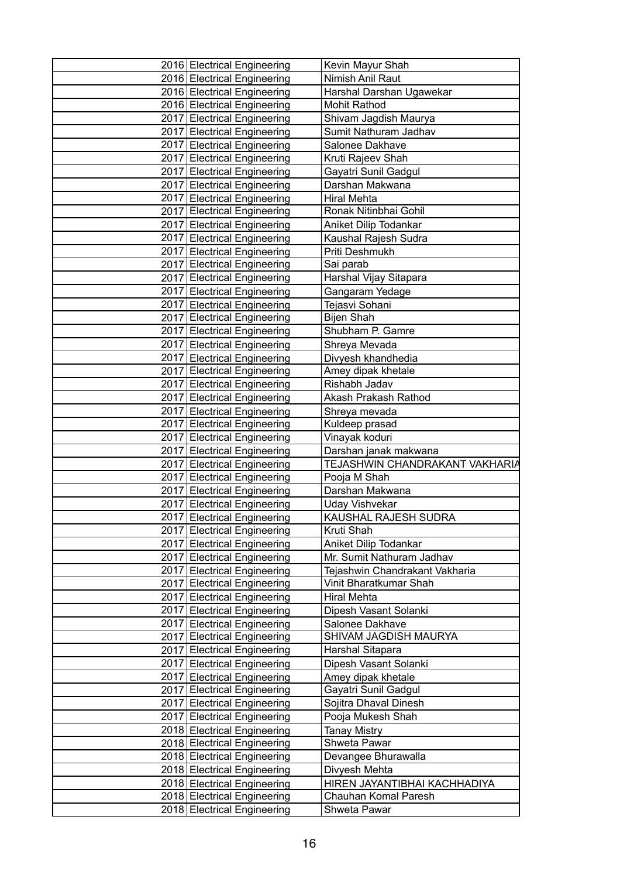| | | | |
|---|---|---|---|
| | 2016 | Electrical Engineering | Kevin Mayur Shah |
| | 2016 | Electrical Engineering | Nimish Anil Raut |
| | 2016 | Electrical Engineering | Harshal Darshan Ugawekar |
| | 2016 | Electrical Engineering | Mohit Rathod |
| | 2017 | Electrical Engineering | Shivam Jagdish Maurya |
| | 2017 | Electrical Engineering | Sumit Nathuram Jadhav |
| | 2017 | Electrical Engineering | Salonee Dakhave |
| | 2017 | Electrical Engineering | Kruti Rajeev Shah |
| | 2017 | Electrical Engineering | Gayatri Sunil Gadgul |
| | 2017 | Electrical Engineering | Darshan Makwana |
| | 2017 | Electrical Engineering | Hiral Mehta |
| | 2017 | Electrical Engineering | Ronak Nitinbhai Gohil |
| | 2017 | Electrical Engineering | Aniket Dilip Todankar |
| | 2017 | Electrical Engineering | Kaushal Rajesh Sudra |
| | 2017 | Electrical Engineering | Priti Deshmukh |
| | 2017 | Electrical Engineering | Sai parab |
| | 2017 | Electrical Engineering | Harshal Vijay Sitapara |
| | 2017 | Electrical Engineering | Gangaram Yedage |
| | 2017 | Electrical Engineering | Tejasvi Sohani |
| | 2017 | Electrical Engineering | Bijen Shah |
| | 2017 | Electrical Engineering | Shubham P. Gamre |
| | 2017 | Electrical Engineering | Shreya Mevada |
| | 2017 | Electrical Engineering | Divyesh khandhedia |
| | 2017 | Electrical Engineering | Amey dipak khetale |
| | 2017 | Electrical Engineering | Rishabh Jadav |
| | 2017 | Electrical Engineering | Akash Prakash Rathod |
| | 2017 | Electrical Engineering | Shreya mevada |
| | 2017 | Electrical Engineering | Kuldeep prasad |
| | 2017 | Electrical Engineering | Vinayak koduri |
| | 2017 | Electrical Engineering | Darshan janak makwana |
| | 2017 | Electrical Engineering | TEJASHWIN CHANDRAKANT VAKHARIA |
| | 2017 | Electrical Engineering | Pooja M Shah |
| | 2017 | Electrical Engineering | Darshan Makwana |
| | 2017 | Electrical Engineering | Uday Vishvekar |
| | 2017 | Electrical Engineering | KAUSHAL RAJESH SUDRA |
| | 2017 | Electrical Engineering | Kruti Shah |
| | 2017 | Electrical Engineering | Aniket Dilip Todankar |
| | 2017 | Electrical Engineering | Mr. Sumit Nathuram Jadhav |
| | 2017 | Electrical Engineering | Tejashwin Chandrakant Vakharia |
| | 2017 | Electrical Engineering | Vinit Bharatkumar Shah |
| | 2017 | Electrical Engineering | Hiral Mehta |
| | 2017 | Electrical Engineering | Dipesh Vasant Solanki |
| | 2017 | Electrical Engineering | Salonee Dakhave |
| | 2017 | Electrical Engineering | SHIVAM JAGDISH MAURYA |
| | 2017 | Electrical Engineering | Harshal Sitapara |
| | 2017 | Electrical Engineering | Dipesh Vasant Solanki |
| | 2017 | Electrical Engineering | Amey dipak khetale |
| | 2017 | Electrical Engineering | Gayatri Sunil Gadgul |
| | 2017 | Electrical Engineering | Sojitra Dhaval Dinesh |
| | 2017 | Electrical Engineering | Pooja Mukesh Shah |
| | 2018 | Electrical Engineering | Tanay Mistry |
| | 2018 | Electrical Engineering | Shweta Pawar |
| | 2018 | Electrical Engineering | Devangee Bhurawalla |
| | 2018 | Electrical Engineering | Divyesh Mehta |
| | 2018 | Electrical Engineering | HIREN JAYANTIBHAI KACHHADIYA |
| | 2018 | Electrical Engineering | Chauhan Komal Paresh |
| | 2018 | Electrical Engineering | Shweta Pawar |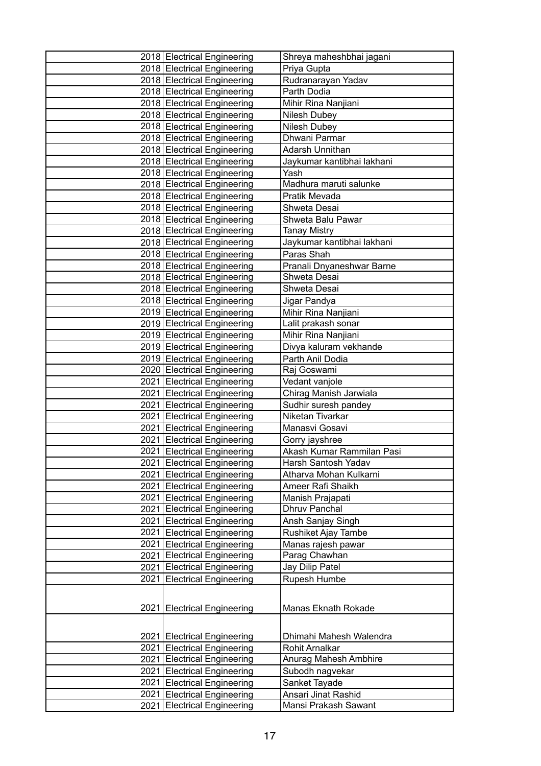| | | | |
|---|---|---|---|
| | 2018 | Electrical Engineering | Shreya maheshbhai jagani |
| | 2018 | Electrical Engineering | Priya Gupta |
| | 2018 | Electrical Engineering | Rudranarayan Yadav |
| | 2018 | Electrical Engineering | Parth Dodia |
| | 2018 | Electrical Engineering | Mihir Rina Nanjiani |
| | 2018 | Electrical Engineering | Nilesh Dubey |
| | 2018 | Electrical Engineering | Nilesh Dubey |
| | 2018 | Electrical Engineering | Dhwani Parmar |
| | 2018 | Electrical Engineering | Adarsh Unnithan |
| | 2018 | Electrical Engineering | Jaykumar kantibhai lakhani |
| | 2018 | Electrical Engineering | Yash |
| | 2018 | Electrical Engineering | Madhura maruti salunke |
| | 2018 | Electrical Engineering | Pratik Mevada |
| | 2018 | Electrical Engineering | Shweta Desai |
| | 2018 | Electrical Engineering | Shweta Balu Pawar |
| | 2018 | Electrical Engineering | Tanay Mistry |
| | 2018 | Electrical Engineering | Jaykumar kantibhai lakhani |
| | 2018 | Electrical Engineering | Paras Shah |
| | 2018 | Electrical Engineering | Pranali Dnyaneshwar Barne |
| | 2018 | Electrical Engineering | Shweta Desai |
| | 2018 | Electrical Engineering | Shweta Desai |
| | 2018 | Electrical Engineering | Jigar Pandya |
| | 2019 | Electrical Engineering | Mihir Rina Nanjiani |
| | 2019 | Electrical Engineering | Lalit prakash sonar |
| | 2019 | Electrical Engineering | Mihir Rina Nanjiani |
| | 2019 | Electrical Engineering | Divya kaluram vekhande |
| | 2019 | Electrical Engineering | Parth Anil Dodia |
| | 2020 | Electrical Engineering | Raj Goswami |
| | 2021 | Electrical Engineering | Vedant vanjole |
| | 2021 | Electrical Engineering | Chirag Manish Jarwiala |
| | 2021 | Electrical Engineering | Sudhir suresh pandey |
| | 2021 | Electrical Engineering | Niketan Tivarkar |
| | 2021 | Electrical Engineering | Manasvi Gosavi |
| | 2021 | Electrical Engineering | Gorry jayshree |
| | 2021 | Electrical Engineering | Akash Kumar Rammilan Pasi |
| | 2021 | Electrical Engineering | Harsh Santosh Yadav |
| | 2021 | Electrical Engineering | Atharva Mohan Kulkarni |
| | 2021 | Electrical Engineering | Ameer Rafi Shaikh |
| | 2021 | Electrical Engineering | Manish Prajapati |
| | 2021 | Electrical Engineering | Dhruv Panchal |
| | 2021 | Electrical Engineering | Ansh Sanjay Singh |
| | 2021 | Electrical Engineering | Rushiket Ajay Tambe |
| | 2021 | Electrical Engineering | Manas rajesh pawar |
| | 2021 | Electrical Engineering | Parag Chawhan |
| | 2021 | Electrical Engineering | Jay Dilip Patel |
| | 2021 | Electrical Engineering | Rupesh Humbe |
| | 2021 | Electrical Engineering | Manas Eknath Rokade |
| | 2021 | Electrical Engineering | Dhimahi Mahesh Walendra |
| | 2021 | Electrical Engineering | Rohit Arnalkar |
| | 2021 | Electrical Engineering | Anurag Mahesh Ambhire |
| | 2021 | Electrical Engineering | Subodh nagvekar |
| | 2021 | Electrical Engineering | Sanket Tayade |
| | 2021 | Electrical Engineering | Ansari Jinat Rashid |
| | 2021 | Electrical Engineering | Mansi Prakash Sawant |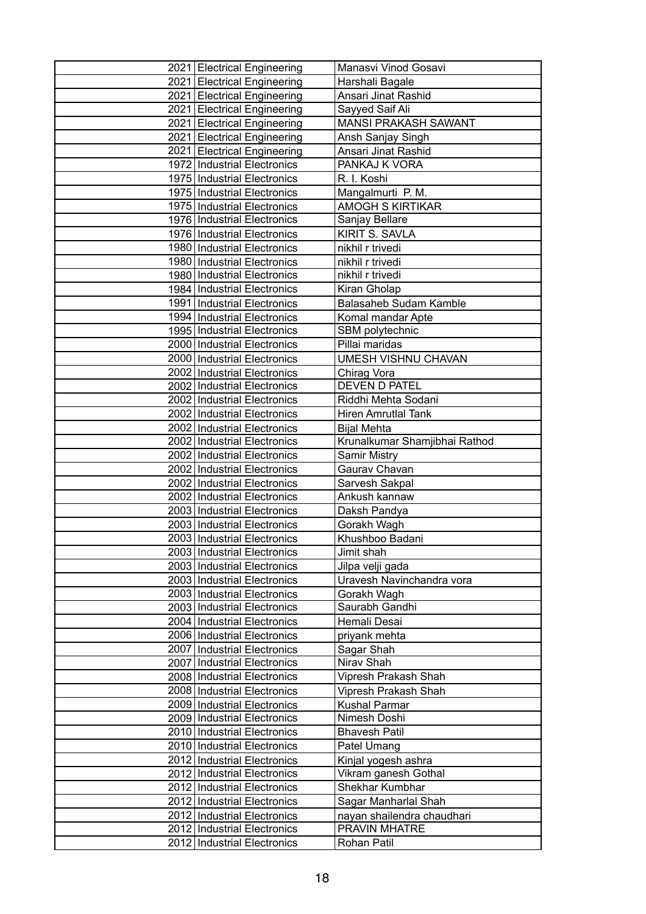| | | |
|---|---|---|
| 2021 | Electrical Engineering | Manasvi Vinod Gosavi |
| 2021 | Electrical Engineering | Harshali Bagale |
| 2021 | Electrical Engineering | Ansari Jinat Rashid |
| 2021 | Electrical Engineering | Sayyed Saif Ali |
| 2021 | Electrical Engineering | MANSI PRAKASH SAWANT |
| 2021 | Electrical Engineering | Ansh Sanjay Singh |
| 2021 | Electrical Engineering | Ansari Jinat Rashid |
| 1972 | Industrial Electronics | PANKAJ K VORA |
| 1975 | Industrial Electronics | R. I. Koshi |
| 1975 | Industrial Electronics | Mangalmurti P. M. |
| 1975 | Industrial Electronics | AMOGH S KIRTIKAR |
| 1976 | Industrial Electronics | Sanjay Bellare |
| 1976 | Industrial Electronics | KIRIT S. SAVLA |
| 1980 | Industrial Electronics | nikhil r trivedi |
| 1980 | Industrial Electronics | nikhil r trivedi |
| 1980 | Industrial Electronics | nikhil r trivedi |
| 1984 | Industrial Electronics | Kiran Gholap |
| 1991 | Industrial Electronics | Balasaheb Sudam Kamble |
| 1994 | Industrial Electronics | Komal mandar Apte |
| 1995 | Industrial Electronics | SBM polytechnic |
| 2000 | Industrial Electronics | Pillai maridas |
| 2000 | Industrial Electronics | UMESH VISHNU CHAVAN |
| 2002 | Industrial Electronics | Chirag Vora |
| 2002 | Industrial Electronics | DEVEN D PATEL |
| 2002 | Industrial Electronics | Riddhi Mehta Sodani |
| 2002 | Industrial Electronics | Hiren Amrutlal Tank |
| 2002 | Industrial Electronics | Bijal Mehta |
| 2002 | Industrial Electronics | Krunalkumar Shamjibhai Rathod |
| 2002 | Industrial Electronics | Samir Mistry |
| 2002 | Industrial Electronics | Gaurav Chavan |
| 2002 | Industrial Electronics | Sarvesh Sakpal |
| 2002 | Industrial Electronics | Ankush kannaw |
| 2003 | Industrial Electronics | Daksh Pandya |
| 2003 | Industrial Electronics | Gorakh Wagh |
| 2003 | Industrial Electronics | Khushboo Badani |
| 2003 | Industrial Electronics | Jimit shah |
| 2003 | Industrial Electronics | Jilpa velji gada |
| 2003 | Industrial Electronics | Uravesh Navinchandra vora |
| 2003 | Industrial Electronics | Gorakh Wagh |
| 2003 | Industrial Electronics | Saurabh Gandhi |
| 2004 | Industrial Electronics | Hemali Desai |
| 2006 | Industrial Electronics | priyank mehta |
| 2007 | Industrial Electronics | Sagar Shah |
| 2007 | Industrial Electronics | Nirav Shah |
| 2008 | Industrial Electronics | Vipresh Prakash Shah |
| 2008 | Industrial Electronics | Vipresh Prakash Shah |
| 2009 | Industrial Electronics | Kushal Parmar |
| 2009 | Industrial Electronics | Nimesh Doshi |
| 2010 | Industrial Electronics | Bhavesh Patil |
| 2010 | Industrial Electronics | Patel Umang |
| 2012 | Industrial Electronics | Kinjal yogesh ashra |
| 2012 | Industrial Electronics | Vikram ganesh Gothal |
| 2012 | Industrial Electronics | Shekhar Kumbhar |
| 2012 | Industrial Electronics | Sagar Manharlal Shah |
| 2012 | Industrial Electronics | nayan shailendra chaudhari |
| 2012 | Industrial Electronics | PRAVIN MHATRE |
| 2012 | Industrial Electronics | Rohan Patil |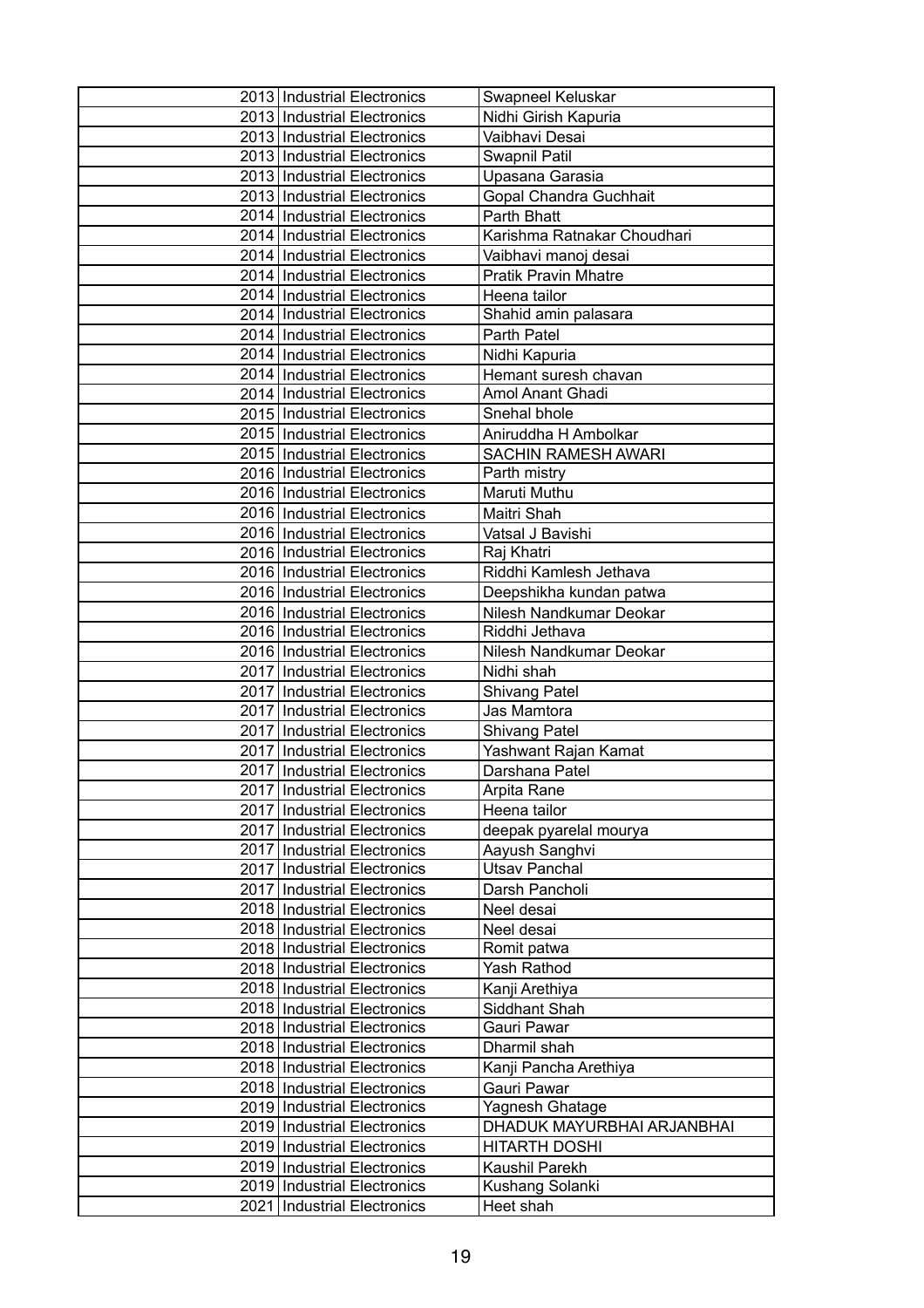| | | | |
|---|---|---|---|
| | 2013 | Industrial Electronics | Swapneel Keluskar |
| | 2013 | Industrial Electronics | Nidhi Girish Kapuria |
| | 2013 | Industrial Electronics | Vaibhavi Desai |
| | 2013 | Industrial Electronics | Swapnil Patil |
| | 2013 | Industrial Electronics | Upasana Garasia |
| | 2013 | Industrial Electronics | Gopal Chandra Guchhait |
| | 2014 | Industrial Electronics | Parth Bhatt |
| | 2014 | Industrial Electronics | Karishma Ratnakar Choudhari |
| | 2014 | Industrial Electronics | Vaibhavi manoj desai |
| | 2014 | Industrial Electronics | Pratik Pravin Mhatre |
| | 2014 | Industrial Electronics | Heena tailor |
| | 2014 | Industrial Electronics | Shahid amin palasara |
| | 2014 | Industrial Electronics | Parth Patel |
| | 2014 | Industrial Electronics | Nidhi Kapuria |
| | 2014 | Industrial Electronics | Hemant suresh chavan |
| | 2014 | Industrial Electronics | Amol Anant Ghadi |
| | 2015 | Industrial Electronics | Snehal bhole |
| | 2015 | Industrial Electronics | Aniruddha H Ambolkar |
| | 2015 | Industrial Electronics | SACHIN RAMESH AWARI |
| | 2016 | Industrial Electronics | Parth mistry |
| | 2016 | Industrial Electronics | Maruti Muthu |
| | 2016 | Industrial Electronics | Maitri Shah |
| | 2016 | Industrial Electronics | Vatsal J Bavishi |
| | 2016 | Industrial Electronics | Raj Khatri |
| | 2016 | Industrial Electronics | Riddhi Kamlesh Jethava |
| | 2016 | Industrial Electronics | Deepshikha kundan patwa |
| | 2016 | Industrial Electronics | Nilesh Nandkumar Deokar |
| | 2016 | Industrial Electronics | Riddhi Jethava |
| | 2016 | Industrial Electronics | Nilesh Nandkumar Deokar |
| | 2017 | Industrial Electronics | Nidhi shah |
| | 2017 | Industrial Electronics | Shivang Patel |
| | 2017 | Industrial Electronics | Jas Mamtora |
| | 2017 | Industrial Electronics | Shivang Patel |
| | 2017 | Industrial Electronics | Yashwant Rajan Kamat |
| | 2017 | Industrial Electronics | Darshana Patel |
| | 2017 | Industrial Electronics | Arpita Rane |
| | 2017 | Industrial Electronics | Heena tailor |
| | 2017 | Industrial Electronics | deepak pyarelal mourya |
| | 2017 | Industrial Electronics | Aayush Sanghvi |
| | 2017 | Industrial Electronics | Utsav Panchal |
| | 2017 | Industrial Electronics | Darsh Pancholi |
| | 2018 | Industrial Electronics | Neel desai |
| | 2018 | Industrial Electronics | Neel desai |
| | 2018 | Industrial Electronics | Romit patwa |
| | 2018 | Industrial Electronics | Yash Rathod |
| | 2018 | Industrial Electronics | Kanji Arethiya |
| | 2018 | Industrial Electronics | Siddhant Shah |
| | 2018 | Industrial Electronics | Gauri Pawar |
| | 2018 | Industrial Electronics | Dharmil shah |
| | 2018 | Industrial Electronics | Kanji Pancha Arethiya |
| | 2018 | Industrial Electronics | Gauri Pawar |
| | 2019 | Industrial Electronics | Yagnesh Ghatage |
| | 2019 | Industrial Electronics | DHADUK MAYURBHAI ARJANBHAI |
| | 2019 | Industrial Electronics | HITARTH DOSHI |
| | 2019 | Industrial Electronics | Kaushil Parekh |
| | 2019 | Industrial Electronics | Kushang Solanki |
| | 2021 | Industrial Electronics | Heet shah |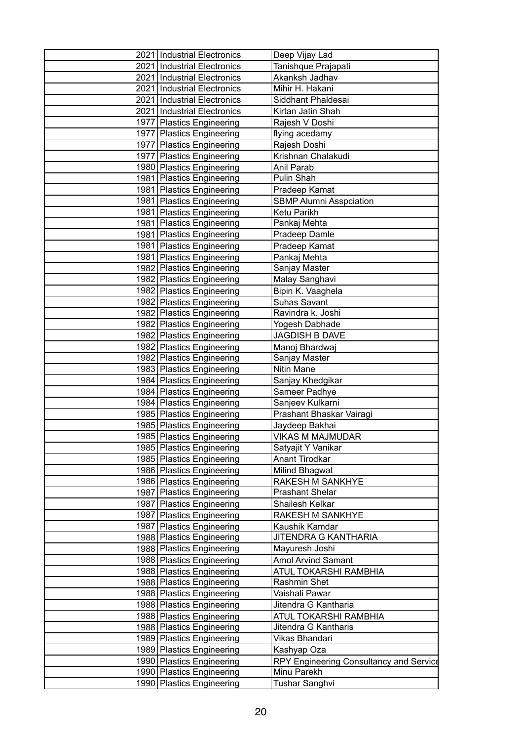| | | | |
|---|---|---|---|
| | 2021 | Industrial Electronics | Deep Vijay Lad |
| | 2021 | Industrial Electronics | Tanishque Prajapati |
| | 2021 | Industrial Electronics | Akanksh Jadhav |
| | 2021 | Industrial Electronics | Mihir H. Hakani |
| | 2021 | Industrial Electronics | Siddhant Phaldesai |
| | 2021 | Industrial Electronics | Kirtan Jatin Shah |
| | 1977 | Plastics Engineering | Rajesh V Doshi |
| | 1977 | Plastics Engineering | flying acedamy |
| | 1977 | Plastics Engineering | Rajesh Doshi |
| | 1977 | Plastics Engineering | Krishnan Chalakudi |
| | 1980 | Plastics Engineering | Anil Parab |
| | 1981 | Plastics Engineering | Pulin Shah |
| | 1981 | Plastics Engineering | Pradeep Kamat |
| | 1981 | Plastics Engineering | SBMP Alumni Asspciation |
| | 1981 | Plastics Engineering | Ketu Parikh |
| | 1981 | Plastics Engineering | Pankaj Mehta |
| | 1981 | Plastics Engineering | Pradeep Damle |
| | 1981 | Plastics Engineering | Pradeep Kamat |
| | 1981 | Plastics Engineering | Pankaj Mehta |
| | 1982 | Plastics Engineering | Sanjay Master |
| | 1982 | Plastics Engineering | Malay Sanghavi |
| | 1982 | Plastics Engineering | Bipin K. Vaaghela |
| | 1982 | Plastics Engineering | Suhas Savant |
| | 1982 | Plastics Engineering | Ravindra k. Joshi |
| | 1982 | Plastics Engineering | Yogesh Dabhade |
| | 1982 | Plastics Engineering | JAGDISH B DAVE |
| | 1982 | Plastics Engineering | Manoj Bhardwaj |
| | 1982 | Plastics Engineering | Sanjay Master |
| | 1983 | Plastics Engineering | Nitin Mane |
| | 1984 | Plastics Engineering | Sanjay Khedgikar |
| | 1984 | Plastics Engineering | Sameer Padhye |
| | 1984 | Plastics Engineering | Sanjeev Kulkarni |
| | 1985 | Plastics Engineering | Prashant Bhaskar Vairagi |
| | 1985 | Plastics Engineering | Jaydeep Bakhai |
| | 1985 | Plastics Engineering | VIKAS M MAJMUDAR |
| | 1985 | Plastics Engineering | Satyajit Y Vanikar |
| | 1985 | Plastics Engineering | Anant Tirodkar |
| | 1986 | Plastics Engineering | Milind Bhagwat |
| | 1986 | Plastics Engineering | RAKESH M SANKHYE |
| | 1987 | Plastics Engineering | Prashant Shelar |
| | 1987 | Plastics Engineering | Shailesh Kelkar |
| | 1987 | Plastics Engineering | RAKESH M SANKHYE |
| | 1987 | Plastics Engineering | Kaushik Kamdar |
| | 1988 | Plastics Engineering | JITENDRA G KANTHARIA |
| | 1988 | Plastics Engineering | Mayuresh Joshi |
| | 1988 | Plastics Engineering | Amol Arvind Samant |
| | 1988 | Plastics Engineering | ATUL TOKARSHI RAMBHIA |
| | 1988 | Plastics Engineering | Rashmin Shet |
| | 1988 | Plastics Engineering | Vaishali Pawar |
| | 1988 | Plastics Engineering | Jitendra G Kantharia |
| | 1988 | Plastics Engineering | ATUL TOKARSHI RAMBHIA |
| | 1988 | Plastics Engineering | Jitendra G Kantharis |
| | 1989 | Plastics Engineering | Vikas Bhandari |
| | 1989 | Plastics Engineering | Kashyap Oza |
| | 1990 | Plastics Engineering | RPY Engineering Consultancy and Service |
| | 1990 | Plastics Engineering | Minu Parekh |
| | 1990 | Plastics Engineering | Tushar Sanghvi |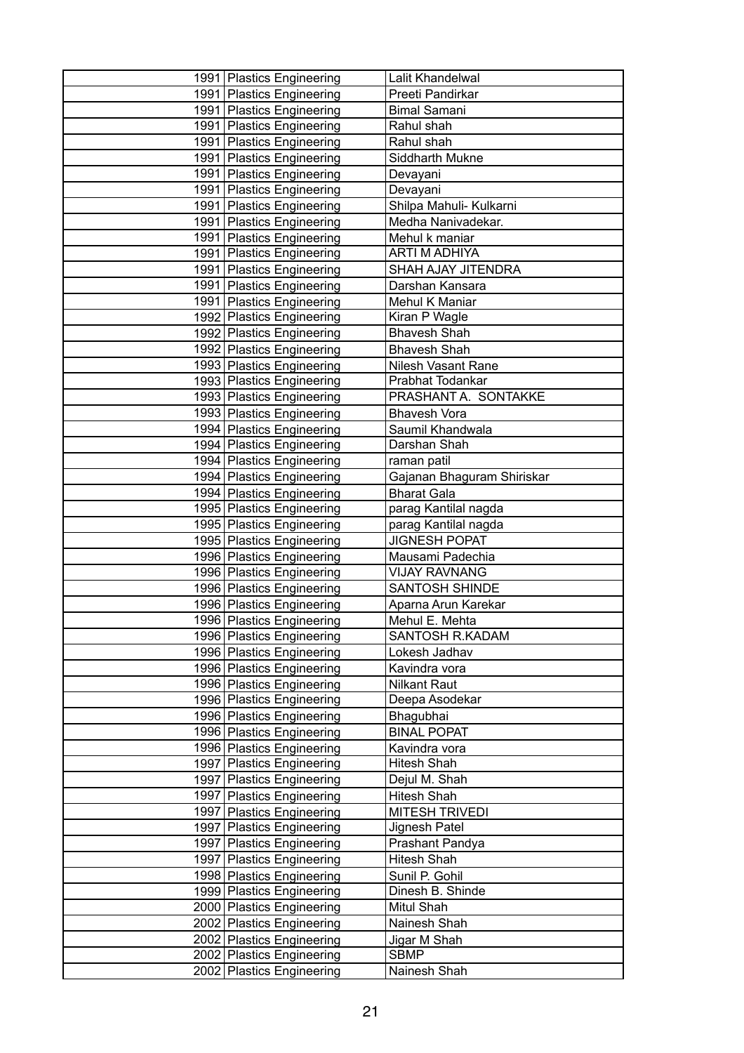| | | |
|---|---|---|
| 1991 | Plastics Engineering | Lalit Khandelwal |
| 1991 | Plastics Engineering | Preeti Pandirkar |
| 1991 | Plastics Engineering | Bimal Samani |
| 1991 | Plastics Engineering | Rahul shah |
| 1991 | Plastics Engineering | Rahul shah |
| 1991 | Plastics Engineering | Siddharth Mukne |
| 1991 | Plastics Engineering | Devayani |
| 1991 | Plastics Engineering | Devayani |
| 1991 | Plastics Engineering | Shilpa Mahuli- Kulkarni |
| 1991 | Plastics Engineering | Medha Nanivadekar. |
| 1991 | Plastics Engineering | Mehul k maniar |
| 1991 | Plastics Engineering | ARTI M ADHIYA |
| 1991 | Plastics Engineering | SHAH AJAY JITENDRA |
| 1991 | Plastics Engineering | Darshan Kansara |
| 1991 | Plastics Engineering | Mehul K Maniar |
| 1992 | Plastics Engineering | Kiran P Wagle |
| 1992 | Plastics Engineering | Bhavesh Shah |
| 1992 | Plastics Engineering | Bhavesh Shah |
| 1993 | Plastics Engineering | Nilesh Vasant Rane |
| 1993 | Plastics Engineering | Prabhat Todankar |
| 1993 | Plastics Engineering | PRASHANT A. SONTAKKE |
| 1993 | Plastics Engineering | Bhavesh Vora |
| 1994 | Plastics Engineering | Saumil Khandwala |
| 1994 | Plastics Engineering | Darshan Shah |
| 1994 | Plastics Engineering | raman patil |
| 1994 | Plastics Engineering | Gajanan Bhaguram Shiriskar |
| 1994 | Plastics Engineering | Bharat Gala |
| 1995 | Plastics Engineering | parag Kantilal nagda |
| 1995 | Plastics Engineering | parag Kantilal nagda |
| 1995 | Plastics Engineering | JIGNESH POPAT |
| 1996 | Plastics Engineering | Mausami Padechia |
| 1996 | Plastics Engineering | VIJAY RAVNANG |
| 1996 | Plastics Engineering | SANTOSH SHINDE |
| 1996 | Plastics Engineering | Aparna Arun Karekar |
| 1996 | Plastics Engineering | Mehul E. Mehta |
| 1996 | Plastics Engineering | SANTOSH R.KADAM |
| 1996 | Plastics Engineering | Lokesh Jadhav |
| 1996 | Plastics Engineering | Kavindra vora |
| 1996 | Plastics Engineering | Nilkant Raut |
| 1996 | Plastics Engineering | Deepa Asodekar |
| 1996 | Plastics Engineering | Bhagubhai |
| 1996 | Plastics Engineering | BINAL POPAT |
| 1996 | Plastics Engineering | Kavindra vora |
| 1997 | Plastics Engineering | Hitesh Shah |
| 1997 | Plastics Engineering | Dejul M. Shah |
| 1997 | Plastics Engineering | Hitesh Shah |
| 1997 | Plastics Engineering | MITESH TRIVEDI |
| 1997 | Plastics Engineering | Jignesh Patel |
| 1997 | Plastics Engineering | Prashant Pandya |
| 1997 | Plastics Engineering | Hitesh Shah |
| 1998 | Plastics Engineering | Sunil P. Gohil |
| 1999 | Plastics Engineering | Dinesh B. Shinde |
| 2000 | Plastics Engineering | Mitul Shah |
| 2002 | Plastics Engineering | Nainesh Shah |
| 2002 | Plastics Engineering | Jigar M Shah |
| 2002 | Plastics Engineering | SBMP |
| 2002 | Plastics Engineering | Nainesh Shah |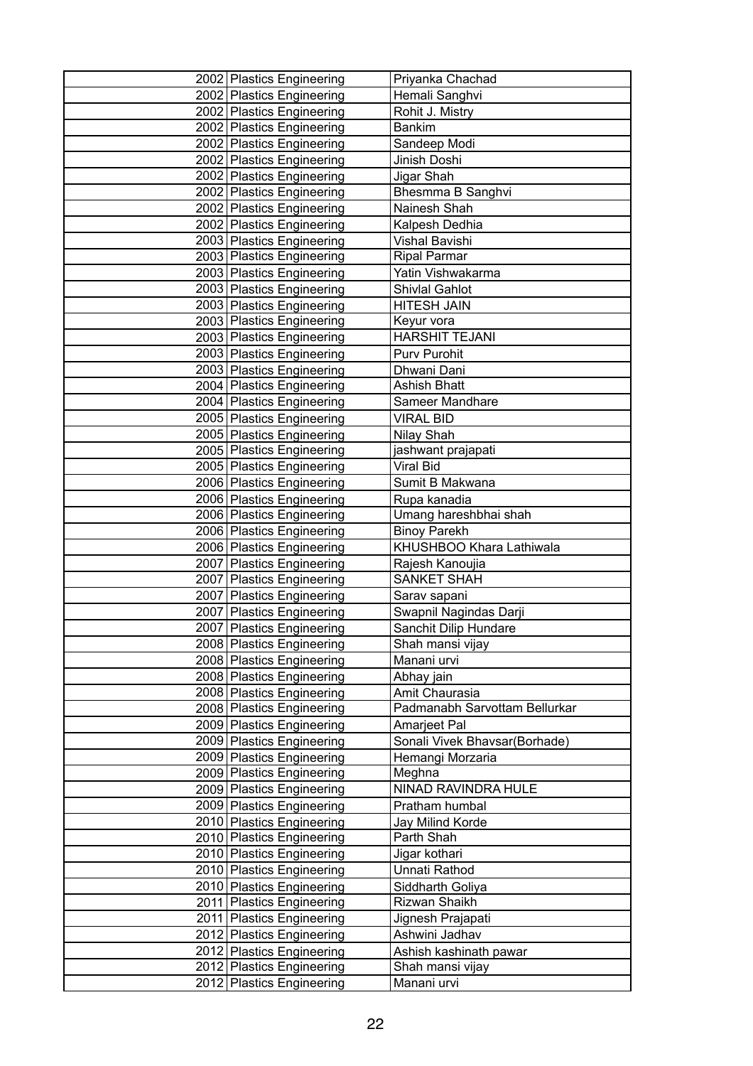| | | | |
|---|---|---|---|
| | 2002 | Plastics Engineering | Priyanka Chachad |
| | 2002 | Plastics Engineering | Hemali Sanghvi |
| | 2002 | Plastics Engineering | Rohit J. Mistry |
| | 2002 | Plastics Engineering | Bankim |
| | 2002 | Plastics Engineering | Sandeep Modi |
| | 2002 | Plastics Engineering | Jinish Doshi |
| | 2002 | Plastics Engineering | Jigar Shah |
| | 2002 | Plastics Engineering | Bhesmma B Sanghvi |
| | 2002 | Plastics Engineering | Nainesh Shah |
| | 2002 | Plastics Engineering | Kalpesh Dedhia |
| | 2003 | Plastics Engineering | Vishal Bavishi |
| | 2003 | Plastics Engineering | Ripal Parmar |
| | 2003 | Plastics Engineering | Yatin Vishwakarma |
| | 2003 | Plastics Engineering | Shivlal Gahlot |
| | 2003 | Plastics Engineering | HITESH JAIN |
| | 2003 | Plastics Engineering | Keyur vora |
| | 2003 | Plastics Engineering | HARSHIT TEJANI |
| | 2003 | Plastics Engineering | Purv Purohit |
| | 2003 | Plastics Engineering | Dhwani Dani |
| | 2004 | Plastics Engineering | Ashish Bhatt |
| | 2004 | Plastics Engineering | Sameer Mandhare |
| | 2005 | Plastics Engineering | VIRAL BID |
| | 2005 | Plastics Engineering | Nilay Shah |
| | 2005 | Plastics Engineering | jashwant prajapati |
| | 2005 | Plastics Engineering | Viral Bid |
| | 2006 | Plastics Engineering | Sumit B Makwana |
| | 2006 | Plastics Engineering | Rupa kanadia |
| | 2006 | Plastics Engineering | Umang hareshbhai shah |
| | 2006 | Plastics Engineering | Binoy Parekh |
| | 2006 | Plastics Engineering | KHUSHBOO Khara Lathiwala |
| | 2007 | Plastics Engineering | Rajesh Kanoujia |
| | 2007 | Plastics Engineering | SANKET SHAH |
| | 2007 | Plastics Engineering | Sarav sapani |
| | 2007 | Plastics Engineering | Swapnil Nagindas Darji |
| | 2007 | Plastics Engineering | Sanchit Dilip Hundare |
| | 2008 | Plastics Engineering | Shah mansi vijay |
| | 2008 | Plastics Engineering | Manani urvi |
| | 2008 | Plastics Engineering | Abhay jain |
| | 2008 | Plastics Engineering | Amit Chaurasia |
| | 2008 | Plastics Engineering | Padmanabh Sarvottam Bellurkar |
| | 2009 | Plastics Engineering | Amarjeet Pal |
| | 2009 | Plastics Engineering | Sonali Vivek Bhavsar(Borhade) |
| | 2009 | Plastics Engineering | Hemangi Morzaria |
| | 2009 | Plastics Engineering | Meghna |
| | 2009 | Plastics Engineering | NINAD RAVINDRA HULE |
| | 2009 | Plastics Engineering | Pratham humbal |
| | 2010 | Plastics Engineering | Jay Milind Korde |
| | 2010 | Plastics Engineering | Parth Shah |
| | 2010 | Plastics Engineering | Jigar kothari |
| | 2010 | Plastics Engineering | Unnati Rathod |
| | 2010 | Plastics Engineering | Siddharth Goliya |
| | 2011 | Plastics Engineering | Rizwan Shaikh |
| | 2011 | Plastics Engineering | Jignesh Prajapati |
| | 2012 | Plastics Engineering | Ashwini Jadhav |
| | 2012 | Plastics Engineering | Ashish kashinath pawar |
| | 2012 | Plastics Engineering | Shah mansi vijay |
| | 2012 | Plastics Engineering | Manani urvi |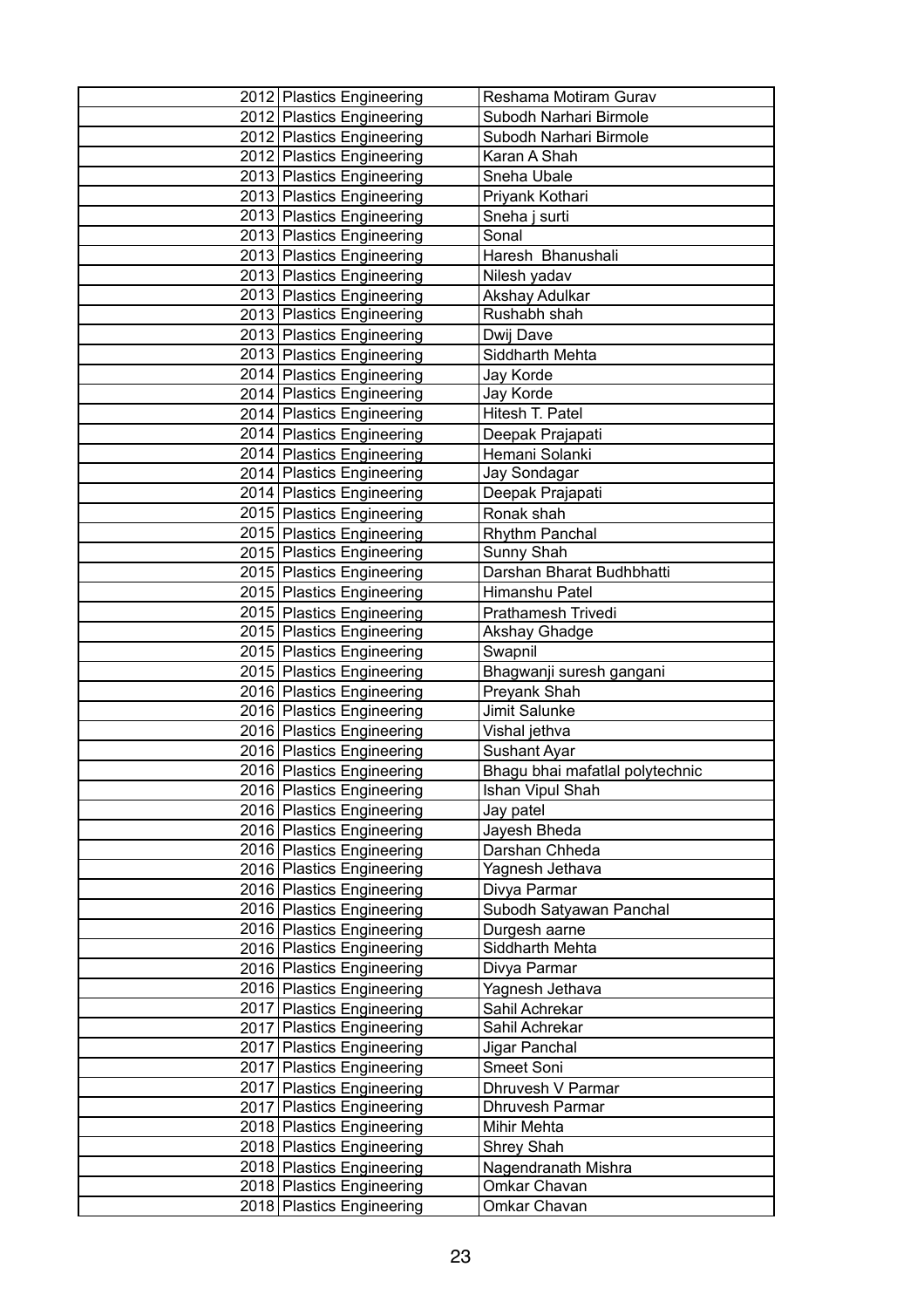| | | |
|---|---|---|
| 2012 | Plastics Engineering | Reshama Motiram Gurav |
| 2012 | Plastics Engineering | Subodh Narhari Birmole |
| 2012 | Plastics Engineering | Subodh Narhari Birmole |
| 2012 | Plastics Engineering | Karan A Shah |
| 2013 | Plastics Engineering | Sneha Ubale |
| 2013 | Plastics Engineering | Priyank Kothari |
| 2013 | Plastics Engineering | Sneha j surti |
| 2013 | Plastics Engineering | Sonal |
| 2013 | Plastics Engineering | Haresh  Bhanushali |
| 2013 | Plastics Engineering | Nilesh yadav |
| 2013 | Plastics Engineering | Akshay Adulkar |
| 2013 | Plastics Engineering | Rushabh shah |
| 2013 | Plastics Engineering | Dwij Dave |
| 2013 | Plastics Engineering | Siddharth Mehta |
| 2014 | Plastics Engineering | Jay Korde |
| 2014 | Plastics Engineering | Jay Korde |
| 2014 | Plastics Engineering | Hitesh T. Patel |
| 2014 | Plastics Engineering | Deepak Prajapati |
| 2014 | Plastics Engineering | Hemani Solanki |
| 2014 | Plastics Engineering | Jay Sondagar |
| 2014 | Plastics Engineering | Deepak Prajapati |
| 2015 | Plastics Engineering | Ronak shah |
| 2015 | Plastics Engineering | Rhythm Panchal |
| 2015 | Plastics Engineering | Sunny Shah |
| 2015 | Plastics Engineering | Darshan Bharat Budhbhatti |
| 2015 | Plastics Engineering | Himanshu Patel |
| 2015 | Plastics Engineering | Prathamesh Trivedi |
| 2015 | Plastics Engineering | Akshay Ghadge |
| 2015 | Plastics Engineering | Swapnil |
| 2015 | Plastics Engineering | Bhagwanji suresh gangani |
| 2016 | Plastics Engineering | Preyank Shah |
| 2016 | Plastics Engineering | Jimit Salunke |
| 2016 | Plastics Engineering | Vishal jethva |
| 2016 | Plastics Engineering | Sushant Ayar |
| 2016 | Plastics Engineering | Bhagu bhai mafatlal polytechnic |
| 2016 | Plastics Engineering | Ishan Vipul Shah |
| 2016 | Plastics Engineering | Jay patel |
| 2016 | Plastics Engineering | Jayesh Bheda |
| 2016 | Plastics Engineering | Darshan Chheda |
| 2016 | Plastics Engineering | Yagnesh Jethava |
| 2016 | Plastics Engineering | Divya Parmar |
| 2016 | Plastics Engineering | Subodh Satyawan Panchal |
| 2016 | Plastics Engineering | Durgesh aarne |
| 2016 | Plastics Engineering | Siddharth Mehta |
| 2016 | Plastics Engineering | Divya Parmar |
| 2016 | Plastics Engineering | Yagnesh Jethava |
| 2017 | Plastics Engineering | Sahil Achrekar |
| 2017 | Plastics Engineering | Sahil Achrekar |
| 2017 | Plastics Engineering | Jigar Panchal |
| 2017 | Plastics Engineering | Smeet Soni |
| 2017 | Plastics Engineering | Dhruvesh V Parmar |
| 2017 | Plastics Engineering | Dhruvesh Parmar |
| 2018 | Plastics Engineering | Mihir Mehta |
| 2018 | Plastics Engineering | Shrey Shah |
| 2018 | Plastics Engineering | Nagendranath Mishra |
| 2018 | Plastics Engineering | Omkar Chavan |
| 2018 | Plastics Engineering | Omkar Chavan |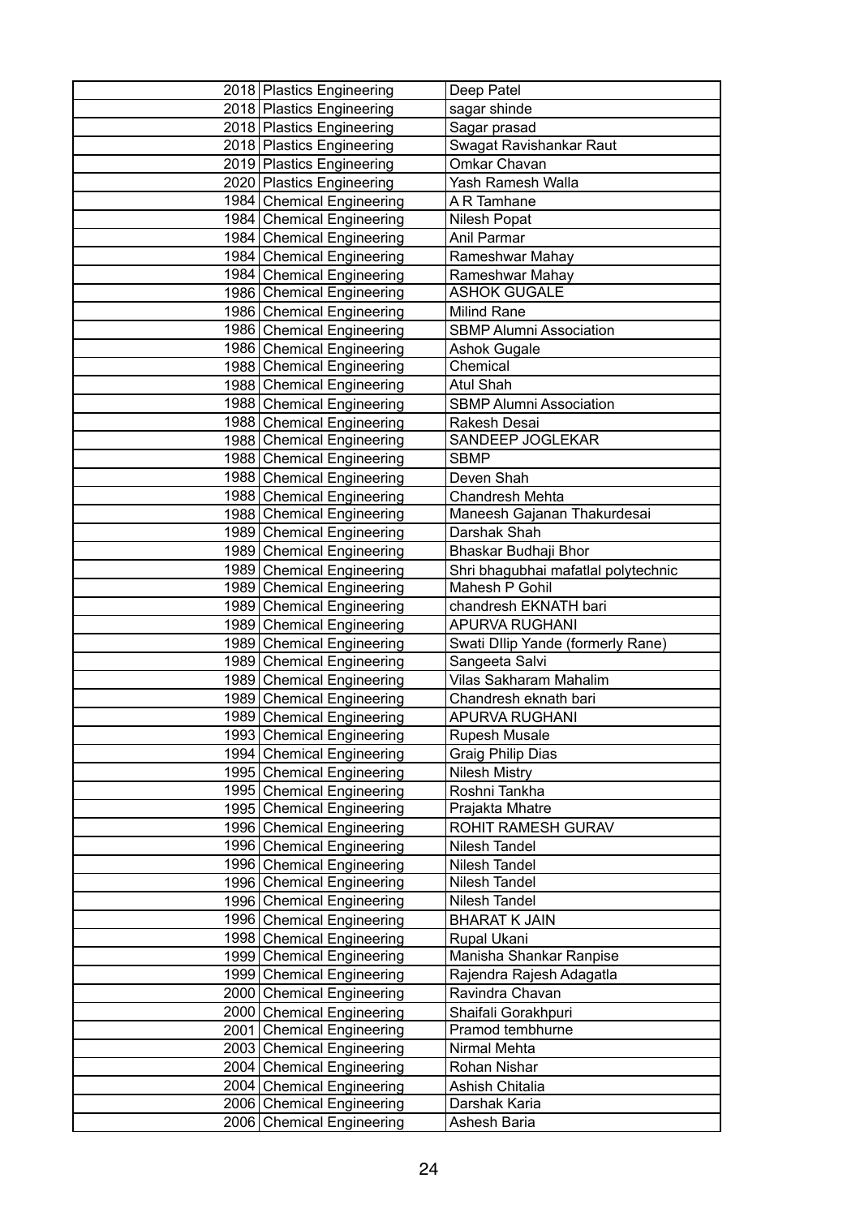| | | | |
|---|---|---|---|
| | 2018 | Plastics Engineering | Deep Patel |
| | 2018 | Plastics Engineering | sagar shinde |
| | 2018 | Plastics Engineering | Sagar prasad |
| | 2018 | Plastics Engineering | Swagat Ravishankar Raut |
| | 2019 | Plastics Engineering | Omkar Chavan |
| | 2020 | Plastics Engineering | Yash Ramesh Walla |
| | 1984 | Chemical Engineering | A R Tamhane |
| | 1984 | Chemical Engineering | Nilesh Popat |
| | 1984 | Chemical Engineering | Anil Parmar |
| | 1984 | Chemical Engineering | Rameshwar Mahay |
| | 1984 | Chemical Engineering | Rameshwar Mahay |
| | 1986 | Chemical Engineering | ASHOK GUGALE |
| | 1986 | Chemical Engineering | Milind Rane |
| | 1986 | Chemical Engineering | SBMP Alumni Association |
| | 1986 | Chemical Engineering | Ashok Gugale |
| | 1988 | Chemical Engineering | Chemical |
| | 1988 | Chemical Engineering | Atul Shah |
| | 1988 | Chemical Engineering | SBMP Alumni Association |
| | 1988 | Chemical Engineering | Rakesh Desai |
| | 1988 | Chemical Engineering | SANDEEP JOGLEKAR |
| | 1988 | Chemical Engineering | SBMP |
| | 1988 | Chemical Engineering | Deven Shah |
| | 1988 | Chemical Engineering | Chandresh Mehta |
| | 1988 | Chemical Engineering | Maneesh Gajanan Thakurdesai |
| | 1989 | Chemical Engineering | Darshak Shah |
| | 1989 | Chemical Engineering | Bhaskar Budhaji Bhor |
| | 1989 | Chemical Engineering | Shri bhagubhai mafatlal polytechnic |
| | 1989 | Chemical Engineering | Mahesh P Gohil |
| | 1989 | Chemical Engineering | chandresh EKNATH bari |
| | 1989 | Chemical Engineering | APURVA RUGHANI |
| | 1989 | Chemical Engineering | Swati DIlip Yande (formerly Rane) |
| | 1989 | Chemical Engineering | Sangeeta Salvi |
| | 1989 | Chemical Engineering | Vilas Sakharam Mahalim |
| | 1989 | Chemical Engineering | Chandresh eknath bari |
| | 1989 | Chemical Engineering | APURVA RUGHANI |
| | 1993 | Chemical Engineering | Rupesh Musale |
| | 1994 | Chemical Engineering | Graig Philip Dias |
| | 1995 | Chemical Engineering | Nilesh Mistry |
| | 1995 | Chemical Engineering | Roshni Tankha |
| | 1995 | Chemical Engineering | Prajakta Mhatre |
| | 1996 | Chemical Engineering | ROHIT RAMESH GURAV |
| | 1996 | Chemical Engineering | Nilesh Tandel |
| | 1996 | Chemical Engineering | Nilesh Tandel |
| | 1996 | Chemical Engineering | Nilesh Tandel |
| | 1996 | Chemical Engineering | Nilesh Tandel |
| | 1996 | Chemical Engineering | BHARAT K JAIN |
| | 1998 | Chemical Engineering | Rupal Ukani |
| | 1999 | Chemical Engineering | Manisha Shankar Ranpise |
| | 1999 | Chemical Engineering | Rajendra Rajesh Adagatla |
| | 2000 | Chemical Engineering | Ravindra Chavan |
| | 2000 | Chemical Engineering | Shaifali Gorakhpuri |
| | 2001 | Chemical Engineering | Pramod tembhurne |
| | 2003 | Chemical Engineering | Nirmal Mehta |
| | 2004 | Chemical Engineering | Rohan Nishar |
| | 2004 | Chemical Engineering | Ashish Chitalia |
| | 2006 | Chemical Engineering | Darshak Karia |
| | 2006 | Chemical Engineering | Ashesh Baria |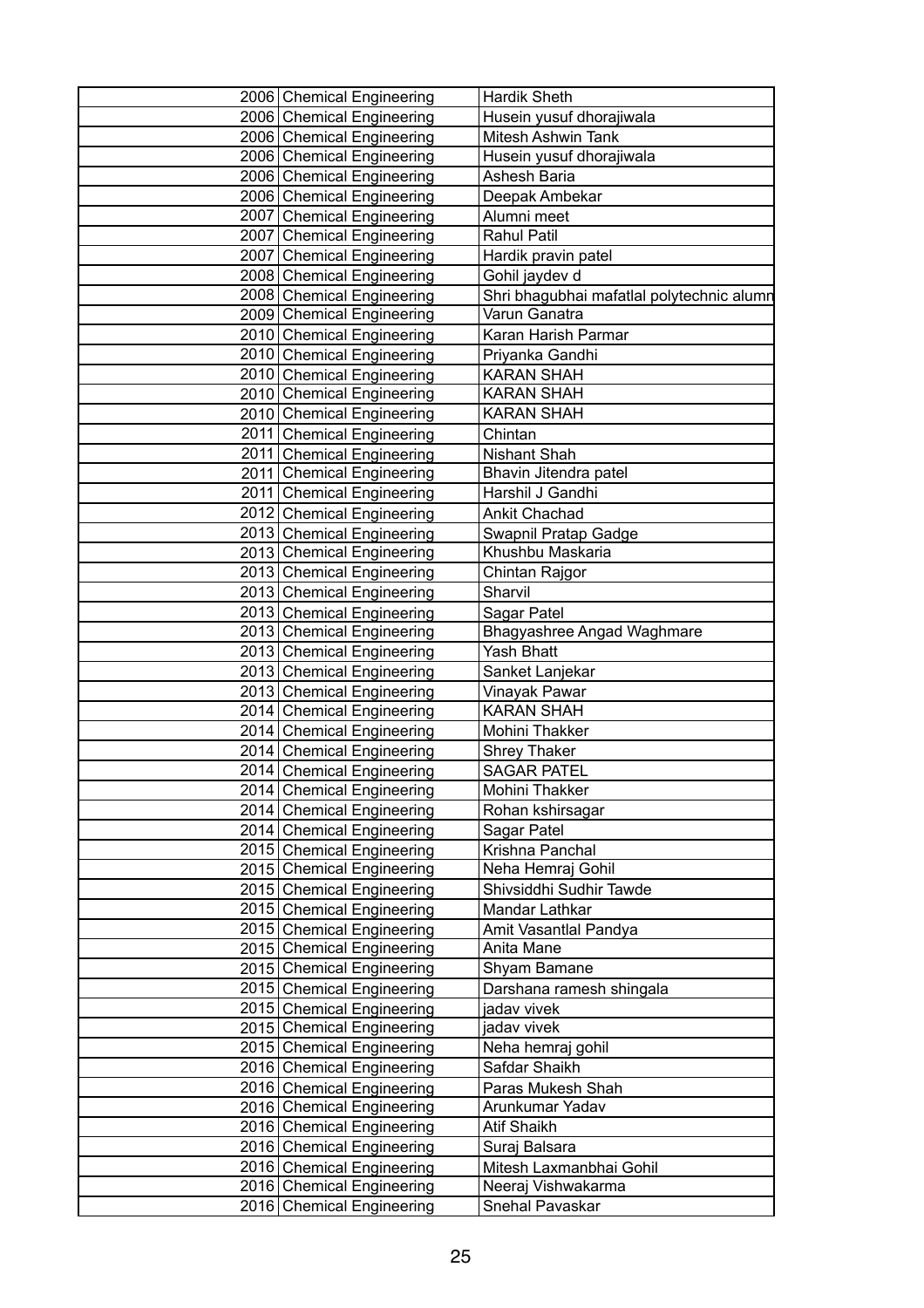| | | |
|---|---|---|
| 2006 | Chemical Engineering | Hardik Sheth |
| 2006 | Chemical Engineering | Husein yusuf dhorajiwala |
| 2006 | Chemical Engineering | Mitesh Ashwin Tank |
| 2006 | Chemical Engineering | Husein yusuf dhorajiwala |
| 2006 | Chemical Engineering | Ashesh Baria |
| 2006 | Chemical Engineering | Deepak Ambekar |
| 2007 | Chemical Engineering | Alumni meet |
| 2007 | Chemical Engineering | Rahul Patil |
| 2007 | Chemical Engineering | Hardik pravin patel |
| 2008 | Chemical Engineering | Gohil jaydev d |
| 2008 | Chemical Engineering | Shri bhagubhai mafatlal polytechnic alumn |
| 2009 | Chemical Engineering | Varun Ganatra |
| 2010 | Chemical Engineering | Karan Harish Parmar |
| 2010 | Chemical Engineering | Priyanka Gandhi |
| 2010 | Chemical Engineering | KARAN SHAH |
| 2010 | Chemical Engineering | KARAN SHAH |
| 2010 | Chemical Engineering | KARAN SHAH |
| 2011 | Chemical Engineering | Chintan |
| 2011 | Chemical Engineering | Nishant Shah |
| 2011 | Chemical Engineering | Bhavin Jitendra patel |
| 2011 | Chemical Engineering | Harshil J Gandhi |
| 2012 | Chemical Engineering | Ankit Chachad |
| 2013 | Chemical Engineering | Swapnil Pratap Gadge |
| 2013 | Chemical Engineering | Khushbu Maskaria |
| 2013 | Chemical Engineering | Chintan Rajgor |
| 2013 | Chemical Engineering | Sharvil |
| 2013 | Chemical Engineering | Sagar Patel |
| 2013 | Chemical Engineering | Bhagyashree Angad Waghmare |
| 2013 | Chemical Engineering | Yash Bhatt |
| 2013 | Chemical Engineering | Sanket Lanjekar |
| 2013 | Chemical Engineering | Vinayak Pawar |
| 2014 | Chemical Engineering | KARAN SHAH |
| 2014 | Chemical Engineering | Mohini Thakker |
| 2014 | Chemical Engineering | Shrey Thaker |
| 2014 | Chemical Engineering | SAGAR PATEL |
| 2014 | Chemical Engineering | Mohini Thakker |
| 2014 | Chemical Engineering | Rohan kshirsagar |
| 2014 | Chemical Engineering | Sagar Patel |
| 2015 | Chemical Engineering | Krishna Panchal |
| 2015 | Chemical Engineering | Neha Hemraj Gohil |
| 2015 | Chemical Engineering | Shivsiddhi Sudhir Tawde |
| 2015 | Chemical Engineering | Mandar Lathkar |
| 2015 | Chemical Engineering | Amit Vasantlal Pandya |
| 2015 | Chemical Engineering | Anita Mane |
| 2015 | Chemical Engineering | Shyam Bamane |
| 2015 | Chemical Engineering | Darshana ramesh shingala |
| 2015 | Chemical Engineering | jadav vivek |
| 2015 | Chemical Engineering | jadav vivek |
| 2015 | Chemical Engineering | Neha hemraj gohil |
| 2016 | Chemical Engineering | Safdar Shaikh |
| 2016 | Chemical Engineering | Paras Mukesh Shah |
| 2016 | Chemical Engineering | Arunkumar Yadav |
| 2016 | Chemical Engineering | Atif Shaikh |
| 2016 | Chemical Engineering | Suraj Balsara |
| 2016 | Chemical Engineering | Mitesh Laxmanbhai Gohil |
| 2016 | Chemical Engineering | Neeraj Vishwakarma |
| 2016 | Chemical Engineering | Snehal Pavaskar |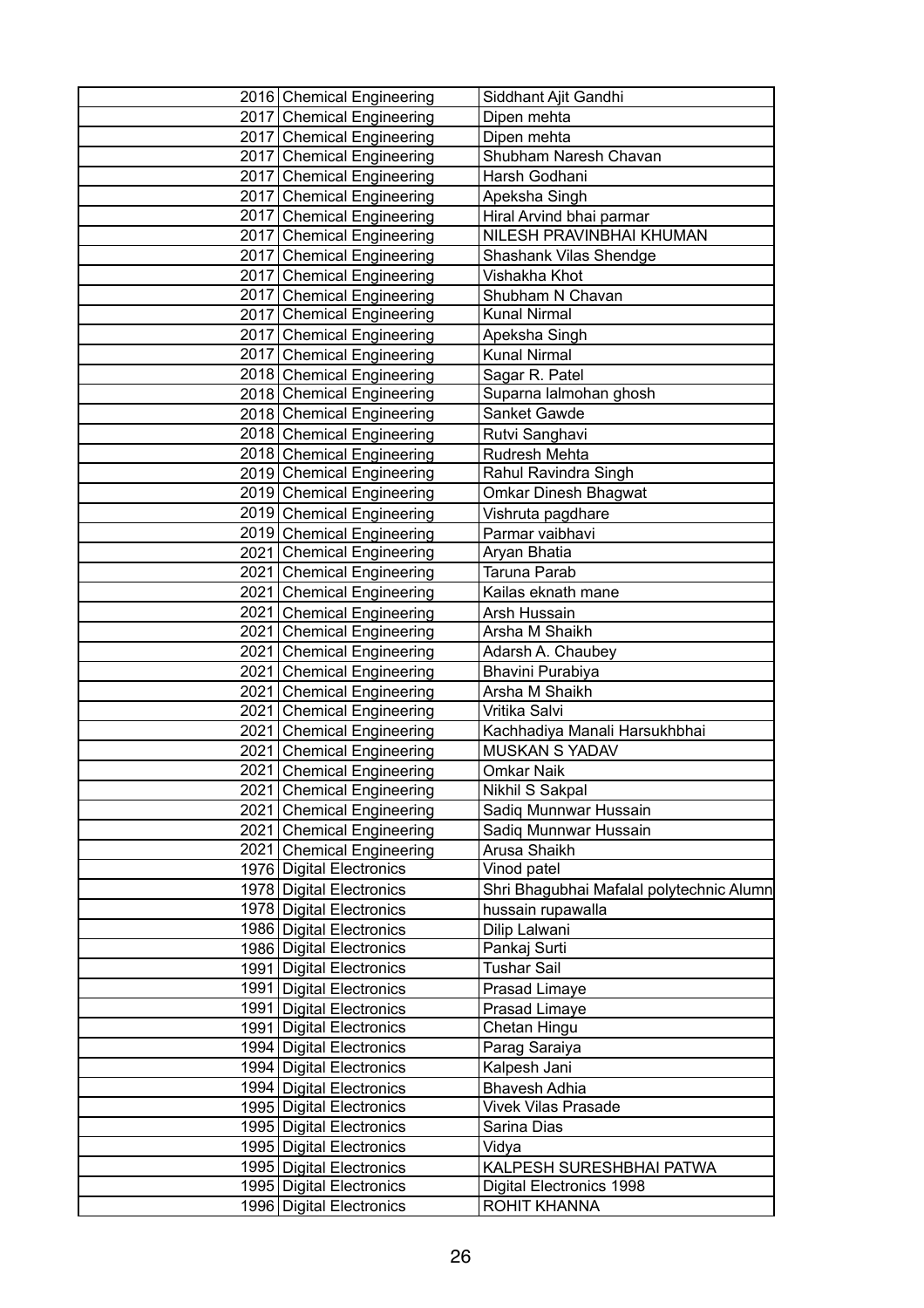| | | | |
|---|---|---|---|
| | 2016 | Chemical Engineering | Siddhant Ajit Gandhi |
| | 2017 | Chemical Engineering | Dipen mehta |
| | 2017 | Chemical Engineering | Dipen mehta |
| | 2017 | Chemical Engineering | Shubham Naresh Chavan |
| | 2017 | Chemical Engineering | Harsh Godhani |
| | 2017 | Chemical Engineering | Apeksha Singh |
| | 2017 | Chemical Engineering | Hiral Arvind bhai parmar |
| | 2017 | Chemical Engineering | NILESH PRAVINBHAI KHUMAN |
| | 2017 | Chemical Engineering | Shashank Vilas Shendge |
| | 2017 | Chemical Engineering | Vishakha Khot |
| | 2017 | Chemical Engineering | Shubham N Chavan |
| | 2017 | Chemical Engineering | Kunal Nirmal |
| | 2017 | Chemical Engineering | Apeksha Singh |
| | 2017 | Chemical Engineering | Kunal Nirmal |
| | 2018 | Chemical Engineering | Sagar R. Patel |
| | 2018 | Chemical Engineering | Suparna lalmohan ghosh |
| | 2018 | Chemical Engineering | Sanket Gawde |
| | 2018 | Chemical Engineering | Rutvi Sanghavi |
| | 2018 | Chemical Engineering | Rudresh Mehta |
| | 2019 | Chemical Engineering | Rahul Ravindra Singh |
| | 2019 | Chemical Engineering | Omkar Dinesh Bhagwat |
| | 2019 | Chemical Engineering | Vishruta pagdhare |
| | 2019 | Chemical Engineering | Parmar vaibhavi |
| | 2021 | Chemical Engineering | Aryan Bhatia |
| | 2021 | Chemical Engineering | Taruna Parab |
| | 2021 | Chemical Engineering | Kailas eknath mane |
| | 2021 | Chemical Engineering | Arsh Hussain |
| | 2021 | Chemical Engineering | Arsha M Shaikh |
| | 2021 | Chemical Engineering | Adarsh A. Chaubey |
| | 2021 | Chemical Engineering | Bhavini Purabiya |
| | 2021 | Chemical Engineering | Arsha M Shaikh |
| | 2021 | Chemical Engineering | Vritika Salvi |
| | 2021 | Chemical Engineering | Kachhadiya Manali Harsukhbhai |
| | 2021 | Chemical Engineering | MUSKAN S YADAV |
| | 2021 | Chemical Engineering | Omkar Naik |
| | 2021 | Chemical Engineering | Nikhil S Sakpal |
| | 2021 | Chemical Engineering | Sadiq Munnwar Hussain |
| | 2021 | Chemical Engineering | Sadiq Munnwar Hussain |
| | 2021 | Chemical Engineering | Arusa Shaikh |
| | 1976 | Digital Electronics | Vinod patel |
| | 1978 | Digital Electronics | Shri Bhagubhai Mafalal polytechnic Alumn |
| | 1978 | Digital Electronics | hussain rupawalla |
| | 1986 | Digital Electronics | Dilip Lalwani |
| | 1986 | Digital Electronics | Pankaj Surti |
| | 1991 | Digital Electronics | Tushar Sail |
| | 1991 | Digital Electronics | Prasad Limaye |
| | 1991 | Digital Electronics | Prasad Limaye |
| | 1991 | Digital Electronics | Chetan Hingu |
| | 1994 | Digital Electronics | Parag Saraiya |
| | 1994 | Digital Electronics | Kalpesh Jani |
| | 1994 | Digital Electronics | Bhavesh Adhia |
| | 1995 | Digital Electronics | Vivek Vilas Prasade |
| | 1995 | Digital Electronics | Sarina Dias |
| | 1995 | Digital Electronics | Vidya |
| | 1995 | Digital Electronics | KALPESH SURESHBHAI PATWA |
| | 1995 | Digital Electronics | Digital Electronics 1998 |
| | 1996 | Digital Electronics | ROHIT KHANNA |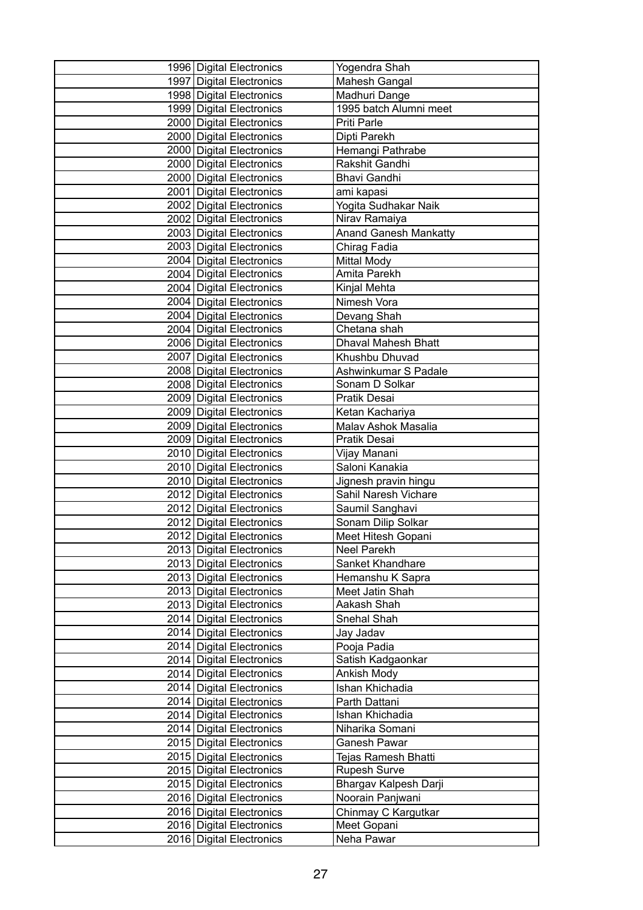| | | |
|---|---|---|
| 1996 | Digital Electronics | Yogendra Shah |
| 1997 | Digital Electronics | Mahesh Gangal |
| 1998 | Digital Electronics | Madhuri Dange |
| 1999 | Digital Electronics | 1995 batch Alumni meet |
| 2000 | Digital Electronics | Priti Parle |
| 2000 | Digital Electronics | Dipti Parekh |
| 2000 | Digital Electronics | Hemangi Pathrabe |
| 2000 | Digital Electronics | Rakshit Gandhi |
| 2000 | Digital Electronics | Bhavi Gandhi |
| 2001 | Digital Electronics | ami kapasi |
| 2002 | Digital Electronics | Yogita Sudhakar Naik |
| 2002 | Digital Electronics | Nirav Ramaiya |
| 2003 | Digital Electronics | Anand Ganesh Mankatty |
| 2003 | Digital Electronics | Chirag Fadia |
| 2004 | Digital Electronics | Mittal Mody |
| 2004 | Digital Electronics | Amita Parekh |
| 2004 | Digital Electronics | Kinjal Mehta |
| 2004 | Digital Electronics | Nimesh Vora |
| 2004 | Digital Electronics | Devang Shah |
| 2004 | Digital Electronics | Chetana shah |
| 2006 | Digital Electronics | Dhaval Mahesh Bhatt |
| 2007 | Digital Electronics | Khushbu Dhuvad |
| 2008 | Digital Electronics | Ashwinkumar S Padale |
| 2008 | Digital Electronics | Sonam D Solkar |
| 2009 | Digital Electronics | Pratik Desai |
| 2009 | Digital Electronics | Ketan Kachariya |
| 2009 | Digital Electronics | Malav Ashok Masalia |
| 2009 | Digital Electronics | Pratik Desai |
| 2010 | Digital Electronics | Vijay Manani |
| 2010 | Digital Electronics | Saloni Kanakia |
| 2010 | Digital Electronics | Jignesh pravin hingu |
| 2012 | Digital Electronics | Sahil Naresh Vichare |
| 2012 | Digital Electronics | Saumil Sanghavi |
| 2012 | Digital Electronics | Sonam Dilip Solkar |
| 2012 | Digital Electronics | Meet Hitesh Gopani |
| 2013 | Digital Electronics | Neel Parekh |
| 2013 | Digital Electronics | Sanket Khandhare |
| 2013 | Digital Electronics | Hemanshu K Sapra |
| 2013 | Digital Electronics | Meet Jatin Shah |
| 2013 | Digital Electronics | Aakash Shah |
| 2014 | Digital Electronics | Snehal Shah |
| 2014 | Digital Electronics | Jay Jadav |
| 2014 | Digital Electronics | Pooja Padia |
| 2014 | Digital Electronics | Satish Kadgaonkar |
| 2014 | Digital Electronics | Ankish Mody |
| 2014 | Digital Electronics | Ishan Khichadia |
| 2014 | Digital Electronics | Parth Dattani |
| 2014 | Digital Electronics | Ishan Khichadia |
| 2014 | Digital Electronics | Niharika Somani |
| 2015 | Digital Electronics | Ganesh Pawar |
| 2015 | Digital Electronics | Tejas Ramesh Bhatti |
| 2015 | Digital Electronics | Rupesh Surve |
| 2015 | Digital Electronics | Bhargav Kalpesh Darji |
| 2016 | Digital Electronics | Noorain Panjwani |
| 2016 | Digital Electronics | Chinmay C Kargutkar |
| 2016 | Digital Electronics | Meet Gopani |
| 2016 | Digital Electronics | Neha Pawar |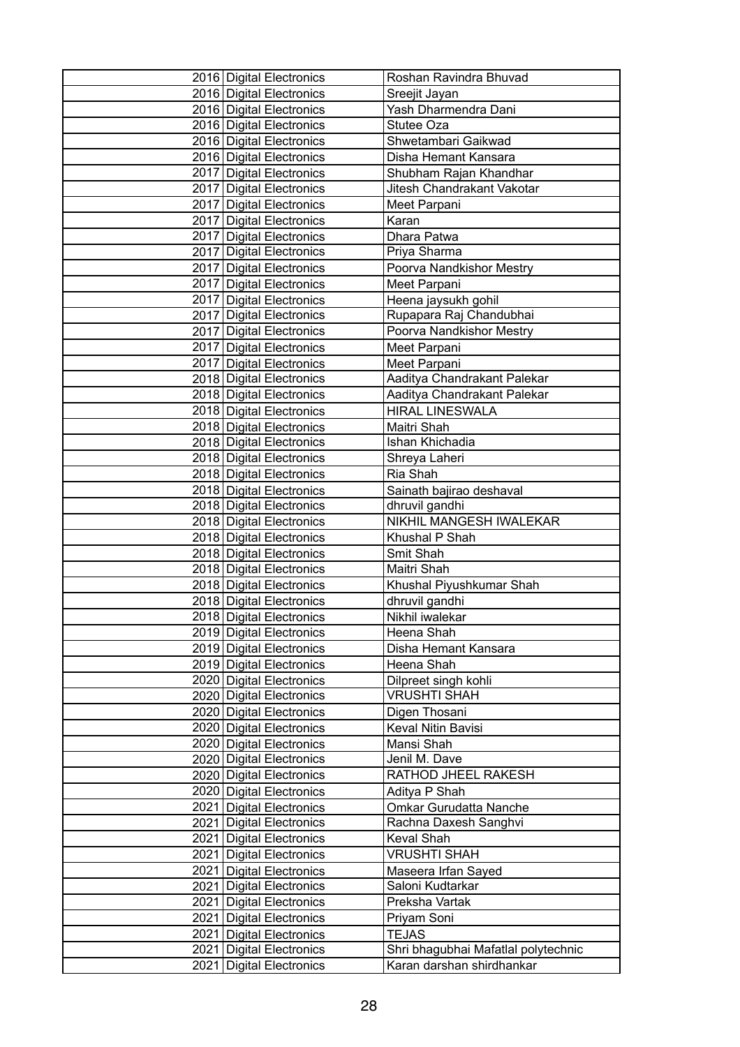|  |  |  |  |
|---|---|---|---|
|  | 2016 | Digital Electronics | Roshan Ravindra Bhuvad |
|  | 2016 | Digital Electronics | Sreejit Jayan |
|  | 2016 | Digital Electronics | Yash Dharmendra Dani |
|  | 2016 | Digital Electronics | Stutee Oza |
|  | 2016 | Digital Electronics | Shwetambari Gaikwad |
|  | 2016 | Digital Electronics | Disha Hemant Kansara |
|  | 2017 | Digital Electronics | Shubham Rajan Khandhar |
|  | 2017 | Digital Electronics | Jitesh Chandrakant Vakotar |
|  | 2017 | Digital Electronics | Meet Parpani |
|  | 2017 | Digital Electronics | Karan |
|  | 2017 | Digital Electronics | Dhara Patwa |
|  | 2017 | Digital Electronics | Priya Sharma |
|  | 2017 | Digital Electronics | Poorva Nandkishor Mestry |
|  | 2017 | Digital Electronics | Meet Parpani |
|  | 2017 | Digital Electronics | Heena jaysukh gohil |
|  | 2017 | Digital Electronics | Rupapara Raj Chandubhai |
|  | 2017 | Digital Electronics | Poorva Nandkishor Mestry |
|  | 2017 | Digital Electronics | Meet Parpani |
|  | 2017 | Digital Electronics | Meet Parpani |
|  | 2018 | Digital Electronics | Aaditya Chandrakant Palekar |
|  | 2018 | Digital Electronics | Aaditya Chandrakant Palekar |
|  | 2018 | Digital Electronics | HIRAL LINESWALA |
|  | 2018 | Digital Electronics | Maitri Shah |
|  | 2018 | Digital Electronics | Ishan Khichadia |
|  | 2018 | Digital Electronics | Shreya Laheri |
|  | 2018 | Digital Electronics | Ria Shah |
|  | 2018 | Digital Electronics | Sainath bajirao deshaval |
|  | 2018 | Digital Electronics | dhruvil gandhi |
|  | 2018 | Digital Electronics | NIKHIL MANGESH IWALEKAR |
|  | 2018 | Digital Electronics | Khushal P Shah |
|  | 2018 | Digital Electronics | Smit Shah |
|  | 2018 | Digital Electronics | Maitri Shah |
|  | 2018 | Digital Electronics | Khushal Piyushkumar Shah |
|  | 2018 | Digital Electronics | dhruvil gandhi |
|  | 2018 | Digital Electronics | Nikhil iwalekar |
|  | 2019 | Digital Electronics | Heena Shah |
|  | 2019 | Digital Electronics | Disha Hemant Kansara |
|  | 2019 | Digital Electronics | Heena Shah |
|  | 2020 | Digital Electronics | Dilpreet singh kohli |
|  | 2020 | Digital Electronics | VRUSHTI SHAH |
|  | 2020 | Digital Electronics | Digen Thosani |
|  | 2020 | Digital Electronics | Keval Nitin Bavisi |
|  | 2020 | Digital Electronics | Mansi Shah |
|  | 2020 | Digital Electronics | Jenil M. Dave |
|  | 2020 | Digital Electronics | RATHOD JHEEL RAKESH |
|  | 2020 | Digital Electronics | Aditya P Shah |
|  | 2021 | Digital Electronics | Omkar Gurudatta Nanche |
|  | 2021 | Digital Electronics | Rachna Daxesh Sanghvi |
|  | 2021 | Digital Electronics | Keval Shah |
|  | 2021 | Digital Electronics | VRUSHTI SHAH |
|  | 2021 | Digital Electronics | Maseera Irfan Sayed |
|  | 2021 | Digital Electronics | Saloni Kudtarkar |
|  | 2021 | Digital Electronics | Preksha Vartak |
|  | 2021 | Digital Electronics | Priyam Soni |
|  | 2021 | Digital Electronics | TEJAS |
|  | 2021 | Digital Electronics | Shri bhagubhai Mafatlal polytechnic |
|  | 2021 | Digital Electronics | Karan darshan shirdhankar |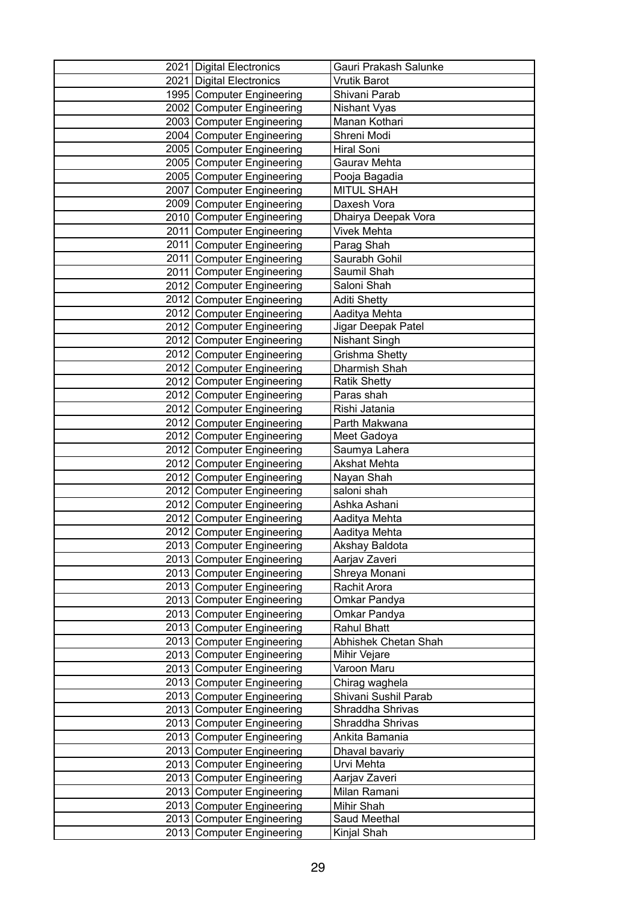|  |  |  |  |
|---|---|---|---|
|  | 2021 | Digital Electronics | Gauri Prakash Salunke |
|  | 2021 | Digital Electronics | Vrutik Barot |
|  | 1995 | Computer Engineering | Shivani Parab |
|  | 2002 | Computer Engineering | Nishant Vyas |
|  | 2003 | Computer Engineering | Manan Kothari |
|  | 2004 | Computer Engineering | Shreni Modi |
|  | 2005 | Computer Engineering | Hiral Soni |
|  | 2005 | Computer Engineering | Gaurav Mehta |
|  | 2005 | Computer Engineering | Pooja Bagadia |
|  | 2007 | Computer Engineering | MITUL SHAH |
|  | 2009 | Computer Engineering | Daxesh Vora |
|  | 2010 | Computer Engineering | Dhairya Deepak Vora |
|  | 2011 | Computer Engineering | Vivek Mehta |
|  | 2011 | Computer Engineering | Parag Shah |
|  | 2011 | Computer Engineering | Saurabh Gohil |
|  | 2011 | Computer Engineering | Saumil Shah |
|  | 2012 | Computer Engineering | Saloni Shah |
|  | 2012 | Computer Engineering | Aditi Shetty |
|  | 2012 | Computer Engineering | Aaditya Mehta |
|  | 2012 | Computer Engineering | Jigar Deepak Patel |
|  | 2012 | Computer Engineering | Nishant Singh |
|  | 2012 | Computer Engineering | Grishma Shetty |
|  | 2012 | Computer Engineering | Dharmish Shah |
|  | 2012 | Computer Engineering | Ratik Shetty |
|  | 2012 | Computer Engineering | Paras shah |
|  | 2012 | Computer Engineering | Rishi Jatania |
|  | 2012 | Computer Engineering | Parth Makwana |
|  | 2012 | Computer Engineering | Meet Gadoya |
|  | 2012 | Computer Engineering | Saumya Lahera |
|  | 2012 | Computer Engineering | Akshat Mehta |
|  | 2012 | Computer Engineering | Nayan Shah |
|  | 2012 | Computer Engineering | saloni shah |
|  | 2012 | Computer Engineering | Ashka Ashani |
|  | 2012 | Computer Engineering | Aaditya Mehta |
|  | 2012 | Computer Engineering | Aaditya Mehta |
|  | 2013 | Computer Engineering | Akshay Baldota |
|  | 2013 | Computer Engineering | Aarjav Zaveri |
|  | 2013 | Computer Engineering | Shreya Monani |
|  | 2013 | Computer Engineering | Rachit Arora |
|  | 2013 | Computer Engineering | Omkar Pandya |
|  | 2013 | Computer Engineering | Omkar Pandya |
|  | 2013 | Computer Engineering | Rahul Bhatt |
|  | 2013 | Computer Engineering | Abhishek Chetan Shah |
|  | 2013 | Computer Engineering | Mihir Vejare |
|  | 2013 | Computer Engineering | Varoon Maru |
|  | 2013 | Computer Engineering | Chirag waghela |
|  | 2013 | Computer Engineering | Shivani Sushil Parab |
|  | 2013 | Computer Engineering | Shraddha Shrivas |
|  | 2013 | Computer Engineering | Shraddha Shrivas |
|  | 2013 | Computer Engineering | Ankita Bamania |
|  | 2013 | Computer Engineering | Dhaval bavariy |
|  | 2013 | Computer Engineering | Urvi Mehta |
|  | 2013 | Computer Engineering | Aarjav Zaveri |
|  | 2013 | Computer Engineering | Milan Ramani |
|  | 2013 | Computer Engineering | Mihir Shah |
|  | 2013 | Computer Engineering | Saud Meethal |
|  | 2013 | Computer Engineering | Kinjal Shah |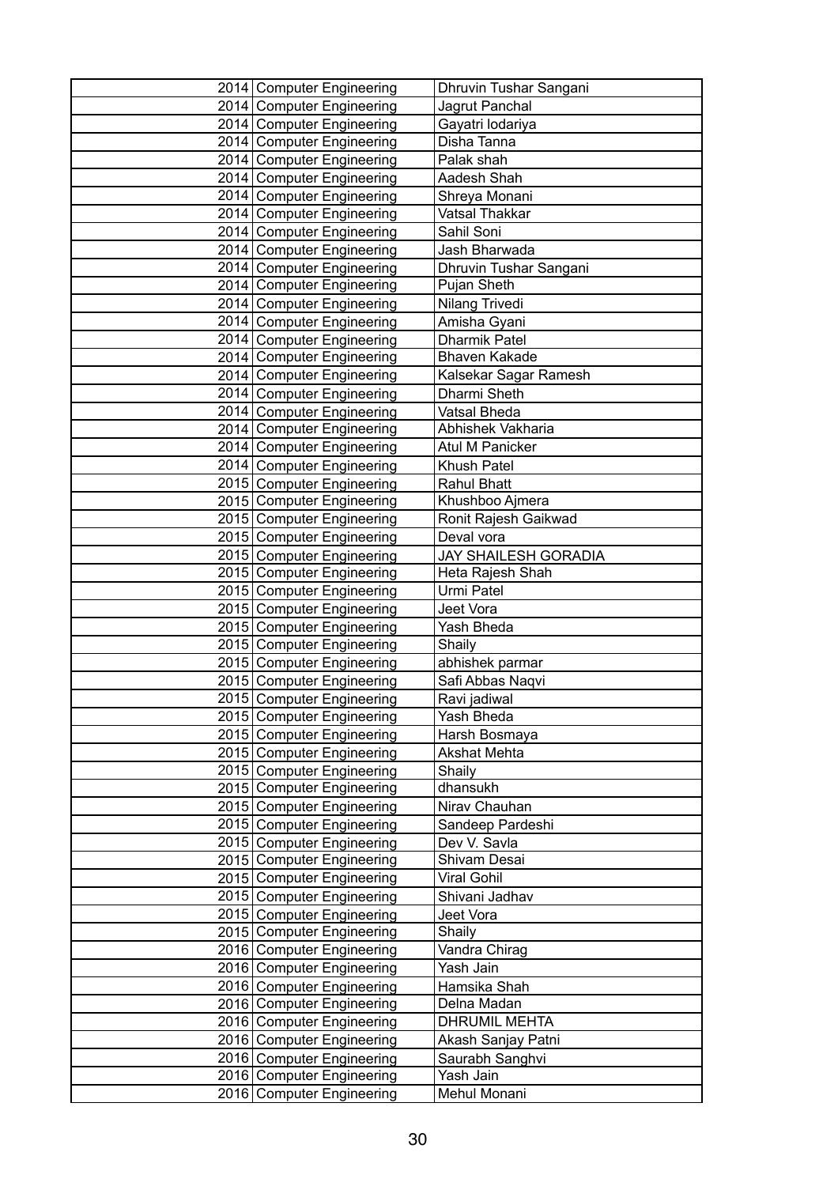| | | | |
|---|---|---|---|
| | 2014 | Computer Engineering | Dhruvin Tushar Sangani |
| | 2014 | Computer Engineering | Jagrut Panchal |
| | 2014 | Computer Engineering | Gayatri lodariya |
| | 2014 | Computer Engineering | Disha Tanna |
| | 2014 | Computer Engineering | Palak shah |
| | 2014 | Computer Engineering | Aadesh Shah |
| | 2014 | Computer Engineering | Shreya Monani |
| | 2014 | Computer Engineering | Vatsal Thakkar |
| | 2014 | Computer Engineering | Sahil Soni |
| | 2014 | Computer Engineering | Jash Bharwada |
| | 2014 | Computer Engineering | Dhruvin Tushar Sangani |
| | 2014 | Computer Engineering | Pujan Sheth |
| | 2014 | Computer Engineering | Nilang Trivedi |
| | 2014 | Computer Engineering | Amisha Gyani |
| | 2014 | Computer Engineering | Dharmik Patel |
| | 2014 | Computer Engineering | Bhaven Kakade |
| | 2014 | Computer Engineering | Kalsekar Sagar Ramesh |
| | 2014 | Computer Engineering | Dharmi Sheth |
| | 2014 | Computer Engineering | Vatsal Bheda |
| | 2014 | Computer Engineering | Abhishek Vakharia |
| | 2014 | Computer Engineering | Atul M Panicker |
| | 2014 | Computer Engineering | Khush Patel |
| | 2015 | Computer Engineering | Rahul Bhatt |
| | 2015 | Computer Engineering | Khushboo Ajmera |
| | 2015 | Computer Engineering | Ronit Rajesh Gaikwad |
| | 2015 | Computer Engineering | Deval vora |
| | 2015 | Computer Engineering | JAY SHAILESH GORADIA |
| | 2015 | Computer Engineering | Heta Rajesh Shah |
| | 2015 | Computer Engineering | Urmi Patel |
| | 2015 | Computer Engineering | Jeet Vora |
| | 2015 | Computer Engineering | Yash Bheda |
| | 2015 | Computer Engineering | Shaily |
| | 2015 | Computer Engineering | abhishek parmar |
| | 2015 | Computer Engineering | Safi Abbas Naqvi |
| | 2015 | Computer Engineering | Ravi jadiwal |
| | 2015 | Computer Engineering | Yash Bheda |
| | 2015 | Computer Engineering | Harsh Bosmaya |
| | 2015 | Computer Engineering | Akshat Mehta |
| | 2015 | Computer Engineering | Shaily |
| | 2015 | Computer Engineering | dhansukh |
| | 2015 | Computer Engineering | Nirav Chauhan |
| | 2015 | Computer Engineering | Sandeep Pardeshi |
| | 2015 | Computer Engineering | Dev V. Savla |
| | 2015 | Computer Engineering | Shivam Desai |
| | 2015 | Computer Engineering | Viral Gohil |
| | 2015 | Computer Engineering | Shivani Jadhav |
| | 2015 | Computer Engineering | Jeet Vora |
| | 2015 | Computer Engineering | Shaily |
| | 2016 | Computer Engineering | Vandra Chirag |
| | 2016 | Computer Engineering | Yash Jain |
| | 2016 | Computer Engineering | Hamsika Shah |
| | 2016 | Computer Engineering | Delna Madan |
| | 2016 | Computer Engineering | DHRUMIL MEHTA |
| | 2016 | Computer Engineering | Akash Sanjay Patni |
| | 2016 | Computer Engineering | Saurabh Sanghvi |
| | 2016 | Computer Engineering | Yash Jain |
| | 2016 | Computer Engineering | Mehul Monani |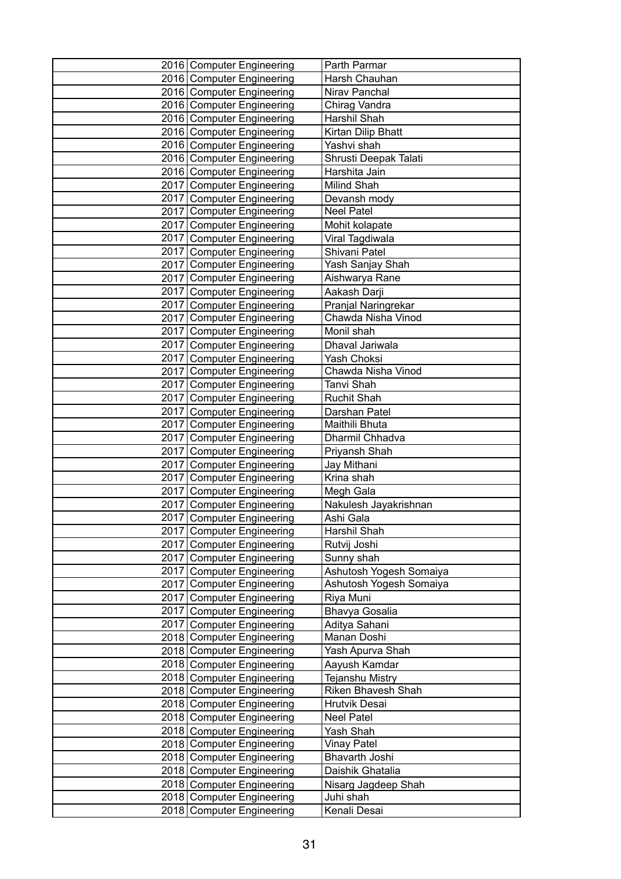| | | |
|---|---|---|
| 2016 | Computer Engineering | Parth Parmar |
| 2016 | Computer Engineering | Harsh Chauhan |
| 2016 | Computer Engineering | Nirav Panchal |
| 2016 | Computer Engineering | Chirag Vandra |
| 2016 | Computer Engineering | Harshil Shah |
| 2016 | Computer Engineering | Kirtan Dilip Bhatt |
| 2016 | Computer Engineering | Yashvi shah |
| 2016 | Computer Engineering | Shrusti Deepak Talati |
| 2016 | Computer Engineering | Harshita Jain |
| 2017 | Computer Engineering | Milind Shah |
| 2017 | Computer Engineering | Devansh mody |
| 2017 | Computer Engineering | Neel Patel |
| 2017 | Computer Engineering | Mohit kolapate |
| 2017 | Computer Engineering | Viral Tagdiwala |
| 2017 | Computer Engineering | Shivani Patel |
| 2017 | Computer Engineering | Yash Sanjay Shah |
| 2017 | Computer Engineering | Aishwarya Rane |
| 2017 | Computer Engineering | Aakash Darji |
| 2017 | Computer Engineering | Pranjal Naringrekar |
| 2017 | Computer Engineering | Chawda Nisha Vinod |
| 2017 | Computer Engineering | Monil shah |
| 2017 | Computer Engineering | Dhaval Jariwala |
| 2017 | Computer Engineering | Yash Choksi |
| 2017 | Computer Engineering | Chawda Nisha Vinod |
| 2017 | Computer Engineering | Tanvi Shah |
| 2017 | Computer Engineering | Ruchit Shah |
| 2017 | Computer Engineering | Darshan Patel |
| 2017 | Computer Engineering | Maithili Bhuta |
| 2017 | Computer Engineering | Dharmil Chhadva |
| 2017 | Computer Engineering | Priyansh Shah |
| 2017 | Computer Engineering | Jay Mithani |
| 2017 | Computer Engineering | Krina shah |
| 2017 | Computer Engineering | Megh Gala |
| 2017 | Computer Engineering | Nakulesh Jayakrishnan |
| 2017 | Computer Engineering | Ashi Gala |
| 2017 | Computer Engineering | Harshil Shah |
| 2017 | Computer Engineering | Rutvij Joshi |
| 2017 | Computer Engineering | Sunny shah |
| 2017 | Computer Engineering | Ashutosh Yogesh Somaiya |
| 2017 | Computer Engineering | Ashutosh Yogesh Somaiya |
| 2017 | Computer Engineering | Riya Muni |
| 2017 | Computer Engineering | Bhavya Gosalia |
| 2017 | Computer Engineering | Aditya Sahani |
| 2018 | Computer Engineering | Manan Doshi |
| 2018 | Computer Engineering | Yash Apurva Shah |
| 2018 | Computer Engineering | Aayush Kamdar |
| 2018 | Computer Engineering | Tejanshu Mistry |
| 2018 | Computer Engineering | Riken Bhavesh Shah |
| 2018 | Computer Engineering | Hrutvik Desai |
| 2018 | Computer Engineering | Neel Patel |
| 2018 | Computer Engineering | Yash Shah |
| 2018 | Computer Engineering | Vinay Patel |
| 2018 | Computer Engineering | Bhavarth Joshi |
| 2018 | Computer Engineering | Daishik Ghatalia |
| 2018 | Computer Engineering | Nisarg Jagdeep Shah |
| 2018 | Computer Engineering | Juhi shah |
| 2018 | Computer Engineering | Kenali Desai |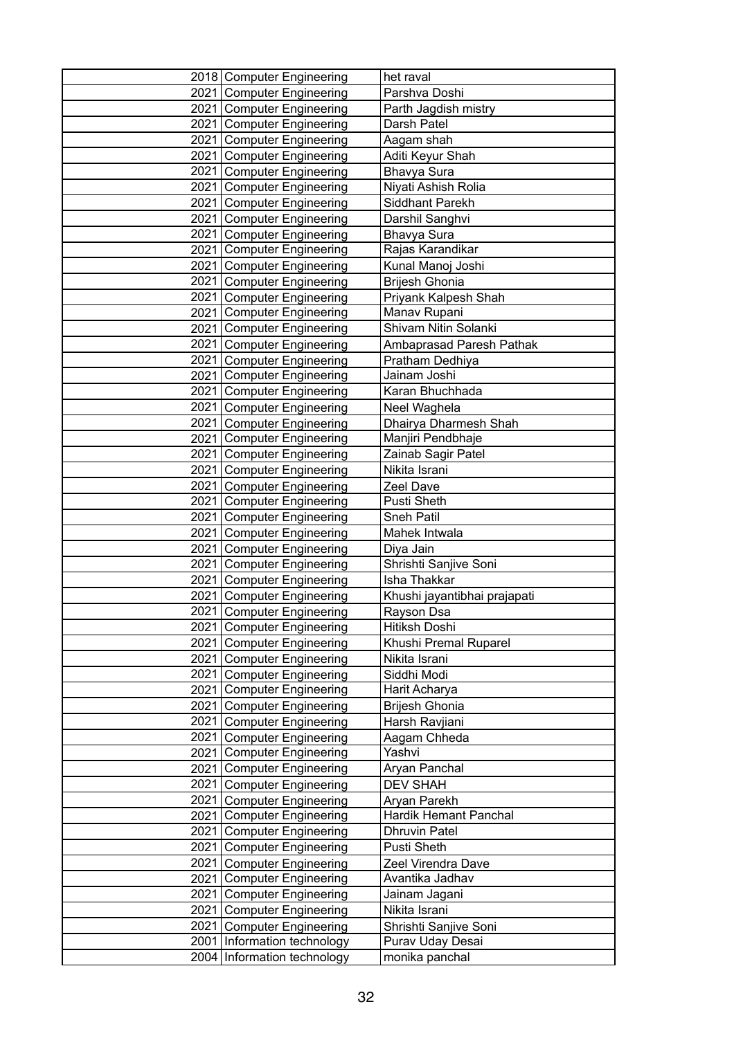| | | |
|---|---|---|
| 2018 | Computer Engineering | het raval |
| 2021 | Computer Engineering | Parshva Doshi |
| 2021 | Computer Engineering | Parth Jagdish mistry |
| 2021 | Computer Engineering | Darsh Patel |
| 2021 | Computer Engineering | Aagam shah |
| 2021 | Computer Engineering | Aditi Keyur Shah |
| 2021 | Computer Engineering | Bhavya Sura |
| 2021 | Computer Engineering | Niyati Ashish Rolia |
| 2021 | Computer Engineering | Siddhant Parekh |
| 2021 | Computer Engineering | Darshil Sanghvi |
| 2021 | Computer Engineering | Bhavya Sura |
| 2021 | Computer Engineering | Rajas Karandikar |
| 2021 | Computer Engineering | Kunal Manoj Joshi |
| 2021 | Computer Engineering | Brijesh Ghonia |
| 2021 | Computer Engineering | Priyank Kalpesh Shah |
| 2021 | Computer Engineering | Manav Rupani |
| 2021 | Computer Engineering | Shivam Nitin Solanki |
| 2021 | Computer Engineering | Ambaprasad Paresh Pathak |
| 2021 | Computer Engineering | Pratham Dedhiya |
| 2021 | Computer Engineering | Jainam Joshi |
| 2021 | Computer Engineering | Karan Bhuchhada |
| 2021 | Computer Engineering | Neel Waghela |
| 2021 | Computer Engineering | Dhairya Dharmesh Shah |
| 2021 | Computer Engineering | Manjiri Pendbhaje |
| 2021 | Computer Engineering | Zainab Sagir Patel |
| 2021 | Computer Engineering | Nikita Israni |
| 2021 | Computer Engineering | Zeel Dave |
| 2021 | Computer Engineering | Pusti Sheth |
| 2021 | Computer Engineering | Sneh Patil |
| 2021 | Computer Engineering | Mahek Intwala |
| 2021 | Computer Engineering | Diya Jain |
| 2021 | Computer Engineering | Shrishti Sanjive Soni |
| 2021 | Computer Engineering | Isha Thakkar |
| 2021 | Computer Engineering | Khushi jayantibhai prajapati |
| 2021 | Computer Engineering | Rayson Dsa |
| 2021 | Computer Engineering | Hitiksh Doshi |
| 2021 | Computer Engineering | Khushi Premal Ruparel |
| 2021 | Computer Engineering | Nikita Israni |
| 2021 | Computer Engineering | Siddhi Modi |
| 2021 | Computer Engineering | Harit Acharya |
| 2021 | Computer Engineering | Brijesh Ghonia |
| 2021 | Computer Engineering | Harsh Ravjiani |
| 2021 | Computer Engineering | Aagam Chheda |
| 2021 | Computer Engineering | Yashvi |
| 2021 | Computer Engineering | Aryan Panchal |
| 2021 | Computer Engineering | DEV SHAH |
| 2021 | Computer Engineering | Aryan Parekh |
| 2021 | Computer Engineering | Hardik Hemant Panchal |
| 2021 | Computer Engineering | Dhruvin Patel |
| 2021 | Computer Engineering | Pusti Sheth |
| 2021 | Computer Engineering | Zeel Virendra Dave |
| 2021 | Computer Engineering | Avantika Jadhav |
| 2021 | Computer Engineering | Jainam Jagani |
| 2021 | Computer Engineering | Nikita Israni |
| 2021 | Computer Engineering | Shrishti Sanjive Soni |
| 2001 | Information technology | Purav Uday Desai |
| 2004 | Information technology | monika panchal |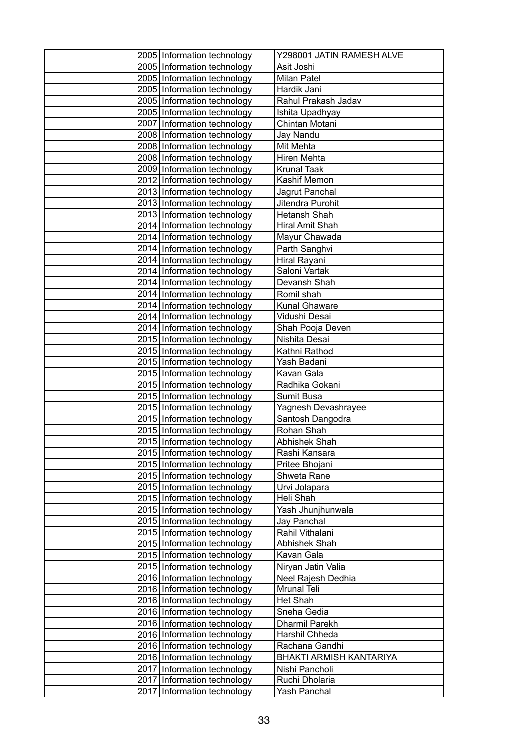| | | | |
|---|---|---|---|
| | 2005 | Information technology | Y298001 JATIN RAMESH ALVE |
| | 2005 | Information technology | Asit Joshi |
| | 2005 | Information technology | Milan Patel |
| | 2005 | Information technology | Hardik Jani |
| | 2005 | Information technology | Rahul Prakash Jadav |
| | 2005 | Information technology | Ishita Upadhyay |
| | 2007 | Information technology | Chintan Motani |
| | 2008 | Information technology | Jay Nandu |
| | 2008 | Information technology | Mit Mehta |
| | 2008 | Information technology | Hiren Mehta |
| | 2009 | Information technology | Krunal Taak |
| | 2012 | Information technology | Kashif Memon |
| | 2013 | Information technology | Jagrut Panchal |
| | 2013 | Information technology | Jitendra Purohit |
| | 2013 | Information technology | Hetansh Shah |
| | 2014 | Information technology | Hiral Amit Shah |
| | 2014 | Information technology | Mayur Chawada |
| | 2014 | Information technology | Parth Sanghvi |
| | 2014 | Information technology | Hiral Rayani |
| | 2014 | Information technology | Saloni Vartak |
| | 2014 | Information technology | Devansh Shah |
| | 2014 | Information technology | Romil shah |
| | 2014 | Information technology | Kunal Ghaware |
| | 2014 | Information technology | Vidushi Desai |
| | 2014 | Information technology | Shah Pooja Deven |
| | 2015 | Information technology | Nishita Desai |
| | 2015 | Information technology | Kathni Rathod |
| | 2015 | Information technology | Yash Badani |
| | 2015 | Information technology | Kavan Gala |
| | 2015 | Information technology | Radhika Gokani |
| | 2015 | Information technology | Sumit Busa |
| | 2015 | Information technology | Yagnesh Devashrayee |
| | 2015 | Information technology | Santosh Dangodra |
| | 2015 | Information technology | Rohan Shah |
| | 2015 | Information technology | Abhishek Shah |
| | 2015 | Information technology | Rashi Kansara |
| | 2015 | Information technology | Pritee Bhojani |
| | 2015 | Information technology | Shweta Rane |
| | 2015 | Information technology | Urvi Jolapara |
| | 2015 | Information technology | Heli Shah |
| | 2015 | Information technology | Yash Jhunjhunwala |
| | 2015 | Information technology | Jay Panchal |
| | 2015 | Information technology | Rahil Vithalani |
| | 2015 | Information technology | Abhishek Shah |
| | 2015 | Information technology | Kavan Gala |
| | 2015 | Information technology | Niryan Jatin Valia |
| | 2016 | Information technology | Neel Rajesh Dedhia |
| | 2016 | Information technology | Mrunal Teli |
| | 2016 | Information technology | Het Shah |
| | 2016 | Information technology | Sneha Gedia |
| | 2016 | Information technology | Dharmil Parekh |
| | 2016 | Information technology | Harshil Chheda |
| | 2016 | Information technology | Rachana Gandhi |
| | 2016 | Information technology | BHAKTI ARMISH KANTARIYA |
| | 2017 | Information technology | Nishi Pancholi |
| | 2017 | Information technology | Ruchi Dholaria |
| | 2017 | Information technology | Yash Panchal |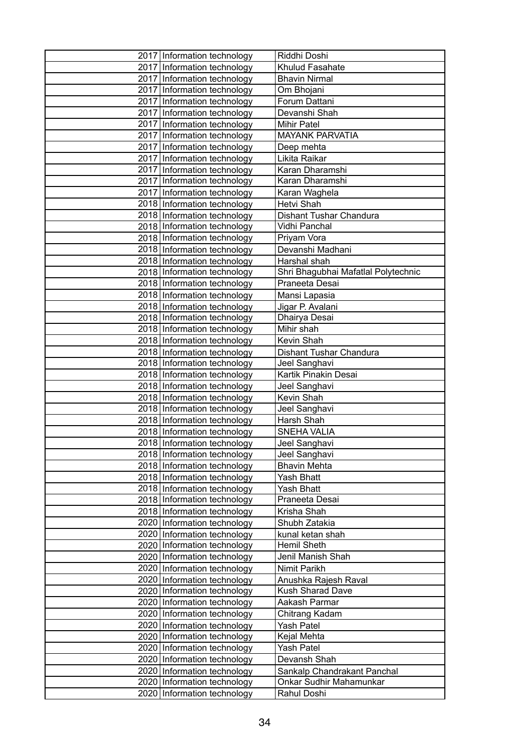| 2017 | Information technology | Riddhi Doshi |
|---|---|---|
| 2017 | Information technology | Khulud Fasahate |
| 2017 | Information technology | Bhavin Nirmal |
| 2017 | Information technology | Om Bhojani |
| 2017 | Information technology | Forum Dattani |
| 2017 | Information technology | Devanshi Shah |
| 2017 | Information technology | Mihir Patel |
| 2017 | Information technology | MAYANK PARVATIA |
| 2017 | Information technology | Deep mehta |
| 2017 | Information technology | Likita Raikar |
| 2017 | Information technology | Karan Dharamshi |
| 2017 | Information technology | Karan Dharamshi |
| 2017 | Information technology | Karan Waghela |
| 2018 | Information technology | Hetvi Shah |
| 2018 | Information technology | Dishant Tushar Chandura |
| 2018 | Information technology | Vidhi Panchal |
| 2018 | Information technology | Priyam Vora |
| 2018 | Information technology | Devanshi Madhani |
| 2018 | Information technology | Harshal shah |
| 2018 | Information technology | Shri Bhagubhai Mafatlal Polytechnic |
| 2018 | Information technology | Praneeta Desai |
| 2018 | Information technology | Mansi Lapasia |
| 2018 | Information technology | Jigar P. Avalani |
| 2018 | Information technology | Dhairya Desai |
| 2018 | Information technology | Mihir shah |
| 2018 | Information technology | Kevin Shah |
| 2018 | Information technology | Dishant Tushar Chandura |
| 2018 | Information technology | Jeel Sanghavi |
| 2018 | Information technology | Kartik Pinakin Desai |
| 2018 | Information technology | Jeel Sanghavi |
| 2018 | Information technology | Kevin Shah |
| 2018 | Information technology | Jeel Sanghavi |
| 2018 | Information technology | Harsh Shah |
| 2018 | Information technology | SNEHA VALIA |
| 2018 | Information technology | Jeel Sanghavi |
| 2018 | Information technology | Jeel Sanghavi |
| 2018 | Information technology | Bhavin Mehta |
| 2018 | Information technology | Yash Bhatt |
| 2018 | Information technology | Yash Bhatt |
| 2018 | Information technology | Praneeta Desai |
| 2018 | Information technology | Krisha Shah |
| 2020 | Information technology | Shubh Zatakia |
| 2020 | Information technology | kunal ketan shah |
| 2020 | Information technology | Hemil Sheth |
| 2020 | Information technology | Jenil Manish Shah |
| 2020 | Information technology | Nimit Parikh |
| 2020 | Information technology | Anushka Rajesh Raval |
| 2020 | Information technology | Kush Sharad Dave |
| 2020 | Information technology | Aakash Parmar |
| 2020 | Information technology | Chitrang Kadam |
| 2020 | Information technology | Yash Patel |
| 2020 | Information technology | Kejal Mehta |
| 2020 | Information technology | Yash Patel |
| 2020 | Information technology | Devansh Shah |
| 2020 | Information technology | Sankalp Chandrakant Panchal |
| 2020 | Information technology | Onkar Sudhir Mahamunkar |
| 2020 | Information technology | Rahul Doshi |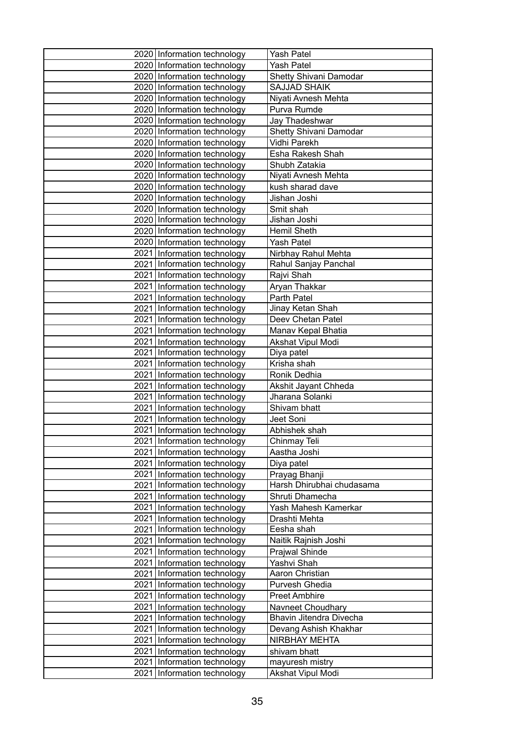| | | | |
|---|---|---|---|
| | 2020 | Information technology | Yash Patel |
| | 2020 | Information technology | Yash Patel |
| | 2020 | Information technology | Shetty Shivani Damodar |
| | 2020 | Information technology | SAJJAD SHAIK |
| | 2020 | Information technology | Niyati Avnesh Mehta |
| | 2020 | Information technology | Purva Rumde |
| | 2020 | Information technology | Jay Thadeshwar |
| | 2020 | Information technology | Shetty Shivani Damodar |
| | 2020 | Information technology | Vidhi Parekh |
| | 2020 | Information technology | Esha Rakesh Shah |
| | 2020 | Information technology | Shubh Zatakia |
| | 2020 | Information technology | Niyati Avnesh Mehta |
| | 2020 | Information technology | kush sharad dave |
| | 2020 | Information technology | Jishan Joshi |
| | 2020 | Information technology | Smit shah |
| | 2020 | Information technology | Jishan Joshi |
| | 2020 | Information technology | Hemil Sheth |
| | 2020 | Information technology | Yash Patel |
| | 2021 | Information technology | Nirbhay Rahul Mehta |
| | 2021 | Information technology | Rahul Sanjay Panchal |
| | 2021 | Information technology | Rajvi Shah |
| | 2021 | Information technology | Aryan Thakkar |
| | 2021 | Information technology | Parth Patel |
| | 2021 | Information technology | Jinay Ketan Shah |
| | 2021 | Information technology | Deev Chetan Patel |
| | 2021 | Information technology | Manav Kepal Bhatia |
| | 2021 | Information technology | Akshat Vipul Modi |
| | 2021 | Information technology | Diya patel |
| | 2021 | Information technology | Krisha shah |
| | 2021 | Information technology | Ronik Dedhia |
| | 2021 | Information technology | Akshit Jayant Chheda |
| | 2021 | Information technology | Jharana Solanki |
| | 2021 | Information technology | Shivam bhatt |
| | 2021 | Information technology | Jeet Soni |
| | 2021 | Information technology | Abhishek shah |
| | 2021 | Information technology | Chinmay Teli |
| | 2021 | Information technology | Aastha Joshi |
| | 2021 | Information technology | Diya patel |
| | 2021 | Information technology | Prayag Bhanji |
| | 2021 | Information technology | Harsh Dhirubhai chudasama |
| | 2021 | Information technology | Shruti Dhamecha |
| | 2021 | Information technology | Yash Mahesh Kamerkar |
| | 2021 | Information technology | Drashti Mehta |
| | 2021 | Information technology | Eesha shah |
| | 2021 | Information technology | Naitik Rajnish Joshi |
| | 2021 | Information technology | Prajwal Shinde |
| | 2021 | Information technology | Yashvi Shah |
| | 2021 | Information technology | Aaron Christian |
| | 2021 | Information technology | Purvesh Ghedia |
| | 2021 | Information technology | Preet Ambhire |
| | 2021 | Information technology | Navneet Choudhary |
| | 2021 | Information technology | Bhavin Jitendra Divecha |
| | 2021 | Information technology | Devang Ashish Khakhar |
| | 2021 | Information technology | NIRBHAY MEHTA |
| | 2021 | Information technology | shivam bhatt |
| | 2021 | Information technology | mayuresh mistry |
| | 2021 | Information technology | Akshat Vipul Modi |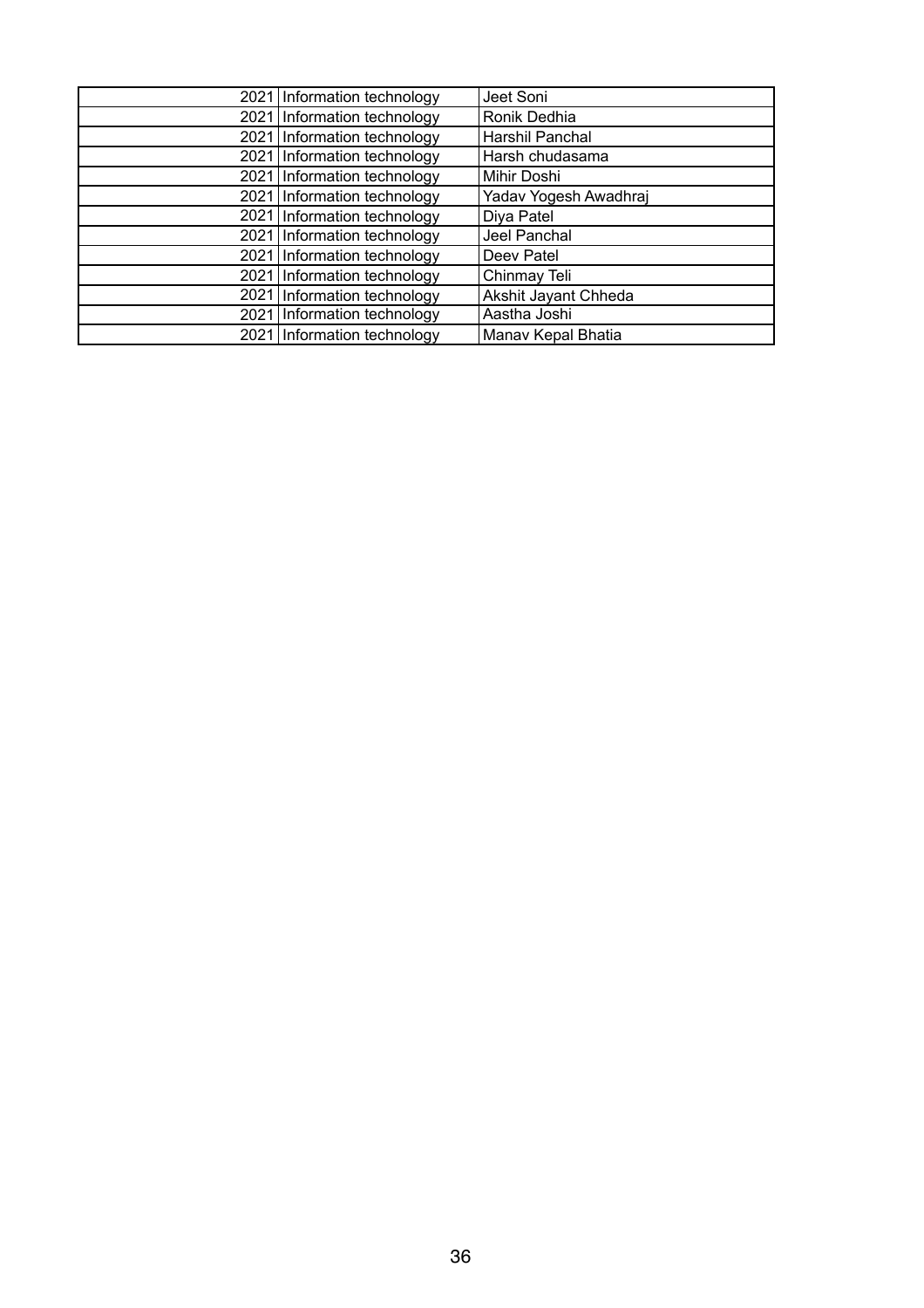| | | |
|---|---|---|
| 2021 | Information technology | Jeet Soni |
| 2021 | Information technology | Ronik Dedhia |
| 2021 | Information technology | Harshil Panchal |
| 2021 | Information technology | Harsh chudasama |
| 2021 | Information technology | Mihir Doshi |
| 2021 | Information technology | Yadav Yogesh Awadhraj |
| 2021 | Information technology | Diya Patel |
| 2021 | Information technology | Jeel Panchal |
| 2021 | Information technology | Deev Patel |
| 2021 | Information technology | Chinmay Teli |
| 2021 | Information technology | Akshit Jayant Chheda |
| 2021 | Information technology | Aastha Joshi |
| 2021 | Information technology | Manav Kepal Bhatia |